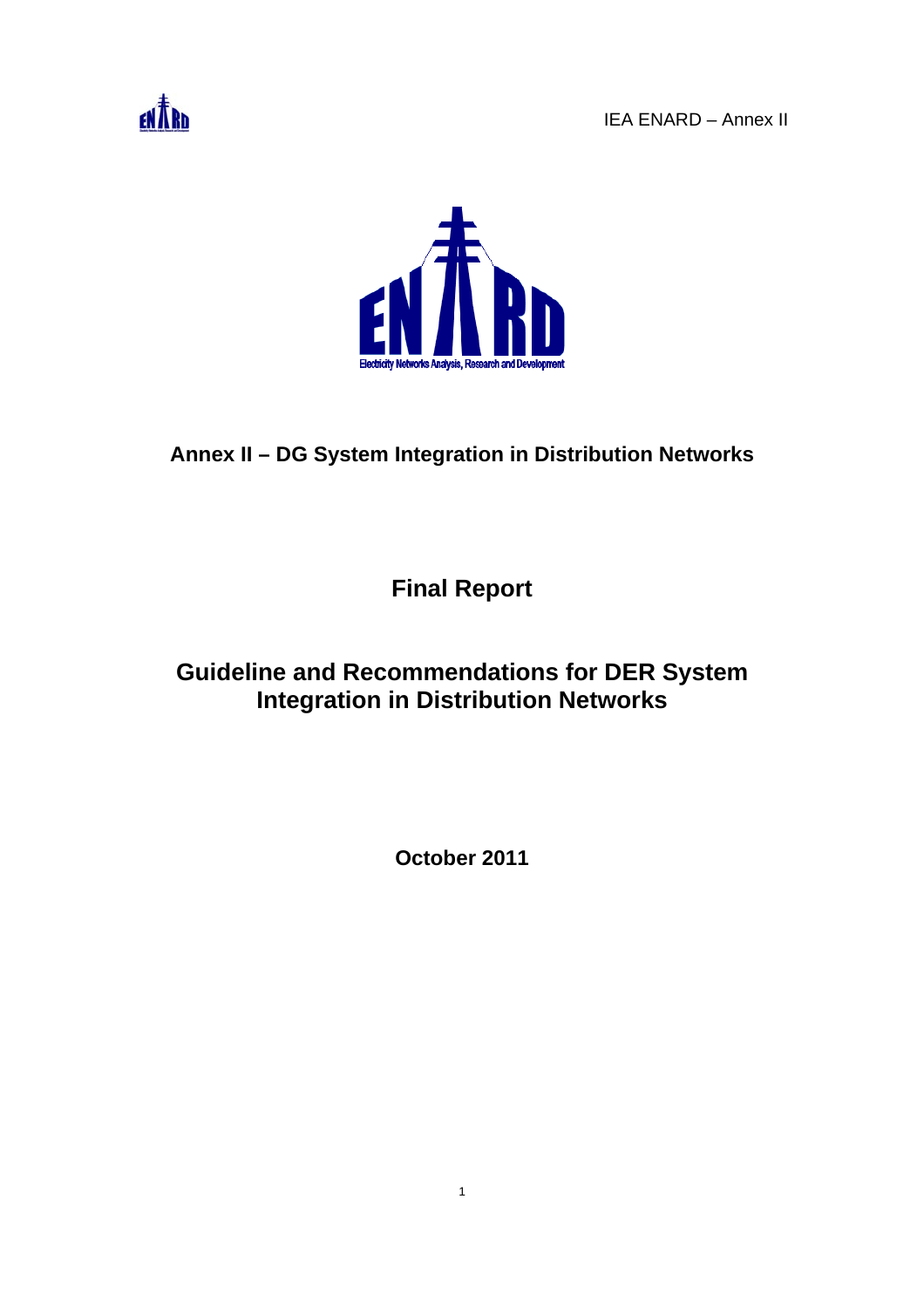IEA ENARD – Annex II

# Annex II – DG System Integration in Distribution Networks

## Final Report

## Guideline and Recommendations for DER System Integration in Distribution Networks

**October 2011**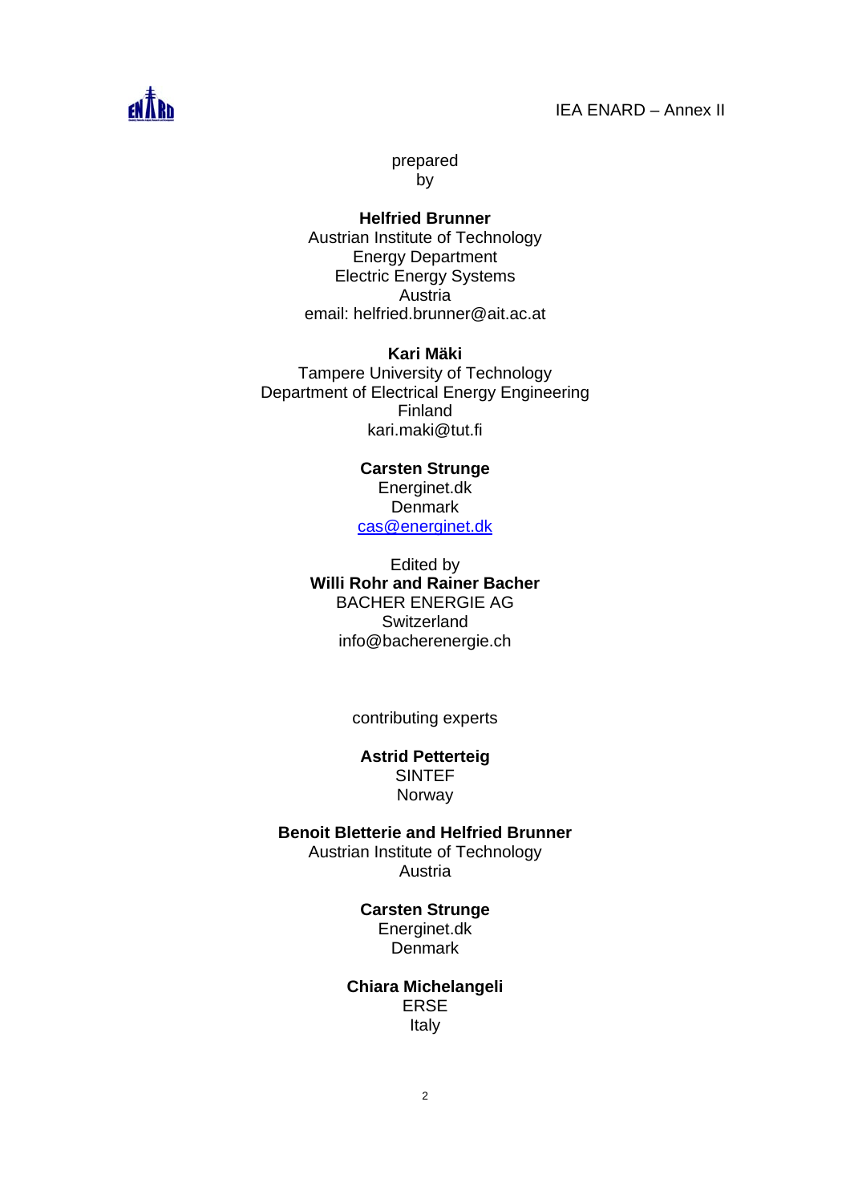prepared
by

**Helfried Brunner**
Austrian Institute of Technology
Energy Department
Electric Energy Systems
Austria
email: helfried.brunner@ait.ac.at

**Kari Mäki**
Tampere University of Technology
Department of Electrical Energy Engineering
Finland
kari.maki@tut.fi

**Carsten Strunge**
Energinet.dk
Denmark
cas@energinet.dk

Edited by
**Willi Rohr and Rainer Bacher**
BACHER ENERGIE AG
Switzerland
info@bacherenergie.ch

contributing experts

**Astrid Petterteig**
SINTEF
Norway

**Benoit Bletterie and Helfried Brunner**
Austrian Institute of Technology
Austria

**Carsten Strunge**
Energinet.dk
Denmark

**Chiara Michelangeli**
ERSE
Italy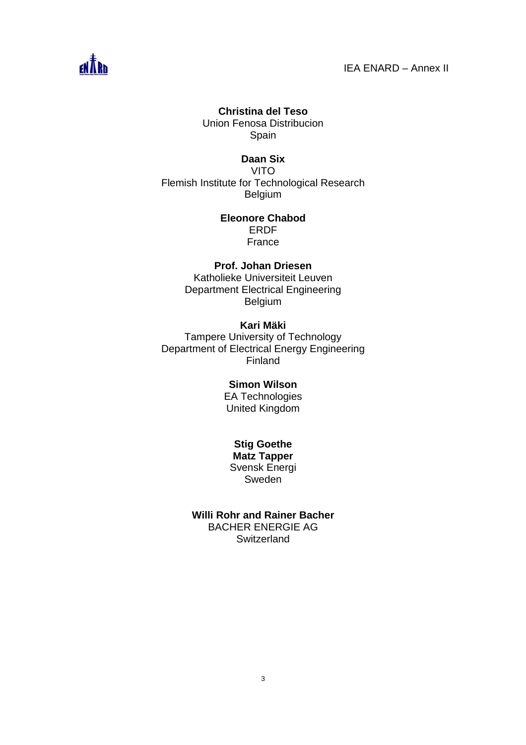**Christina del Teso**
Union Fenosa Distribucion
Spain

**Daan Six**
VITO
Flemish Institute for Technological Research
Belgium

**Eleonore Chabod**
ERDF
France

**Prof. Johan Driesen**
Katholieke Universiteit Leuven
Department Electrical Engineering
Belgium

**Kari Mäki**
Tampere University of Technology
Department of Electrical Energy Engineering
Finland

**Simon Wilson**
EA Technologies
United Kingdom

**Stig Goethe**
**Matz Tapper**
Svensk Energi
Sweden

**Willi Rohr and Rainer Bacher**
BACHER ENERGIE AG
Switzerland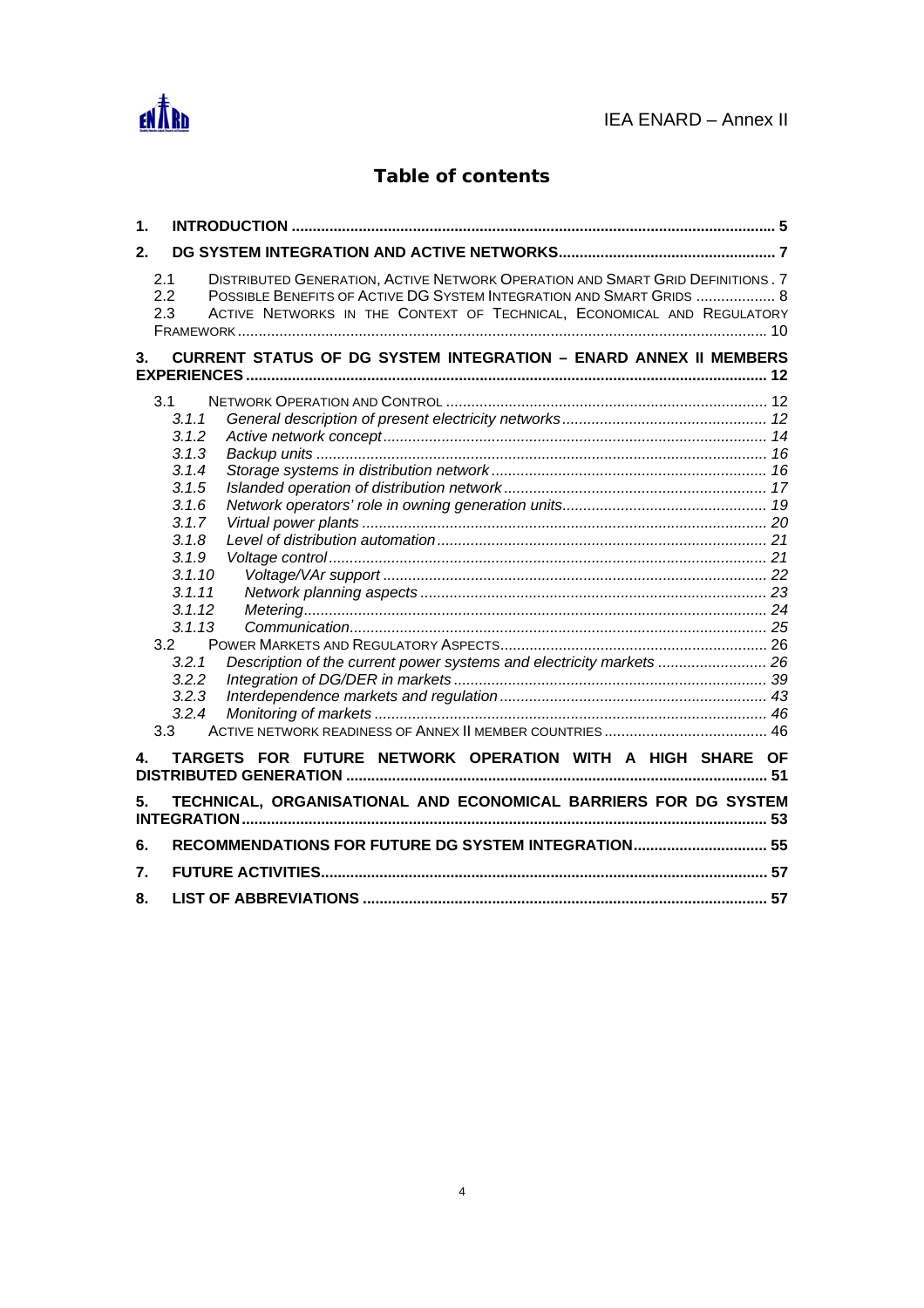## Table of contents

1. **INTRODUCTION** ........ 5
2. **DG SYSTEM INTEGRATION AND ACTIVE NETWORKS** ........ 7
   - 2.1 DISTRIBUTED GENERATION, ACTIVE NETWORK OPERATION AND SMART GRID DEFINITIONS . 7
   - 2.2 POSSIBLE BENEFITS OF ACTIVE DG SYSTEM INTEGRATION AND SMART GRIDS ........ 8
   - 2.3 ACTIVE NETWORKS IN THE CONTEXT OF TECHNICAL, ECONOMICAL AND REGULATORY FRAMEWORK ........ 10
3. **CURRENT STATUS OF DG SYSTEM INTEGRATION – ENARD ANNEX II MEMBERS EXPERIENCES** ........ 12
   - 3.1 NETWORK OPERATION AND CONTROL ........ 12
     - *3.1.1 General description of present electricity networks* ........ 12
     - *3.1.2 Active network concept* ........ 14
     - *3.1.3 Backup units* ........ 16
     - *3.1.4 Storage systems in distribution network* ........ 16
     - *3.1.5 Islanded operation of distribution network* ........ 17
     - *3.1.6 Network operators' role in owning generation units* ........ 19
     - *3.1.7 Virtual power plants* ........ 20
     - *3.1.8 Level of distribution automation* ........ 21
     - *3.1.9 Voltage control* ........ 21
     - *3.1.10 Voltage/VAr support* ........ 22
     - *3.1.11 Network planning aspects* ........ 23
     - *3.1.12 Metering* ........ 24
     - *3.1.13 Communication* ........ 25
   - 3.2 POWER MARKETS AND REGULATORY ASPECTS ........ 26
     - *3.2.1 Description of the current power systems and electricity markets* ........ 26
     - *3.2.2 Integration of DG/DER in markets* ........ 39
     - *3.2.3 Interdependence markets and regulation* ........ 43
     - *3.2.4 Monitoring of markets* ........ 46
   - 3.3 ACTIVE NETWORK READINESS OF ANNEX II MEMBER COUNTRIES ........ 46
4. **TARGETS FOR FUTURE NETWORK OPERATION WITH A HIGH SHARE OF DISTRIBUTED GENERATION** ........ 51
5. **TECHNICAL, ORGANISATIONAL AND ECONOMICAL BARRIERS FOR DG SYSTEM INTEGRATION** ........ 53
6. **RECOMMENDATIONS FOR FUTURE DG SYSTEM INTEGRATION** ........ 55
7. **FUTURE ACTIVITIES** ........ 57
8. **LIST OF ABBREVIATIONS** ........ 57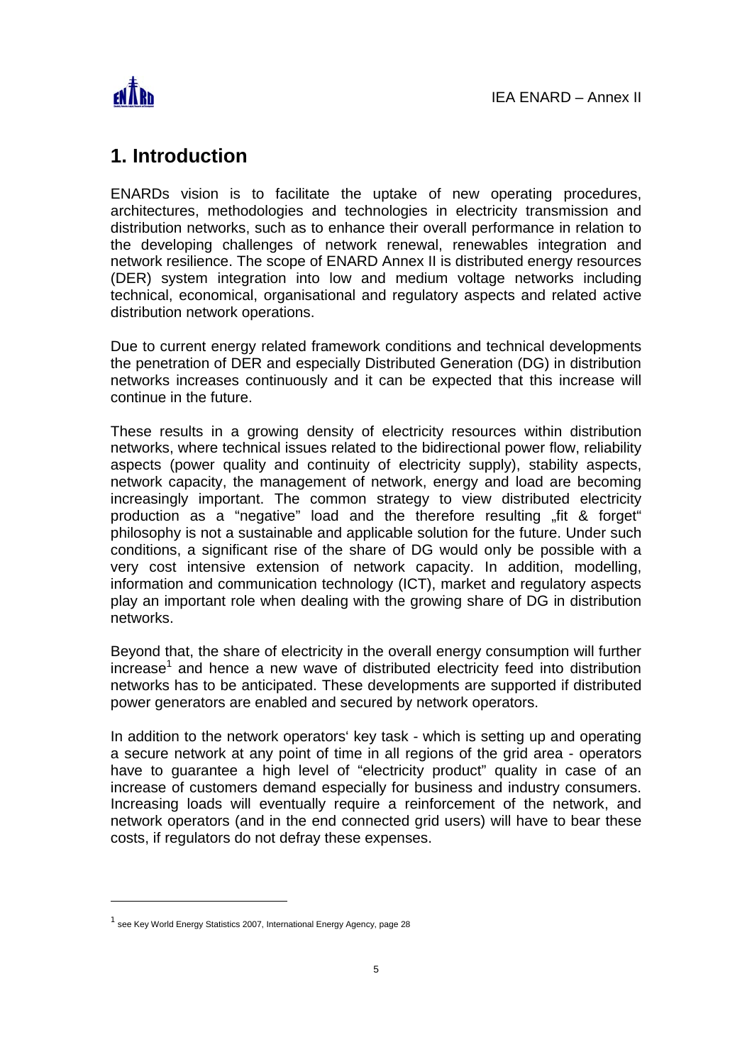# 1. Introduction

ENARDs vision is to facilitate the uptake of new operating procedures, architectures, methodologies and technologies in electricity transmission and distribution networks, such as to enhance their overall performance in relation to the developing challenges of network renewal, renewables integration and network resilience. The scope of ENARD Annex II is distributed energy resources (DER) system integration into low and medium voltage networks including technical, economical, organisational and regulatory aspects and related active distribution network operations.

Due to current energy related framework conditions and technical developments the penetration of DER and especially Distributed Generation (DG) in distribution networks increases continuously and it can be expected that this increase will continue in the future.

These results in a growing density of electricity resources within distribution networks, where technical issues related to the bidirectional power flow, reliability aspects (power quality and continuity of electricity supply), stability aspects, network capacity, the management of network, energy and load are becoming increasingly important. The common strategy to view distributed electricity production as a "negative" load and the therefore resulting „fit & forget" philosophy is not a sustainable and applicable solution for the future. Under such conditions, a significant rise of the share of DG would only be possible with a very cost intensive extension of network capacity. In addition, modelling, information and communication technology (ICT), market and regulatory aspects play an important role when dealing with the growing share of DG in distribution networks.

Beyond that, the share of electricity in the overall energy consumption will further increase[1] and hence a new wave of distributed electricity feed into distribution networks has to be anticipated. These developments are supported if distributed power generators are enabled and secured by network operators.

In addition to the network operators' key task - which is setting up and operating a secure network at any point of time in all regions of the grid area - operators have to guarantee a high level of "electricity product" quality in case of an increase of customers demand especially for business and industry consumers. Increasing loads will eventually require a reinforcement of the network, and network operators (and in the end connected grid users) will have to bear these costs, if regulators do not defray these expenses.

[1] see Key World Energy Statistics 2007, International Energy Agency, page 28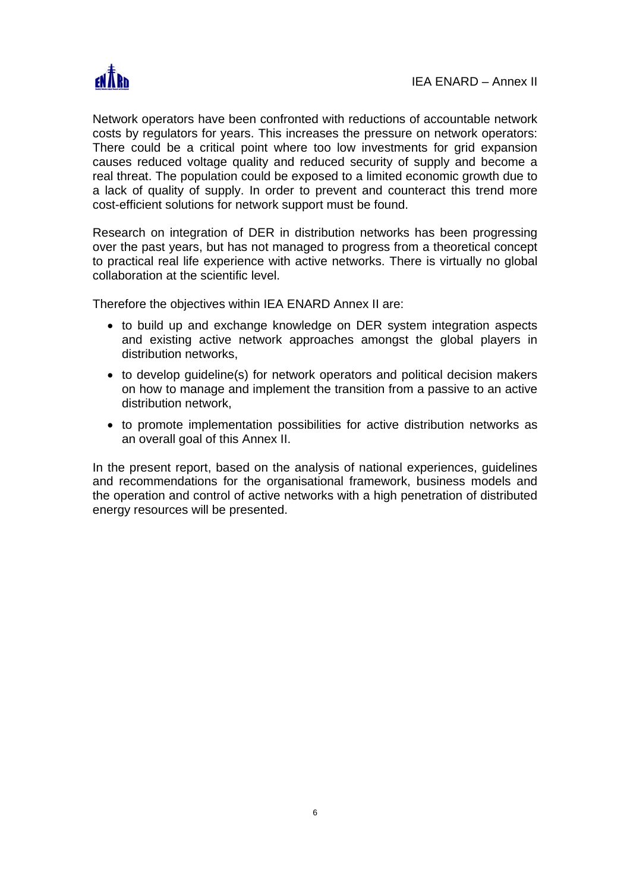Network operators have been confronted with reductions of accountable network costs by regulators for years. This increases the pressure on network operators: There could be a critical point where too low investments for grid expansion causes reduced voltage quality and reduced security of supply and become a real threat. The population could be exposed to a limited economic growth due to a lack of quality of supply. In order to prevent and counteract this trend more cost-efficient solutions for network support must be found.

Research on integration of DER in distribution networks has been progressing over the past years, but has not managed to progress from a theoretical concept to practical real life experience with active networks. There is virtually no global collaboration at the scientific level.

Therefore the objectives within IEA ENARD Annex II are:

- to build up and exchange knowledge on DER system integration aspects and existing active network approaches amongst the global players in distribution networks,
- to develop guideline(s) for network operators and political decision makers on how to manage and implement the transition from a passive to an active distribution network,
- to promote implementation possibilities for active distribution networks as an overall goal of this Annex II.

In the present report, based on the analysis of national experiences, guidelines and recommendations for the organisational framework, business models and the operation and control of active networks with a high penetration of distributed energy resources will be presented.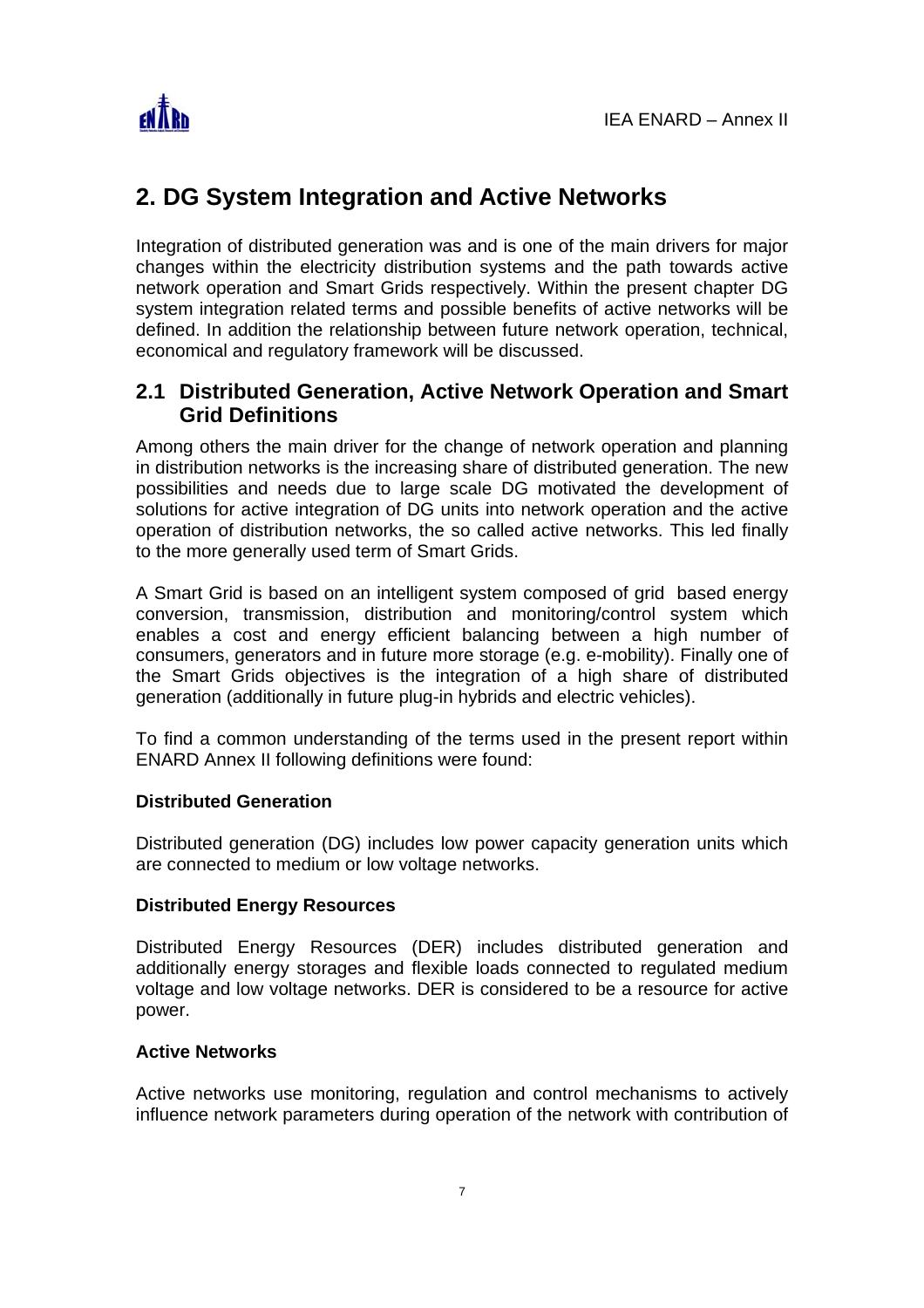## 2. DG System Integration and Active Networks

Integration of distributed generation was and is one of the main drivers for major changes within the electricity distribution systems and the path towards active network operation and Smart Grids respectively. Within the present chapter DG system integration related terms and possible benefits of active networks will be defined. In addition the relationship between future network operation, technical, economical and regulatory framework will be discussed.

### 2.1 Distributed Generation, Active Network Operation and Smart Grid Definitions

Among others the main driver for the change of network operation and planning in distribution networks is the increasing share of distributed generation. The new possibilities and needs due to large scale DG motivated the development of solutions for active integration of DG units into network operation and the active operation of distribution networks, the so called active networks. This led finally to the more generally used term of Smart Grids.

A Smart Grid is based on an intelligent system composed of grid based energy conversion, transmission, distribution and monitoring/control system which enables a cost and energy efficient balancing between a high number of consumers, generators and in future more storage (e.g. e-mobility). Finally one of the Smart Grids objectives is the integration of a high share of distributed generation (additionally in future plug-in hybrids and electric vehicles).

To find a common understanding of the terms used in the present report within ENARD Annex II following definitions were found:

**Distributed Generation**

Distributed generation (DG) includes low power capacity generation units which are connected to medium or low voltage networks.

**Distributed Energy Resources**

Distributed Energy Resources (DER) includes distributed generation and additionally energy storages and flexible loads connected to regulated medium voltage and low voltage networks. DER is considered to be a resource for active power.

**Active Networks**

Active networks use monitoring, regulation and control mechanisms to actively influence network parameters during operation of the network with contribution of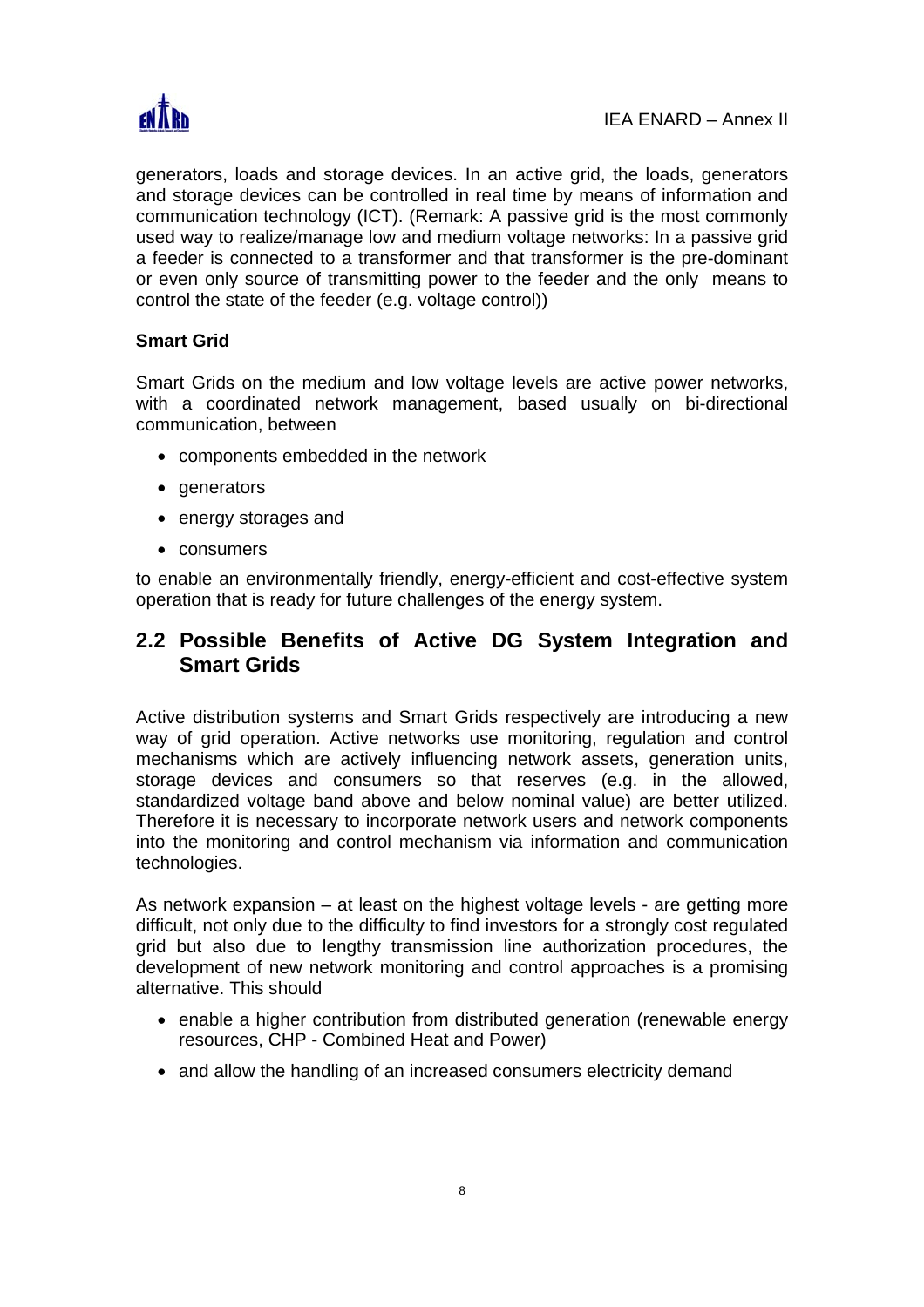generators, loads and storage devices. In an active grid, the loads, generators and storage devices can be controlled in real time by means of information and communication technology (ICT). (Remark: A passive grid is the most commonly used way to realize/manage low and medium voltage networks: In a passive grid a feeder is connected to a transformer and that transformer is the pre-dominant or even only source of transmitting power to the feeder and the only means to control the state of the feeder (e.g. voltage control))

**Smart Grid**

Smart Grids on the medium and low voltage levels are active power networks, with a coordinated network management, based usually on bi-directional communication, between

- components embedded in the network
- generators
- energy storages and
- consumers

to enable an environmentally friendly, energy-efficient and cost-effective system operation that is ready for future challenges of the energy system.

## 2.2 Possible Benefits of Active DG System Integration and Smart Grids

Active distribution systems and Smart Grids respectively are introducing a new way of grid operation. Active networks use monitoring, regulation and control mechanisms which are actively influencing network assets, generation units, storage devices and consumers so that reserves (e.g. in the allowed, standardized voltage band above and below nominal value) are better utilized. Therefore it is necessary to incorporate network users and network components into the monitoring and control mechanism via information and communication technologies.

As network expansion – at least on the highest voltage levels - are getting more difficult, not only due to the difficulty to find investors for a strongly cost regulated grid but also due to lengthy transmission line authorization procedures, the development of new network monitoring and control approaches is a promising alternative. This should

- enable a higher contribution from distributed generation (renewable energy resources, CHP - Combined Heat and Power)
- and allow the handling of an increased consumers electricity demand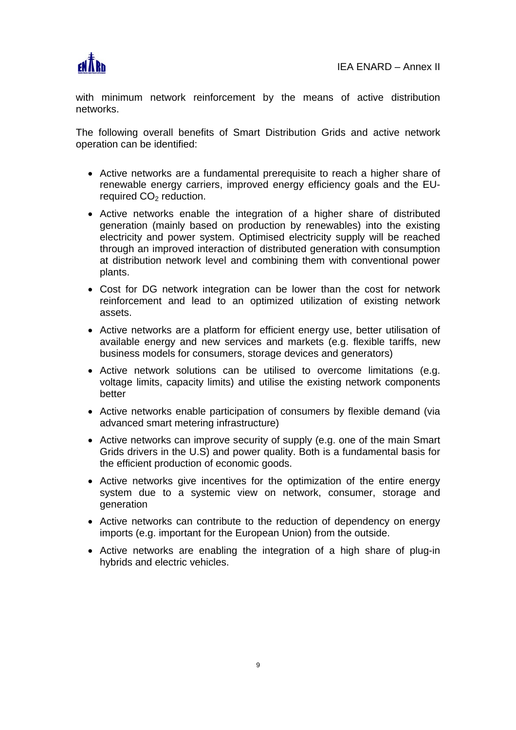with minimum network reinforcement by the means of active distribution networks.

The following overall benefits of Smart Distribution Grids and active network operation can be identified:

- Active networks are a fundamental prerequisite to reach a higher share of renewable energy carriers, improved energy efficiency goals and the EU-required $CO_2$ reduction.
- Active networks enable the integration of a higher share of distributed generation (mainly based on production by renewables) into the existing electricity and power system. Optimised electricity supply will be reached through an improved interaction of distributed generation with consumption at distribution network level and combining them with conventional power plants.
- Cost for DG network integration can be lower than the cost for network reinforcement and lead to an optimized utilization of existing network assets.
- Active networks are a platform for efficient energy use, better utilisation of available energy and new services and markets (e.g. flexible tariffs, new business models for consumers, storage devices and generators)
- Active network solutions can be utilised to overcome limitations (e.g. voltage limits, capacity limits) and utilise the existing network components better
- Active networks enable participation of consumers by flexible demand (via advanced smart metering infrastructure)
- Active networks can improve security of supply (e.g. one of the main Smart Grids drivers in the U.S) and power quality. Both is a fundamental basis for the efficient production of economic goods.
- Active networks give incentives for the optimization of the entire energy system due to a systemic view on network, consumer, storage and generation
- Active networks can contribute to the reduction of dependency on energy imports (e.g. important for the European Union) from the outside.
- Active networks are enabling the integration of a high share of plug-in hybrids and electric vehicles.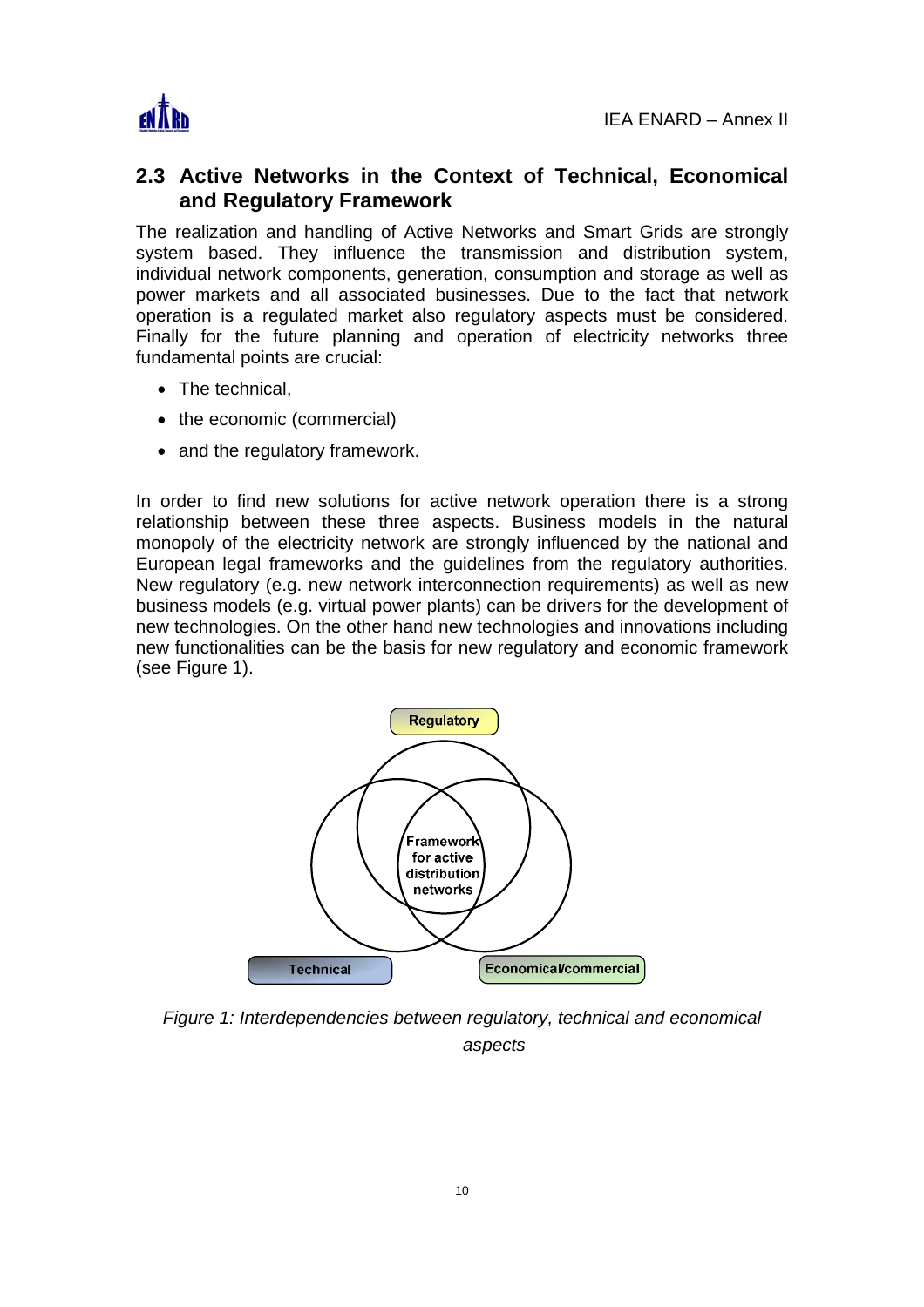## 2.3 Active Networks in the Context of Technical, Economical and Regulatory Framework

The realization and handling of Active Networks and Smart Grids are strongly system based. They influence the transmission and distribution system, individual network components, generation, consumption and storage as well as power markets and all associated businesses. Due to the fact that network operation is a regulated market also regulatory aspects must be considered. Finally for the future planning and operation of electricity networks three fundamental points are crucial:

- The technical,
- the economic (commercial)
- and the regulatory framework.

In order to find new solutions for active network operation there is a strong relationship between these three aspects. Business models in the natural monopoly of the electricity network are strongly influenced by the national and European legal frameworks and the guidelines from the regulatory authorities. New regulatory (e.g. new network interconnection requirements) as well as new business models (e.g. virtual power plants) can be drivers for the development of new technologies. On the other hand new technologies and innovations including new functionalities can be the basis for new regulatory and economic framework (see Figure 1).

Regulatory

Framework for active distribution networks

Technical

Economical/commercial

*Figure 1: Interdependencies between regulatory, technical and economical aspects*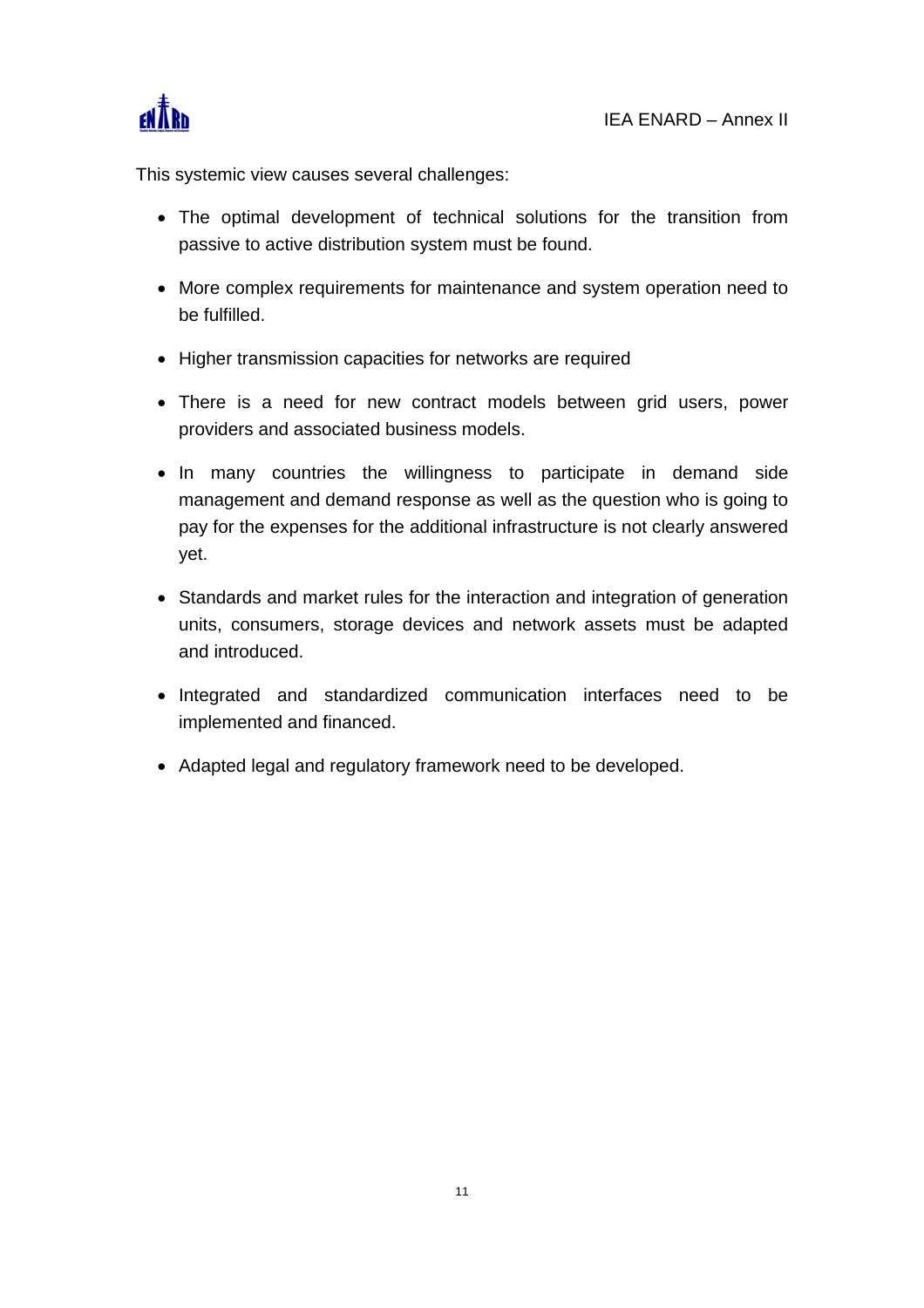This systemic view causes several challenges:

- The optimal development of technical solutions for the transition from passive to active distribution system must be found.
- More complex requirements for maintenance and system operation need to be fulfilled.
- Higher transmission capacities for networks are required
- There is a need for new contract models between grid users, power providers and associated business models.
- In many countries the willingness to participate in demand side management and demand response as well as the question who is going to pay for the expenses for the additional infrastructure is not clearly answered yet.
- Standards and market rules for the interaction and integration of generation units, consumers, storage devices and network assets must be adapted and introduced.
- Integrated and standardized communication interfaces need to be implemented and financed.
- Adapted legal and regulatory framework need to be developed.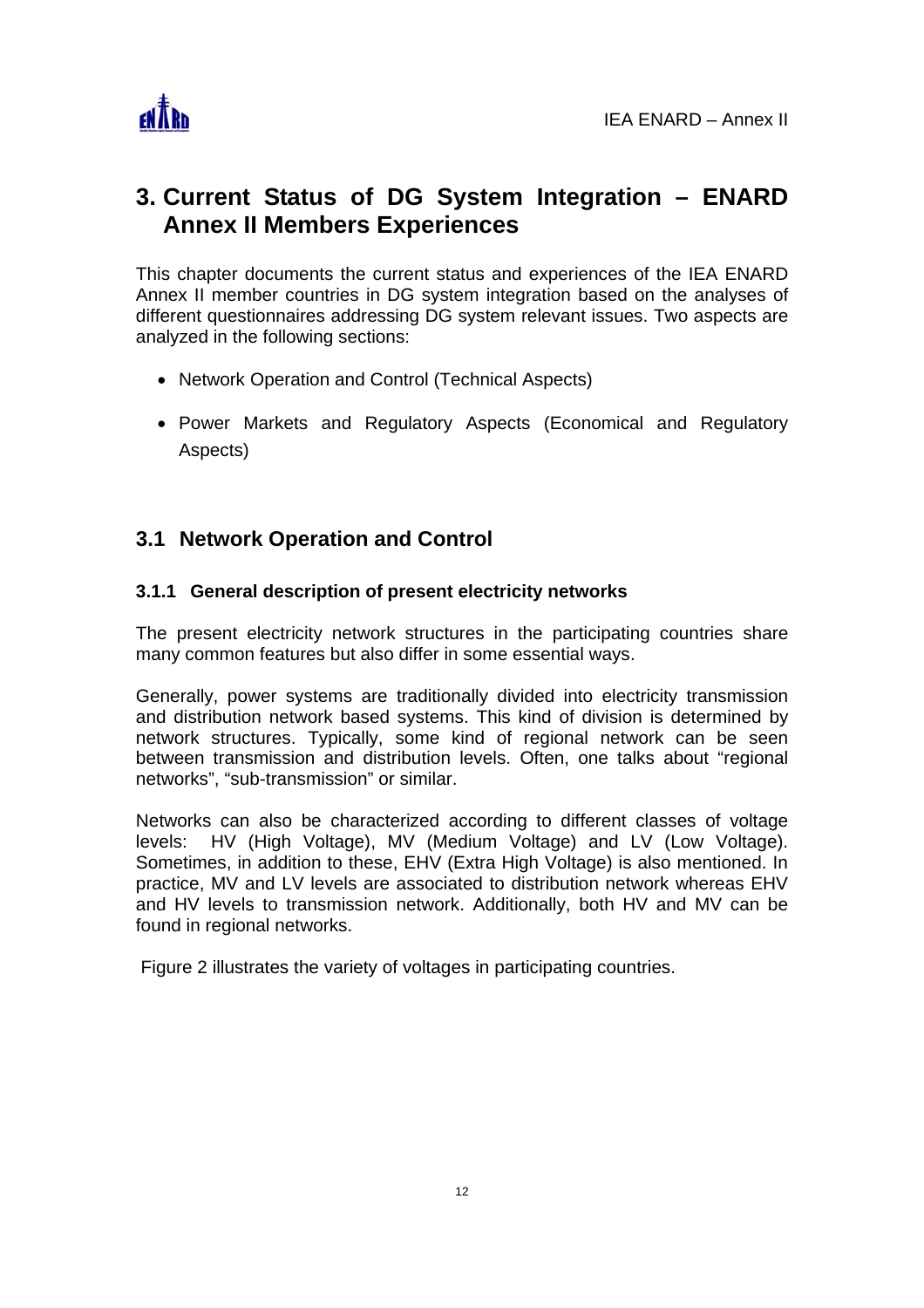# 3. Current Status of DG System Integration – ENARD Annex II Members Experiences

This chapter documents the current status and experiences of the IEA ENARD Annex II member countries in DG system integration based on the analyses of different questionnaires addressing DG system relevant issues. Two aspects are analyzed in the following sections:

- Network Operation and Control (Technical Aspects)
- Power Markets and Regulatory Aspects (Economical and Regulatory Aspects)

## 3.1 Network Operation and Control

### 3.1.1 General description of present electricity networks

The present electricity network structures in the participating countries share many common features but also differ in some essential ways.

Generally, power systems are traditionally divided into electricity transmission and distribution network based systems. This kind of division is determined by network structures. Typically, some kind of regional network can be seen between transmission and distribution levels. Often, one talks about "regional networks", "sub-transmission" or similar.

Networks can also be characterized according to different classes of voltage levels: HV (High Voltage), MV (Medium Voltage) and LV (Low Voltage). Sometimes, in addition to these, EHV (Extra High Voltage) is also mentioned. In practice, MV and LV levels are associated to distribution network whereas EHV and HV levels to transmission network. Additionally, both HV and MV can be found in regional networks.

Figure 2 illustrates the variety of voltages in participating countries.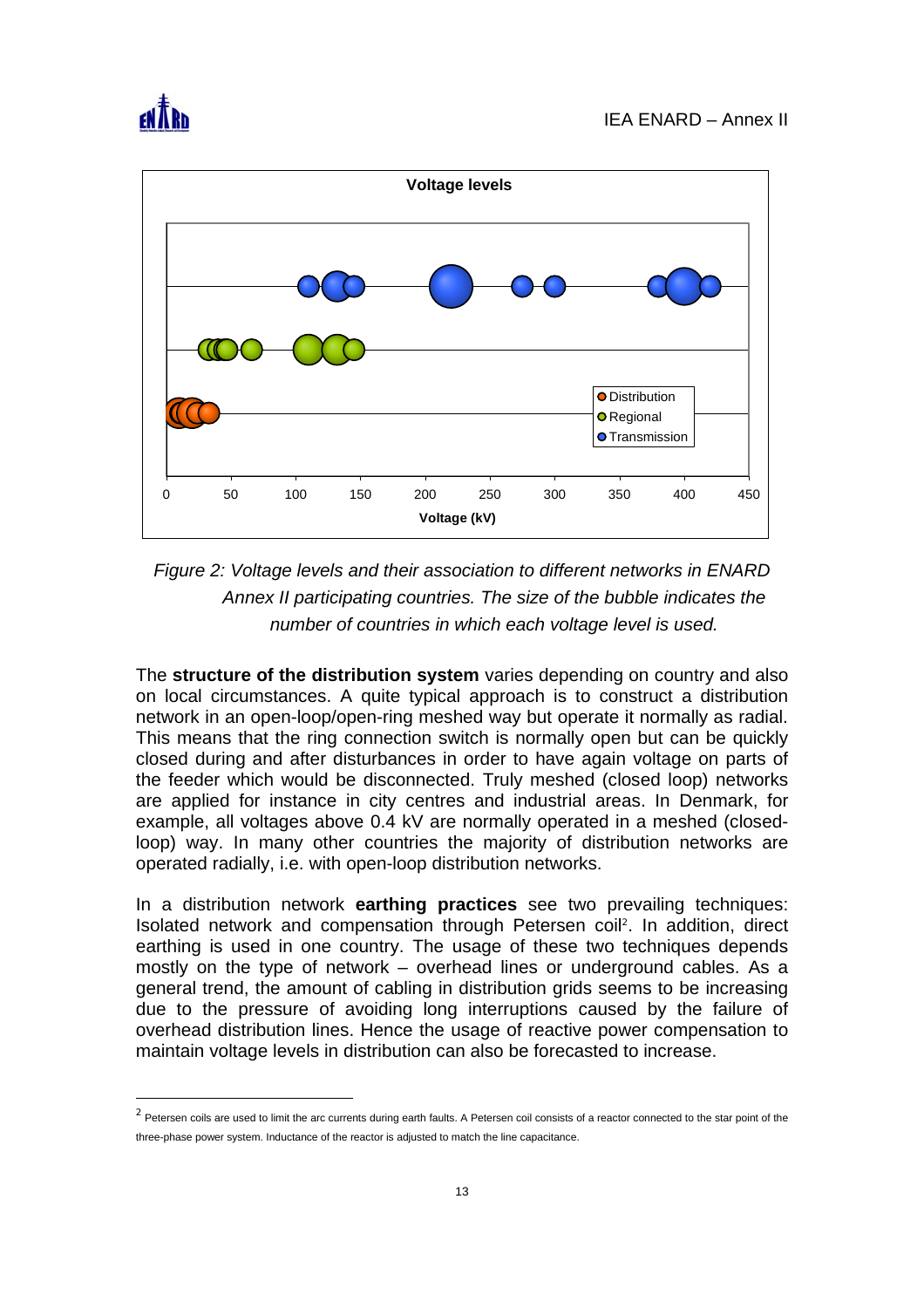*Figure 2: Voltage levels and their association to different networks in ENARD Annex II participating countries. The size of the bubble indicates the number of countries in which each voltage level is used.*

The **structure of the distribution system** varies depending on country and also on local circumstances. A quite typical approach is to construct a distribution network in an open-loop/open-ring meshed way but operate it normally as radial. This means that the ring connection switch is normally open but can be quickly closed during and after disturbances in order to have again voltage on parts of the feeder which would be disconnected. Truly meshed (closed loop) networks are applied for instance in city centres and industrial areas. In Denmark, for example, all voltages above 0.4 kV are normally operated in a meshed (closed-loop) way. In many other countries the majority of distribution networks are operated radially, i.e. with open-loop distribution networks.

In a distribution network **earthing practices** see two prevailing techniques: Isolated network and compensation through Petersen coil[2]. In addition, direct earthing is used in one country. The usage of these two techniques depends mostly on the type of network – overhead lines or underground cables. As a general trend, the amount of cabling in distribution grids seems to be increasing due to the pressure of avoiding long interruptions caused by the failure of overhead distribution lines. Hence the usage of reactive power compensation to maintain voltage levels in distribution can also be forecasted to increase.

[2] Petersen coils are used to limit the arc currents during earth faults. A Petersen coil consists of a reactor connected to the star point of the three-phase power system. Inductance of the reactor is adjusted to match the line capacitance.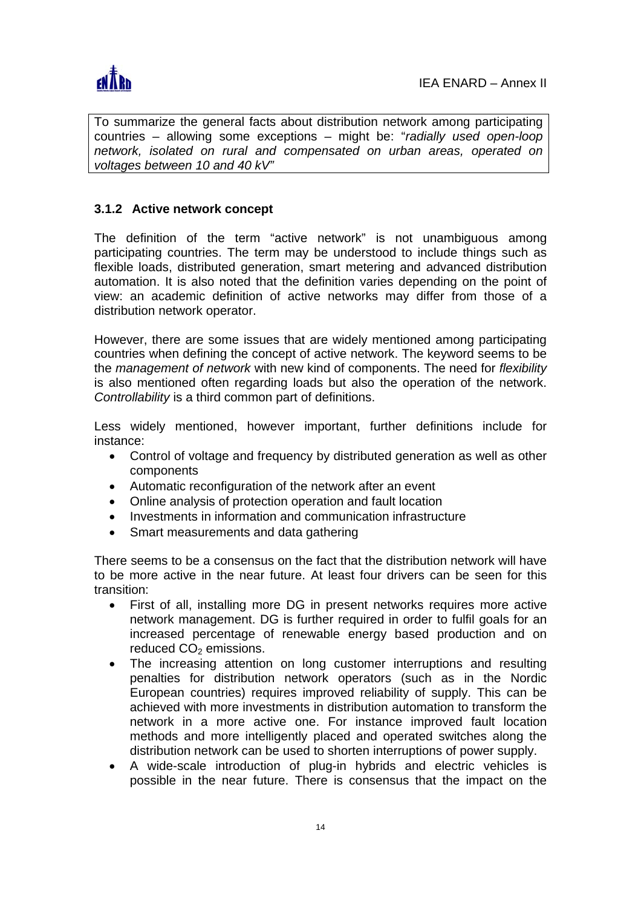To summarize the general facts about distribution network among participating countries – allowing some exceptions – might be: "*radially used open-loop network, isolated on rural and compensated on urban areas, operated on voltages between 10 and 40 kV*"

### 3.1.2 Active network concept

The definition of the term "active network" is not unambiguous among participating countries. The term may be understood to include things such as flexible loads, distributed generation, smart metering and advanced distribution automation. It is also noted that the definition varies depending on the point of view: an academic definition of active networks may differ from those of a distribution network operator.

However, there are some issues that are widely mentioned among participating countries when defining the concept of active network. The keyword seems to be the *management of network* with new kind of components. The need for *flexibility* is also mentioned often regarding loads but also the operation of the network. *Controllability* is a third common part of definitions.

Less widely mentioned, however important, further definitions include for instance:

- Control of voltage and frequency by distributed generation as well as other components
- Automatic reconfiguration of the network after an event
- Online analysis of protection operation and fault location
- Investments in information and communication infrastructure
- Smart measurements and data gathering

There seems to be a consensus on the fact that the distribution network will have to be more active in the near future. At least four drivers can be seen for this transition:

- First of all, installing more DG in present networks requires more active network management. DG is further required in order to fulfil goals for an increased percentage of renewable energy based production and on reduced $CO_2$ emissions.
- The increasing attention on long customer interruptions and resulting penalties for distribution network operators (such as in the Nordic European countries) requires improved reliability of supply. This can be achieved with more investments in distribution automation to transform the network in a more active one. For instance improved fault location methods and more intelligently placed and operated switches along the distribution network can be used to shorten interruptions of power supply.
- A wide-scale introduction of plug-in hybrids and electric vehicles is possible in the near future. There is consensus that the impact on the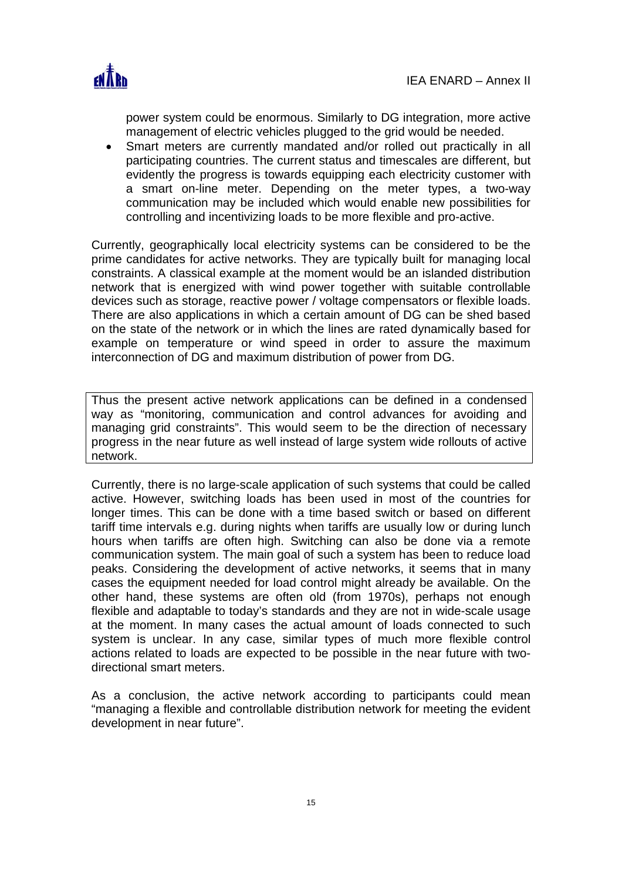power system could be enormous. Similarly to DG integration, more active management of electric vehicles plugged to the grid would be needed.

- Smart meters are currently mandated and/or rolled out practically in all participating countries. The current status and timescales are different, but evidently the progress is towards equipping each electricity customer with a smart on-line meter. Depending on the meter types, a two-way communication may be included which would enable new possibilities for controlling and incentivizing loads to be more flexible and pro-active.

Currently, geographically local electricity systems can be considered to be the prime candidates for active networks. They are typically built for managing local constraints. A classical example at the moment would be an islanded distribution network that is energized with wind power together with suitable controllable devices such as storage, reactive power / voltage compensators or flexible loads. There are also applications in which a certain amount of DG can be shed based on the state of the network or in which the lines are rated dynamically based for example on temperature or wind speed in order to assure the maximum interconnection of DG and maximum distribution of power from DG.

Thus the present active network applications can be defined in a condensed way as "monitoring, communication and control advances for avoiding and managing grid constraints". This would seem to be the direction of necessary progress in the near future as well instead of large system wide rollouts of active network.

Currently, there is no large-scale application of such systems that could be called active. However, switching loads has been used in most of the countries for longer times. This can be done with a time based switch or based on different tariff time intervals e.g. during nights when tariffs are usually low or during lunch hours when tariffs are often high. Switching can also be done via a remote communication system. The main goal of such a system has been to reduce load peaks. Considering the development of active networks, it seems that in many cases the equipment needed for load control might already be available. On the other hand, these systems are often old (from 1970s), perhaps not enough flexible and adaptable to today's standards and they are not in wide-scale usage at the moment. In many cases the actual amount of loads connected to such system is unclear. In any case, similar types of much more flexible control actions related to loads are expected to be possible in the near future with two-directional smart meters.

As a conclusion, the active network according to participants could mean "managing a flexible and controllable distribution network for meeting the evident development in near future".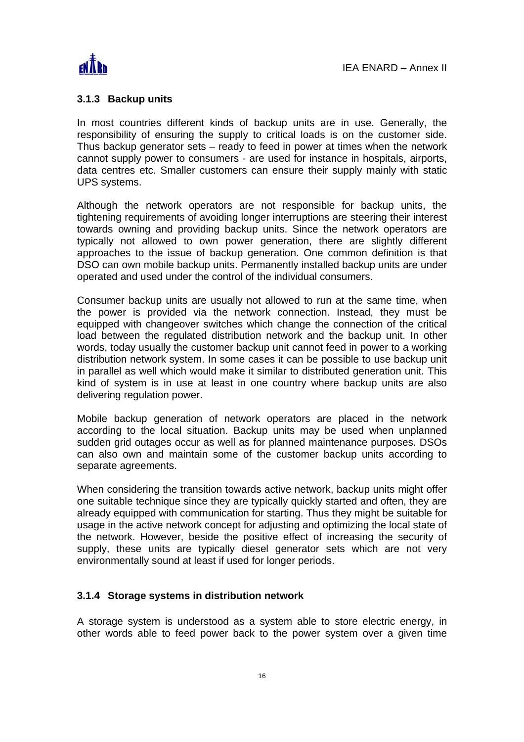### 3.1.3 Backup units

In most countries different kinds of backup units are in use. Generally, the responsibility of ensuring the supply to critical loads is on the customer side. Thus backup generator sets – ready to feed in power at times when the network cannot supply power to consumers - are used for instance in hospitals, airports, data centres etc. Smaller customers can ensure their supply mainly with static UPS systems.

Although the network operators are not responsible for backup units, the tightening requirements of avoiding longer interruptions are steering their interest towards owning and providing backup units. Since the network operators are typically not allowed to own power generation, there are slightly different approaches to the issue of backup generation. One common definition is that DSO can own mobile backup units. Permanently installed backup units are under operated and used under the control of the individual consumers.

Consumer backup units are usually not allowed to run at the same time, when the power is provided via the network connection. Instead, they must be equipped with changeover switches which change the connection of the critical load between the regulated distribution network and the backup unit. In other words, today usually the customer backup unit cannot feed in power to a working distribution network system. In some cases it can be possible to use backup unit in parallel as well which would make it similar to distributed generation unit. This kind of system is in use at least in one country where backup units are also delivering regulation power.

Mobile backup generation of network operators are placed in the network according to the local situation. Backup units may be used when unplanned sudden grid outages occur as well as for planned maintenance purposes. DSOs can also own and maintain some of the customer backup units according to separate agreements.

When considering the transition towards active network, backup units might offer one suitable technique since they are typically quickly started and often, they are already equipped with communication for starting. Thus they might be suitable for usage in the active network concept for adjusting and optimizing the local state of the network. However, beside the positive effect of increasing the security of supply, these units are typically diesel generator sets which are not very environmentally sound at least if used for longer periods.

### 3.1.4 Storage systems in distribution network

A storage system is understood as a system able to store electric energy, in other words able to feed power back to the power system over a given time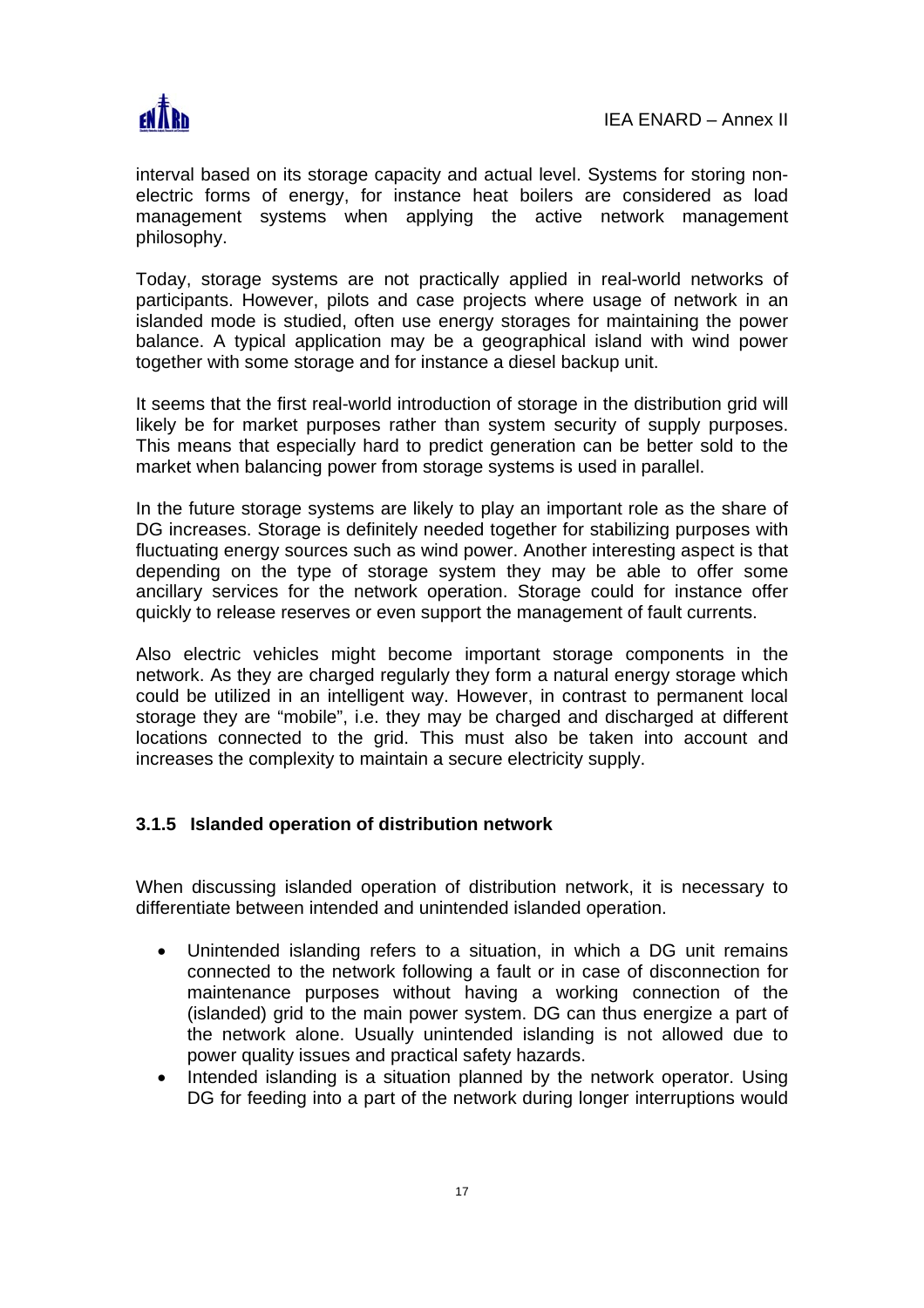interval based on its storage capacity and actual level. Systems for storing non-electric forms of energy, for instance heat boilers are considered as load management systems when applying the active network management philosophy.

Today, storage systems are not practically applied in real-world networks of participants. However, pilots and case projects where usage of network in an islanded mode is studied, often use energy storages for maintaining the power balance. A typical application may be a geographical island with wind power together with some storage and for instance a diesel backup unit.

It seems that the first real-world introduction of storage in the distribution grid will likely be for market purposes rather than system security of supply purposes. This means that especially hard to predict generation can be better sold to the market when balancing power from storage systems is used in parallel.

In the future storage systems are likely to play an important role as the share of DG increases. Storage is definitely needed together for stabilizing purposes with fluctuating energy sources such as wind power. Another interesting aspect is that depending on the type of storage system they may be able to offer some ancillary services for the network operation. Storage could for instance offer quickly to release reserves or even support the management of fault currents.

Also electric vehicles might become important storage components in the network. As they are charged regularly they form a natural energy storage which could be utilized in an intelligent way. However, in contrast to permanent local storage they are "mobile", i.e. they may be charged and discharged at different locations connected to the grid. This must also be taken into account and increases the complexity to maintain a secure electricity supply.

### 3.1.5 Islanded operation of distribution network

When discussing islanded operation of distribution network, it is necessary to differentiate between intended and unintended islanded operation.

- Unintended islanding refers to a situation, in which a DG unit remains connected to the network following a fault or in case of disconnection for maintenance purposes without having a working connection of the (islanded) grid to the main power system. DG can thus energize a part of the network alone. Usually unintended islanding is not allowed due to power quality issues and practical safety hazards.
- Intended islanding is a situation planned by the network operator. Using DG for feeding into a part of the network during longer interruptions would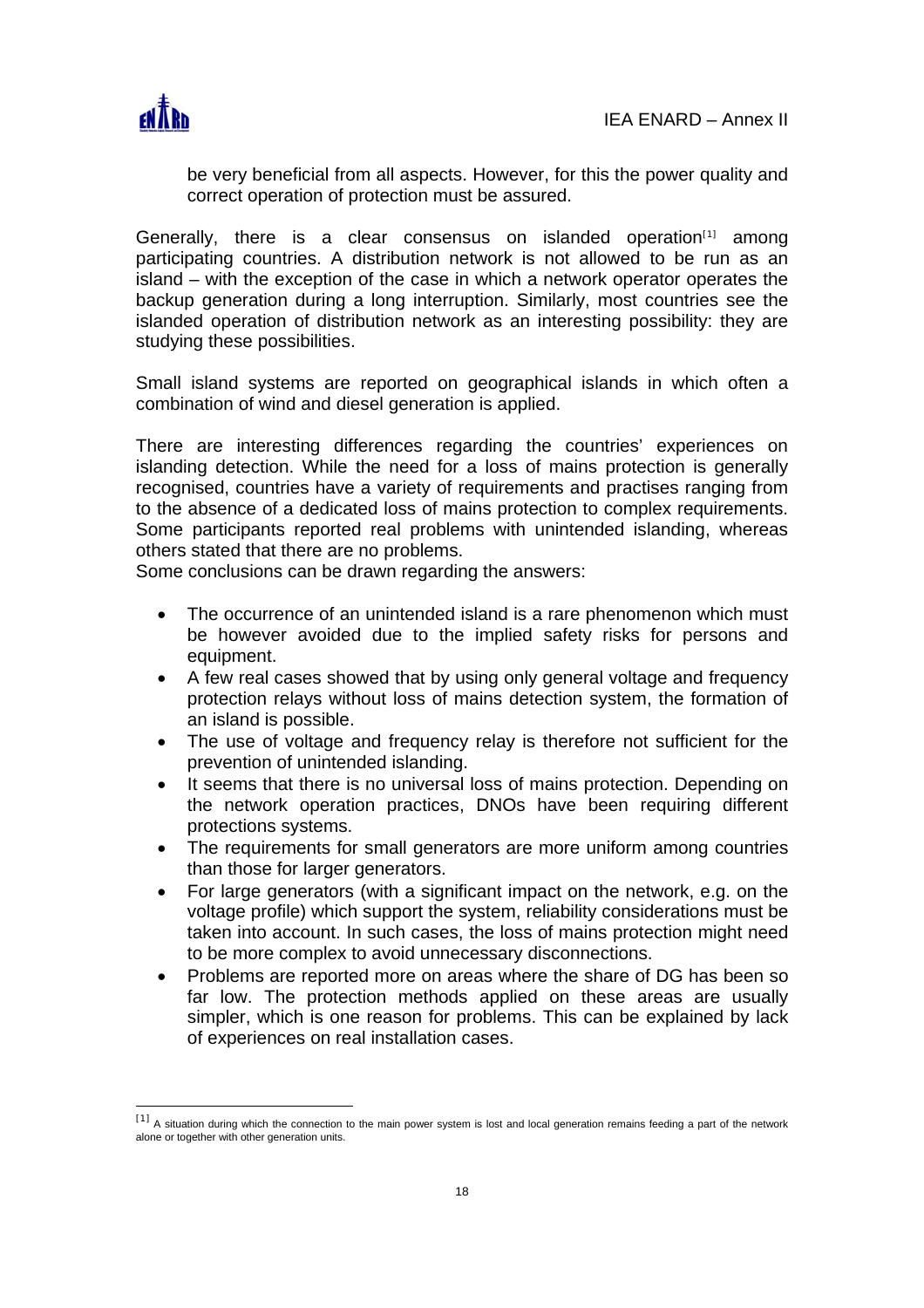be very beneficial from all aspects. However, for this the power quality and correct operation of protection must be assured.

Generally, there is a clear consensus on islanded operation[1] among participating countries. A distribution network is not allowed to be run as an island – with the exception of the case in which a network operator operates the backup generation during a long interruption. Similarly, most countries see the islanded operation of distribution network as an interesting possibility: they are studying these possibilities.

Small island systems are reported on geographical islands in which often a combination of wind and diesel generation is applied.

There are interesting differences regarding the countries' experiences on islanding detection. While the need for a loss of mains protection is generally recognised, countries have a variety of requirements and practises ranging from to the absence of a dedicated loss of mains protection to complex requirements. Some participants reported real problems with unintended islanding, whereas others stated that there are no problems.

Some conclusions can be drawn regarding the answers:

- The occurrence of an unintended island is a rare phenomenon which must be however avoided due to the implied safety risks for persons and equipment.
- A few real cases showed that by using only general voltage and frequency protection relays without loss of mains detection system, the formation of an island is possible.
- The use of voltage and frequency relay is therefore not sufficient for the prevention of unintended islanding.
- It seems that there is no universal loss of mains protection. Depending on the network operation practices, DNOs have been requiring different protections systems.
- The requirements for small generators are more uniform among countries than those for larger generators.
- For large generators (with a significant impact on the network, e.g. on the voltage profile) which support the system, reliability considerations must be taken into account. In such cases, the loss of mains protection might need to be more complex to avoid unnecessary disconnections.
- Problems are reported more on areas where the share of DG has been so far low. The protection methods applied on these areas are usually simpler, which is one reason for problems. This can be explained by lack of experiences on real installation cases.

[1] A situation during which the connection to the main power system is lost and local generation remains feeding a part of the network alone or together with other generation units.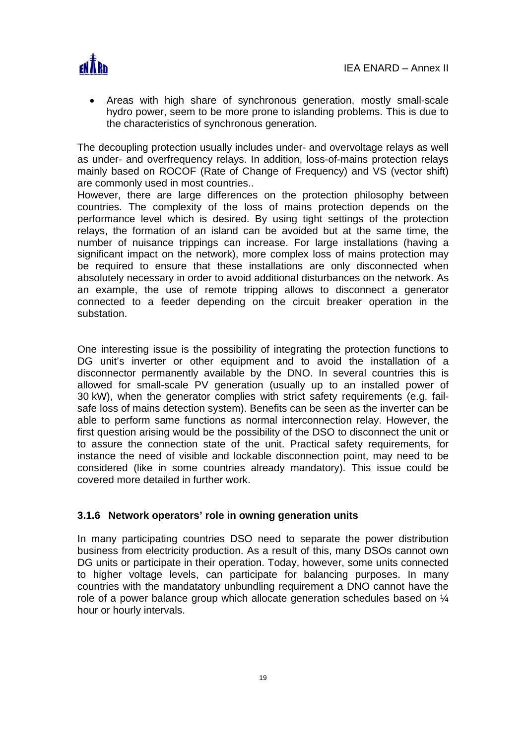- Areas with high share of synchronous generation, mostly small-scale hydro power, seem to be more prone to islanding problems. This is due to the characteristics of synchronous generation.

The decoupling protection usually includes under- and overvoltage relays as well as under- and overfrequency relays. In addition, loss-of-mains protection relays mainly based on ROCOF (Rate of Change of Frequency) and VS (vector shift) are commonly used in most countries..
However, there are large differences on the protection philosophy between countries. The complexity of the loss of mains protection depends on the performance level which is desired. By using tight settings of the protection relays, the formation of an island can be avoided but at the same time, the number of nuisance trippings can increase. For large installations (having a significant impact on the network), more complex loss of mains protection may be required to ensure that these installations are only disconnected when absolutely necessary in order to avoid additional disturbances on the network. As an example, the use of remote tripping allows to disconnect a generator connected to a feeder depending on the circuit breaker operation in the substation.

One interesting issue is the possibility of integrating the protection functions to DG unit's inverter or other equipment and to avoid the installation of a disconnector permanently available by the DNO. In several countries this is allowed for small-scale PV generation (usually up to an installed power of 30 kW), when the generator complies with strict safety requirements (e.g. fail-safe loss of mains detection system). Benefits can be seen as the inverter can be able to perform same functions as normal interconnection relay. However, the first question arising would be the possibility of the DSO to disconnect the unit or to assure the connection state of the unit. Practical safety requirements, for instance the need of visible and lockable disconnection point, may need to be considered (like in some countries already mandatory). This issue could be covered more detailed in further work.

### 3.1.6 Network operators' role in owning generation units

In many participating countries DSO need to separate the power distribution business from electricity production. As a result of this, many DSOs cannot own DG units or participate in their operation. Today, however, some units connected to higher voltage levels, can participate for balancing purposes. In many countries with the mandatatory unbundling requirement a DNO cannot have the role of a power balance group which allocate generation schedules based on ¼ hour or hourly intervals.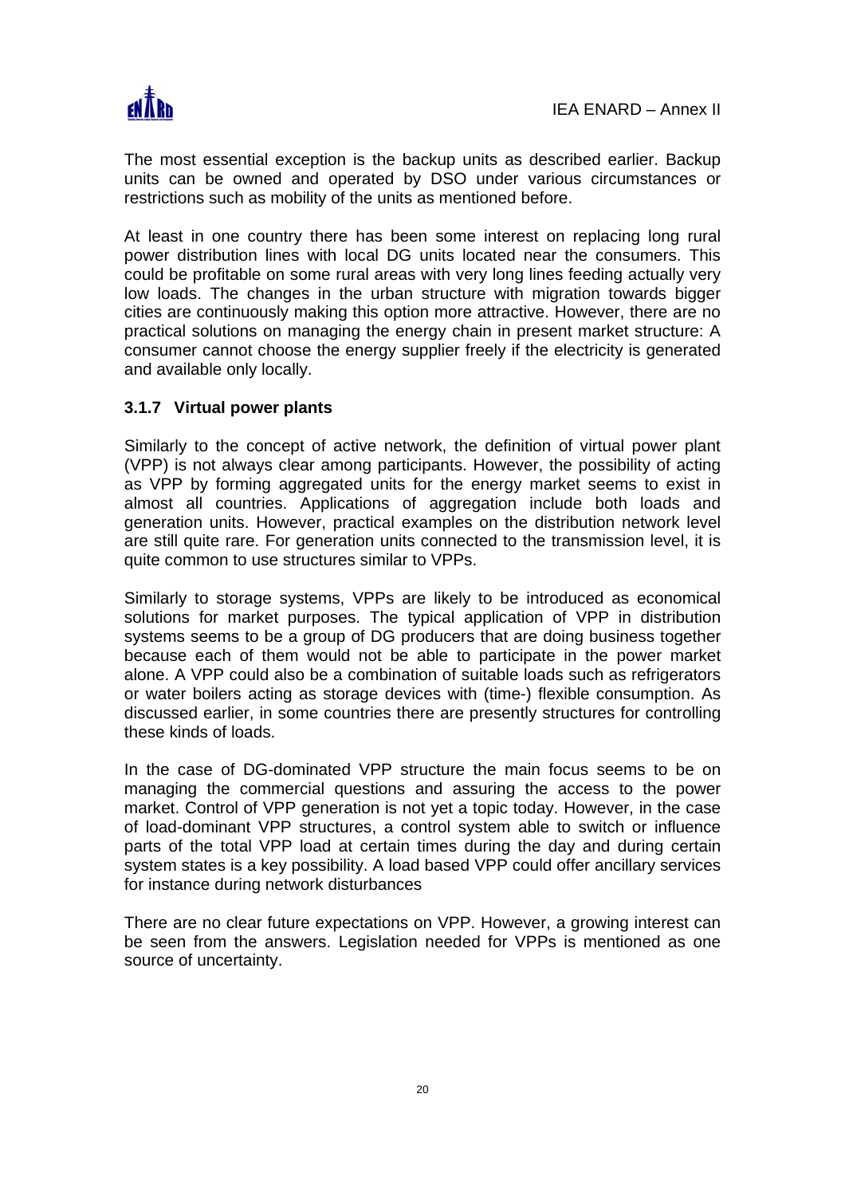The most essential exception is the backup units as described earlier. Backup units can be owned and operated by DSO under various circumstances or restrictions such as mobility of the units as mentioned before.

At least in one country there has been some interest on replacing long rural power distribution lines with local DG units located near the consumers. This could be profitable on some rural areas with very long lines feeding actually very low loads. The changes in the urban structure with migration towards bigger cities are continuously making this option more attractive. However, there are no practical solutions on managing the energy chain in present market structure: A consumer cannot choose the energy supplier freely if the electricity is generated and available only locally.

### 3.1.7 Virtual power plants

Similarly to the concept of active network, the definition of virtual power plant (VPP) is not always clear among participants. However, the possibility of acting as VPP by forming aggregated units for the energy market seems to exist in almost all countries. Applications of aggregation include both loads and generation units. However, practical examples on the distribution network level are still quite rare. For generation units connected to the transmission level, it is quite common to use structures similar to VPPs.

Similarly to storage systems, VPPs are likely to be introduced as economical solutions for market purposes. The typical application of VPP in distribution systems seems to be a group of DG producers that are doing business together because each of them would not be able to participate in the power market alone. A VPP could also be a combination of suitable loads such as refrigerators or water boilers acting as storage devices with (time-) flexible consumption. As discussed earlier, in some countries there are presently structures for controlling these kinds of loads.

In the case of DG-dominated VPP structure the main focus seems to be on managing the commercial questions and assuring the access to the power market. Control of VPP generation is not yet a topic today. However, in the case of load-dominant VPP structures, a control system able to switch or influence parts of the total VPP load at certain times during the day and during certain system states is a key possibility. A load based VPP could offer ancillary services for instance during network disturbances

There are no clear future expectations on VPP. However, a growing interest can be seen from the answers. Legislation needed for VPPs is mentioned as one source of uncertainty.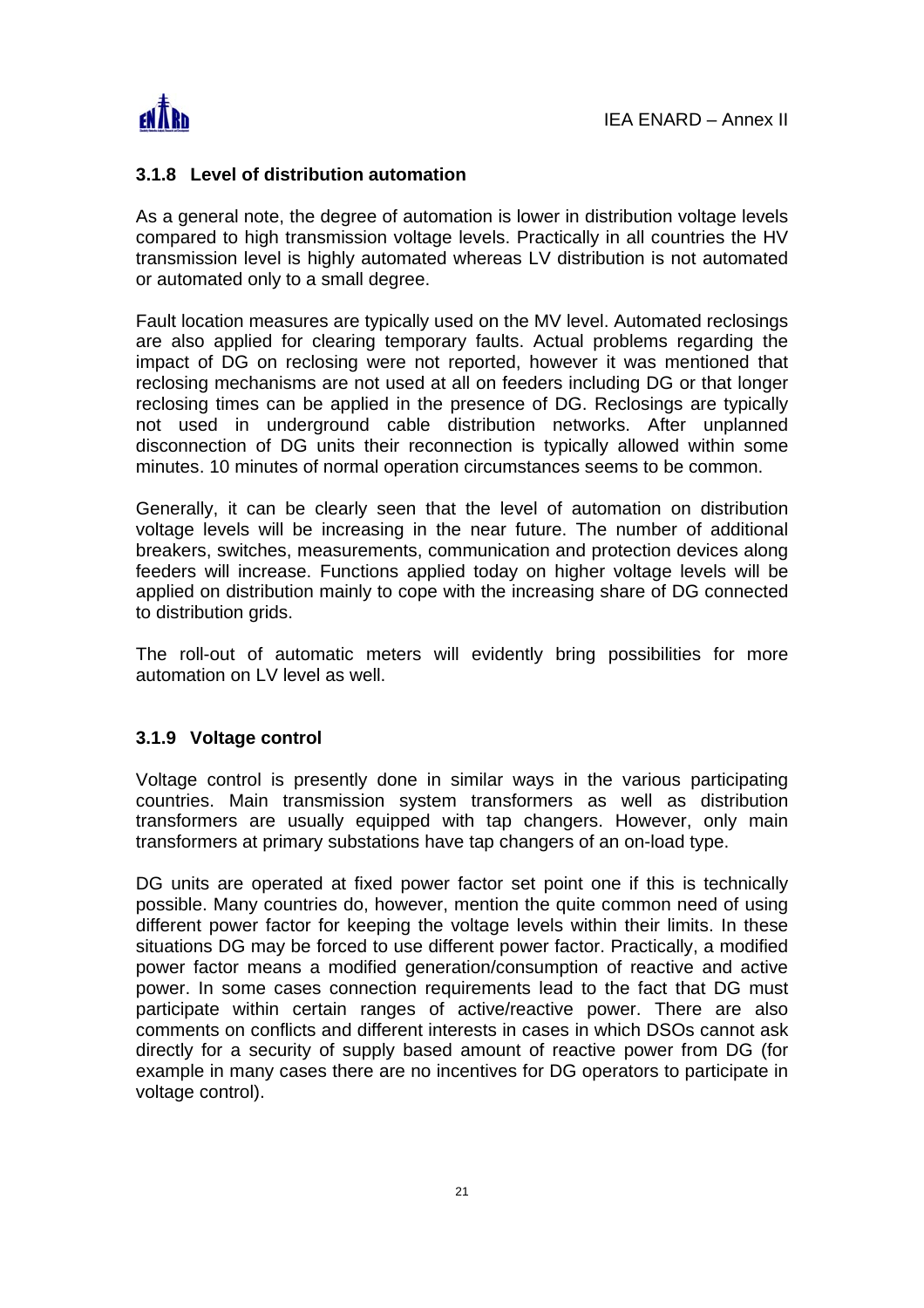### 3.1.8 Level of distribution automation

As a general note, the degree of automation is lower in distribution voltage levels compared to high transmission voltage levels. Practically in all countries the HV transmission level is highly automated whereas LV distribution is not automated or automated only to a small degree.

Fault location measures are typically used on the MV level. Automated reclosings are also applied for clearing temporary faults. Actual problems regarding the impact of DG on reclosing were not reported, however it was mentioned that reclosing mechanisms are not used at all on feeders including DG or that longer reclosing times can be applied in the presence of DG. Reclosings are typically not used in underground cable distribution networks. After unplanned disconnection of DG units their reconnection is typically allowed within some minutes. 10 minutes of normal operation circumstances seems to be common.

Generally, it can be clearly seen that the level of automation on distribution voltage levels will be increasing in the near future. The number of additional breakers, switches, measurements, communication and protection devices along feeders will increase. Functions applied today on higher voltage levels will be applied on distribution mainly to cope with the increasing share of DG connected to distribution grids.

The roll-out of automatic meters will evidently bring possibilities for more automation on LV level as well.

### 3.1.9 Voltage control

Voltage control is presently done in similar ways in the various participating countries. Main transmission system transformers as well as distribution transformers are usually equipped with tap changers. However, only main transformers at primary substations have tap changers of an on-load type.

DG units are operated at fixed power factor set point one if this is technically possible. Many countries do, however, mention the quite common need of using different power factor for keeping the voltage levels within their limits. In these situations DG may be forced to use different power factor. Practically, a modified power factor means a modified generation/consumption of reactive and active power. In some cases connection requirements lead to the fact that DG must participate within certain ranges of active/reactive power. There are also comments on conflicts and different interests in cases in which DSOs cannot ask directly for a security of supply based amount of reactive power from DG (for example in many cases there are no incentives for DG operators to participate in voltage control).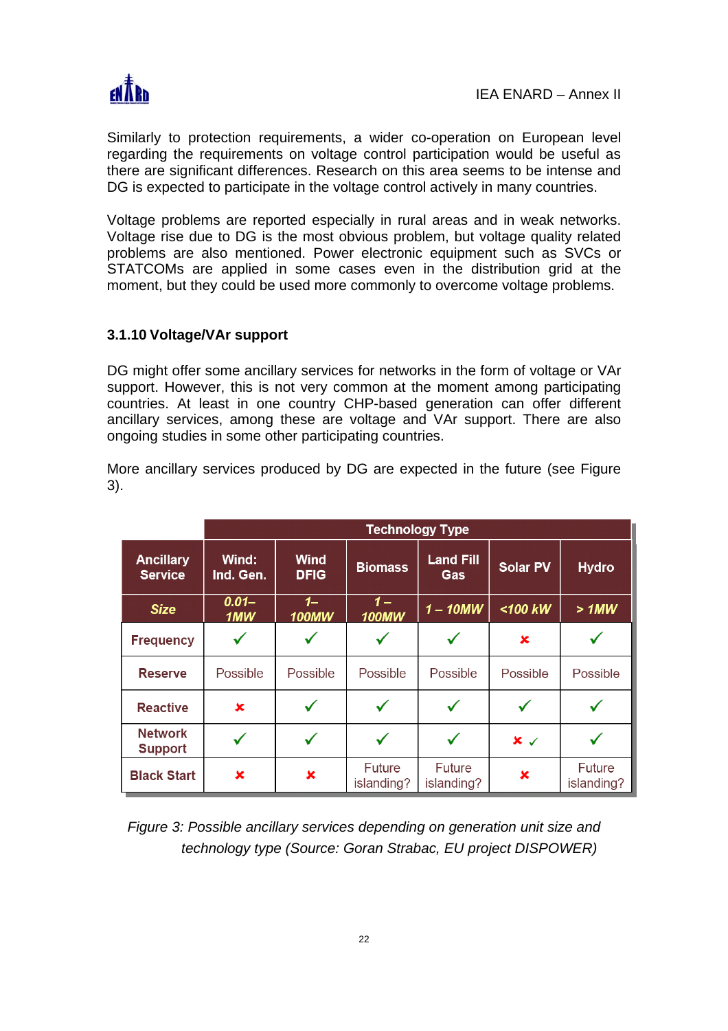Similarly to protection requirements, a wider co-operation on European level regarding the requirements on voltage control participation would be useful as there are significant differences. Research on this area seems to be intense and DG is expected to participate in the voltage control actively in many countries.

Voltage problems are reported especially in rural areas and in weak networks. Voltage rise due to DG is the most obvious problem, but voltage quality related problems are also mentioned. Power electronic equipment such as SVCs or STATCOMs are applied in some cases even in the distribution grid at the moment, but they could be used more commonly to overcome voltage problems.

### 3.1.10 Voltage/VAr support

DG might offer some ancillary services for networks in the form of voltage or VAr support. However, this is not very common at the moment among participating countries. At least in one country CHP-based generation can offer different ancillary services, among these are voltage and VAr support. There are also ongoing studies in some other participating countries.

More ancillary services produced by DG are expected in the future (see Figure 3).

| | **Technology Type** | | | | | |
|---|---|---|---|---|---|---|
| **Ancillary Service** | **Wind: Ind. Gen.** | **Wind DFIG** | **Biomass** | **Land Fill Gas** | **Solar PV** | **Hydro** |
| ***Size*** | ***0.01–1MW*** | ***1–100MW*** | ***1 – 100MW*** | ***1 – 10MW*** | ***<100 kW*** | ***> 1MW*** |
| **Frequency** | ✓ | ✓ | ✓ | ✓ | ✗ | ✓ |
| **Reserve** | Possible | Possible | Possible | Possible | Possible | Possible |
| **Reactive** | ✗ | ✓ | ✓ | ✓ | ✓ | ✓ |
| **Network Support** | ✓ | ✓ | ✓ | ✓ | ✗ ✓ | ✓ |
| **Black Start** | ✗ | ✗ | Future islanding? | Future islanding? | ✗ | Future islanding? |

*Figure 3: Possible ancillary services depending on generation unit size and technology type (Source: Goran Strabac, EU project DISPOWER)*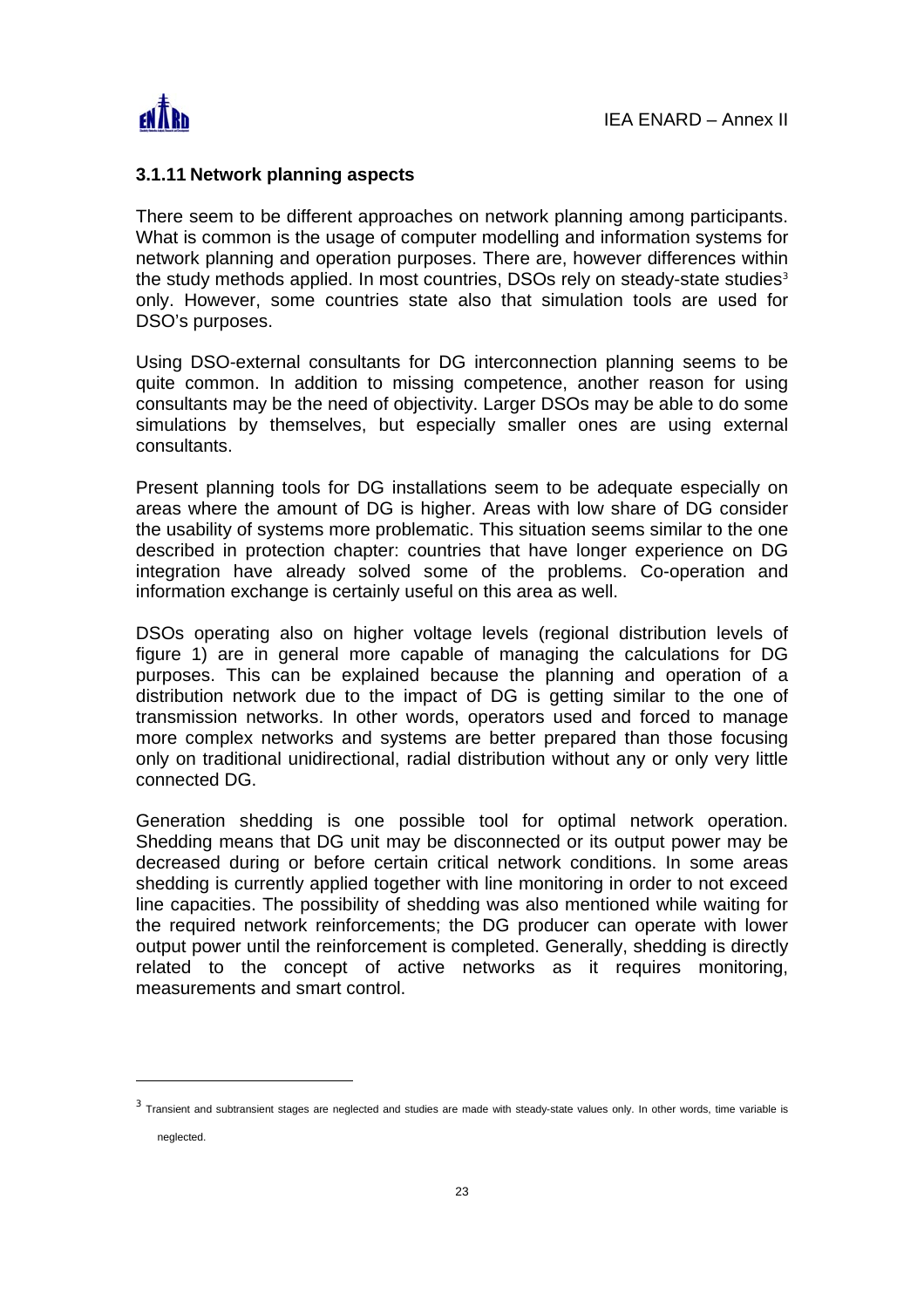### 3.1.11 Network planning aspects

There seem to be different approaches on network planning among participants. What is common is the usage of computer modelling and information systems for network planning and operation purposes. There are, however differences within the study methods applied. In most countries, DSOs rely on steady-state studies[3] only. However, some countries state also that simulation tools are used for DSO's purposes.

Using DSO-external consultants for DG interconnection planning seems to be quite common. In addition to missing competence, another reason for using consultants may be the need of objectivity. Larger DSOs may be able to do some simulations by themselves, but especially smaller ones are using external consultants.

Present planning tools for DG installations seem to be adequate especially on areas where the amount of DG is higher. Areas with low share of DG consider the usability of systems more problematic. This situation seems similar to the one described in protection chapter: countries that have longer experience on DG integration have already solved some of the problems. Co-operation and information exchange is certainly useful on this area as well.

DSOs operating also on higher voltage levels (regional distribution levels of figure 1) are in general more capable of managing the calculations for DG purposes. This can be explained because the planning and operation of a distribution network due to the impact of DG is getting similar to the one of transmission networks. In other words, operators used and forced to manage more complex networks and systems are better prepared than those focusing only on traditional unidirectional, radial distribution without any or only very little connected DG.

Generation shedding is one possible tool for optimal network operation. Shedding means that DG unit may be disconnected or its output power may be decreased during or before certain critical network conditions. In some areas shedding is currently applied together with line monitoring in order to not exceed line capacities. The possibility of shedding was also mentioned while waiting for the required network reinforcements; the DG producer can operate with lower output power until the reinforcement is completed. Generally, shedding is directly related to the concept of active networks as it requires monitoring, measurements and smart control.

---

[3] Transient and subtransient stages are neglected and studies are made with steady-state values only. In other words, time variable is neglected.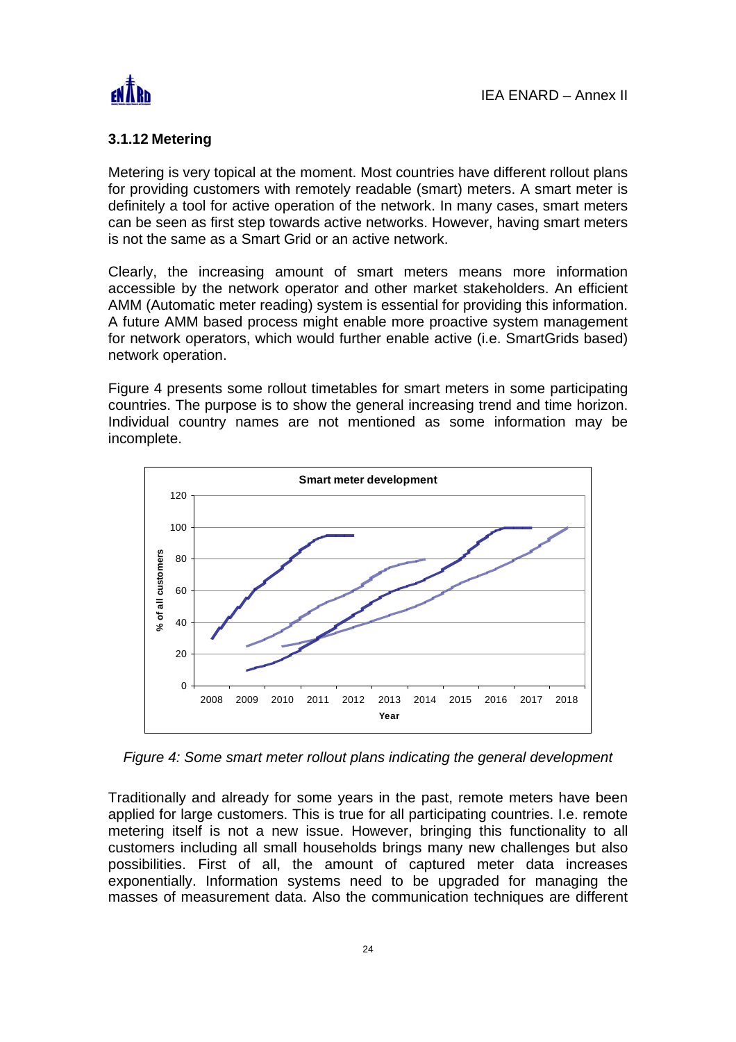### 3.1.12 Metering

Metering is very topical at the moment. Most countries have different rollout plans for providing customers with remotely readable (smart) meters. A smart meter is definitely a tool for active operation of the network. In many cases, smart meters can be seen as first step towards active networks. However, having smart meters is not the same as a Smart Grid or an active network.

Clearly, the increasing amount of smart meters means more information accessible by the network operator and other market stakeholders. An efficient AMM (Automatic meter reading) system is essential for providing this information. A future AMM based process might enable more proactive system management for network operators, which would further enable active (i.e. SmartGrids based) network operation.

Figure 4 presents some rollout timetables for smart meters in some participating countries. The purpose is to show the general increasing trend and time horizon. Individual country names are not mentioned as some information may be incomplete.

*Figure 4: Some smart meter rollout plans indicating the general development*

Traditionally and already for some years in the past, remote meters have been applied for large customers. This is true for all participating countries. I.e. remote metering itself is not a new issue. However, bringing this functionality to all customers including all small households brings many new challenges but also possibilities. First of all, the amount of captured meter data increases exponentially. Information systems need to be upgraded for managing the masses of measurement data. Also the communication techniques are different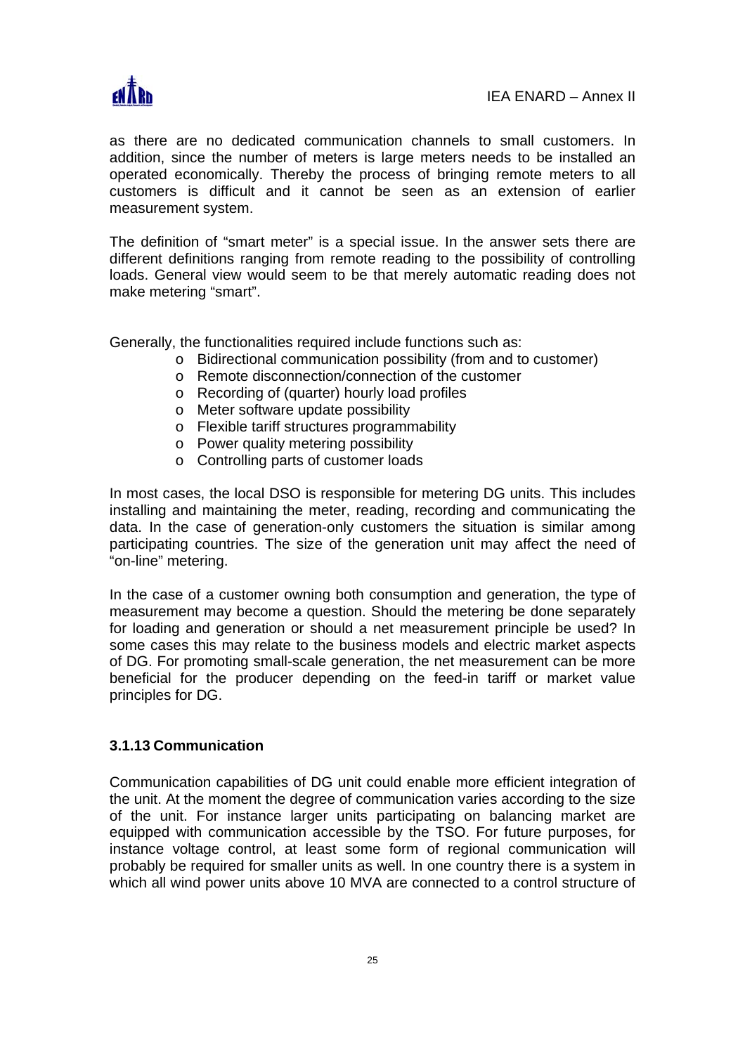as there are no dedicated communication channels to small customers. In addition, since the number of meters is large meters needs to be installed an operated economically. Thereby the process of bringing remote meters to all customers is difficult and it cannot be seen as an extension of earlier measurement system.

The definition of "smart meter" is a special issue. In the answer sets there are different definitions ranging from remote reading to the possibility of controlling loads. General view would seem to be that merely automatic reading does not make metering "smart".

Generally, the functionalities required include functions such as:

- Bidirectional communication possibility (from and to customer)
- Remote disconnection/connection of the customer
- Recording of (quarter) hourly load profiles
- Meter software update possibility
- Flexible tariff structures programmability
- Power quality metering possibility
- Controlling parts of customer loads

In most cases, the local DSO is responsible for metering DG units. This includes installing and maintaining the meter, reading, recording and communicating the data. In the case of generation-only customers the situation is similar among participating countries. The size of the generation unit may affect the need of "on-line" metering.

In the case of a customer owning both consumption and generation, the type of measurement may become a question. Should the metering be done separately for loading and generation or should a net measurement principle be used? In some cases this may relate to the business models and electric market aspects of DG. For promoting small-scale generation, the net measurement can be more beneficial for the producer depending on the feed-in tariff or market value principles for DG.

### 3.1.13 Communication

Communication capabilities of DG unit could enable more efficient integration of the unit. At the moment the degree of communication varies according to the size of the unit. For instance larger units participating on balancing market are equipped with communication accessible by the TSO. For future purposes, for instance voltage control, at least some form of regional communication will probably be required for smaller units as well. In one country there is a system in which all wind power units above 10 MVA are connected to a control structure of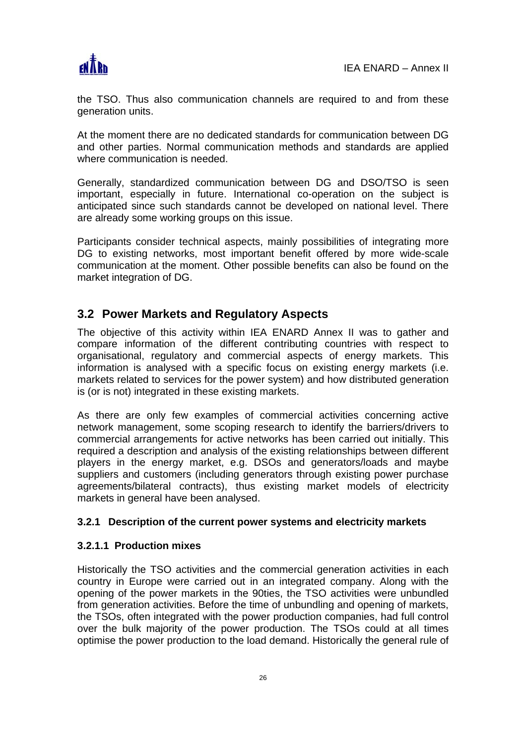the TSO. Thus also communication channels are required to and from these generation units.

At the moment there are no dedicated standards for communication between DG and other parties. Normal communication methods and standards are applied where communication is needed.

Generally, standardized communication between DG and DSO/TSO is seen important, especially in future. International co-operation on the subject is anticipated since such standards cannot be developed on national level. There are already some working groups on this issue.

Participants consider technical aspects, mainly possibilities of integrating more DG to existing networks, most important benefit offered by more wide-scale communication at the moment. Other possible benefits can also be found on the market integration of DG.

## 3.2 Power Markets and Regulatory Aspects

The objective of this activity within IEA ENARD Annex II was to gather and compare information of the different contributing countries with respect to organisational, regulatory and commercial aspects of energy markets. This information is analysed with a specific focus on existing energy markets (i.e. markets related to services for the power system) and how distributed generation is (or is not) integrated in these existing markets.

As there are only few examples of commercial activities concerning active network management, some scoping research to identify the barriers/drivers to commercial arrangements for active networks has been carried out initially. This required a description and analysis of the existing relationships between different players in the energy market, e.g. DSOs and generators/loads and maybe suppliers and customers (including generators through existing power purchase agreements/bilateral contracts), thus existing market models of electricity markets in general have been analysed.

### 3.2.1 Description of the current power systems and electricity markets

#### 3.2.1.1 Production mixes

Historically the TSO activities and the commercial generation activities in each country in Europe were carried out in an integrated company. Along with the opening of the power markets in the 90ties, the TSO activities were unbundled from generation activities. Before the time of unbundling and opening of markets, the TSOs, often integrated with the power production companies, had full control over the bulk majority of the power production. The TSOs could at all times optimise the power production to the load demand. Historically the general rule of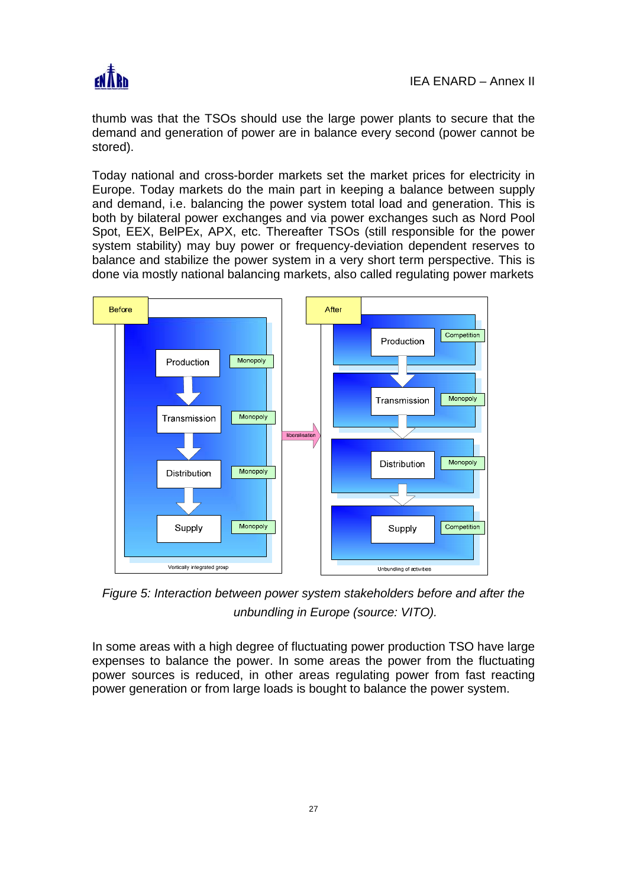thumb was that the TSOs should use the large power plants to secure that the demand and generation of power are in balance every second (power cannot be stored).

Today national and cross-border markets set the market prices for electricity in Europe. Today markets do the main part in keeping a balance between supply and demand, i.e. balancing the power system total load and generation. This is both by bilateral power exchanges and via power exchanges such as Nord Pool Spot, EEX, BelPEx, APX, etc. Thereafter TSOs (still responsible for the power system stability) may buy power or frequency-deviation dependent reserves to balance and stabilize the power system in a very short term perspective. This is done via mostly national balancing markets, also called regulating power markets

*Figure 5: Interaction between power system stakeholders before and after the unbundling in Europe (source: VITO).*

In some areas with a high degree of fluctuating power production TSO have large expenses to balance the power. In some areas the power from the fluctuating power sources is reduced, in other areas regulating power from fast reacting power generation or from large loads is bought to balance the power system.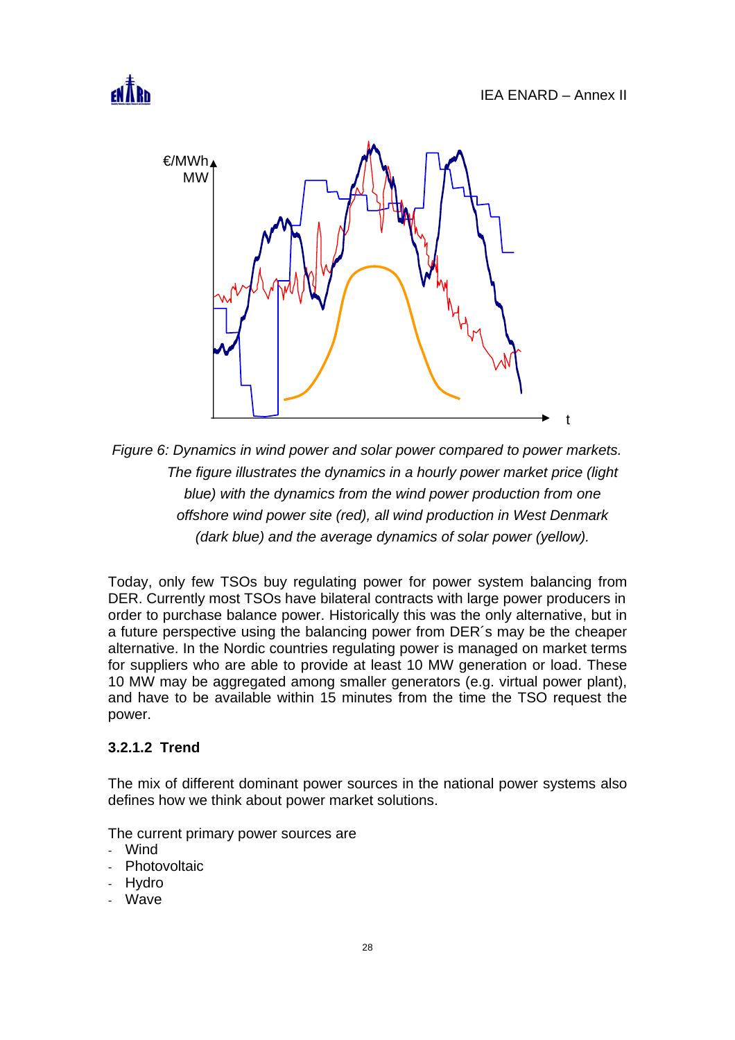*Figure 6: Dynamics in wind power and solar power compared to power markets. The figure illustrates the dynamics in a hourly power market price (light blue) with the dynamics from the wind power production from one offshore wind power site (red), all wind production in West Denmark (dark blue) and the average dynamics of solar power (yellow).*

Today, only few TSOs buy regulating power for power system balancing from DER. Currently most TSOs have bilateral contracts with large power producers in order to purchase balance power. Historically this was the only alternative, but in a future perspective using the balancing power from DER´s may be the cheaper alternative. In the Nordic countries regulating power is managed on market terms for suppliers who are able to provide at least 10 MW generation or load. These 10 MW may be aggregated among smaller generators (e.g. virtual power plant), and have to be available within 15 minutes from the time the TSO request the power.

### 3.2.1.2 Trend

The mix of different dominant power sources in the national power systems also defines how we think about power market solutions.

The current primary power sources are

- Wind
- Photovoltaic
- Hydro
- Wave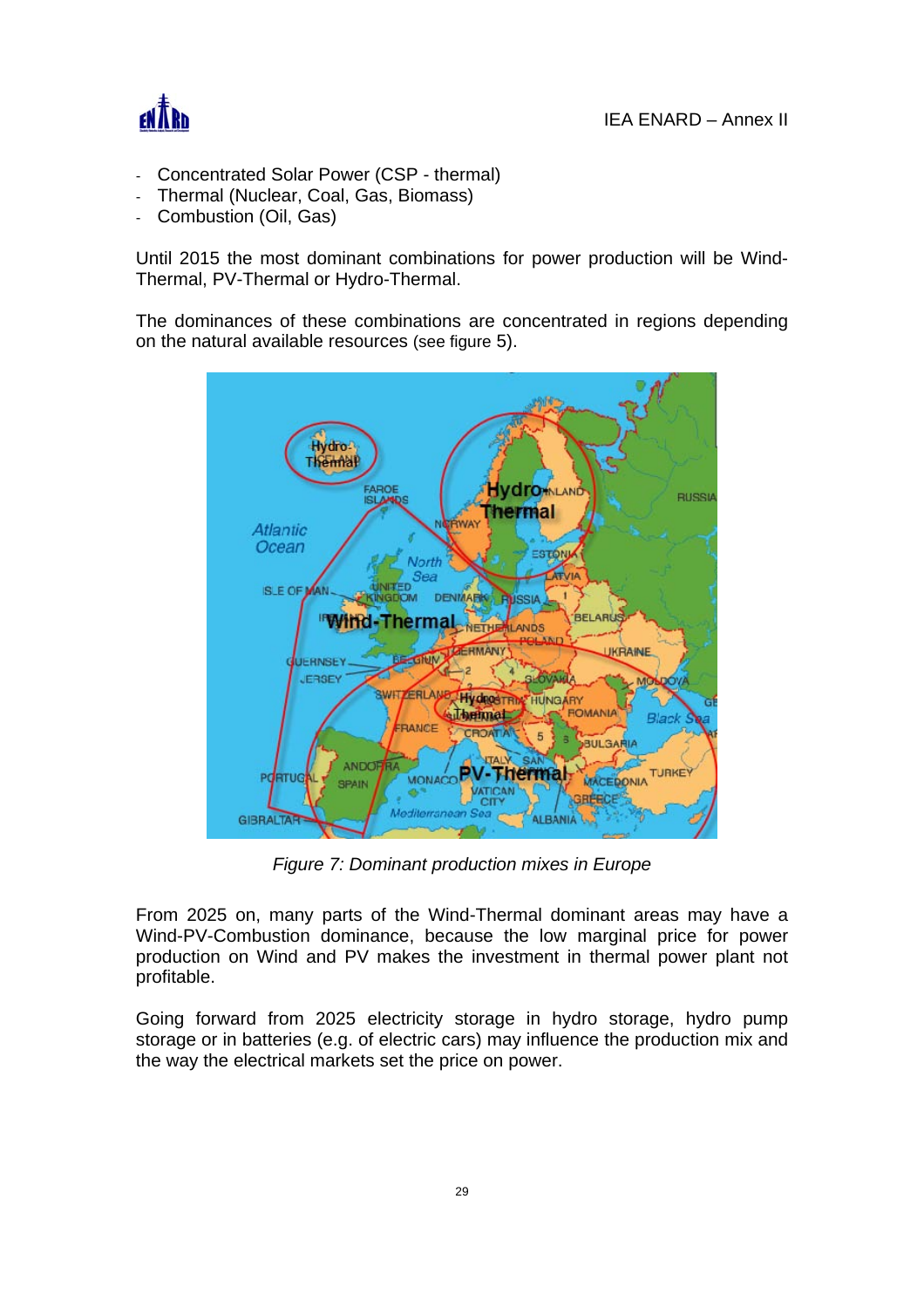- Concentrated Solar Power (CSP - thermal)
- Thermal (Nuclear, Coal, Gas, Biomass)
- Combustion (Oil, Gas)

Until 2015 the most dominant combinations for power production will be Wind-Thermal, PV-Thermal or Hydro-Thermal.

The dominances of these combinations are concentrated in regions depending on the natural available resources (see figure 5).

*Figure 7: Dominant production mixes in Europe*

From 2025 on, many parts of the Wind-Thermal dominant areas may have a Wind-PV-Combustion dominance, because the low marginal price for power production on Wind and PV makes the investment in thermal power plant not profitable.

Going forward from 2025 electricity storage in hydro storage, hydro pump storage or in batteries (e.g. of electric cars) may influence the production mix and the way the electrical markets set the price on power.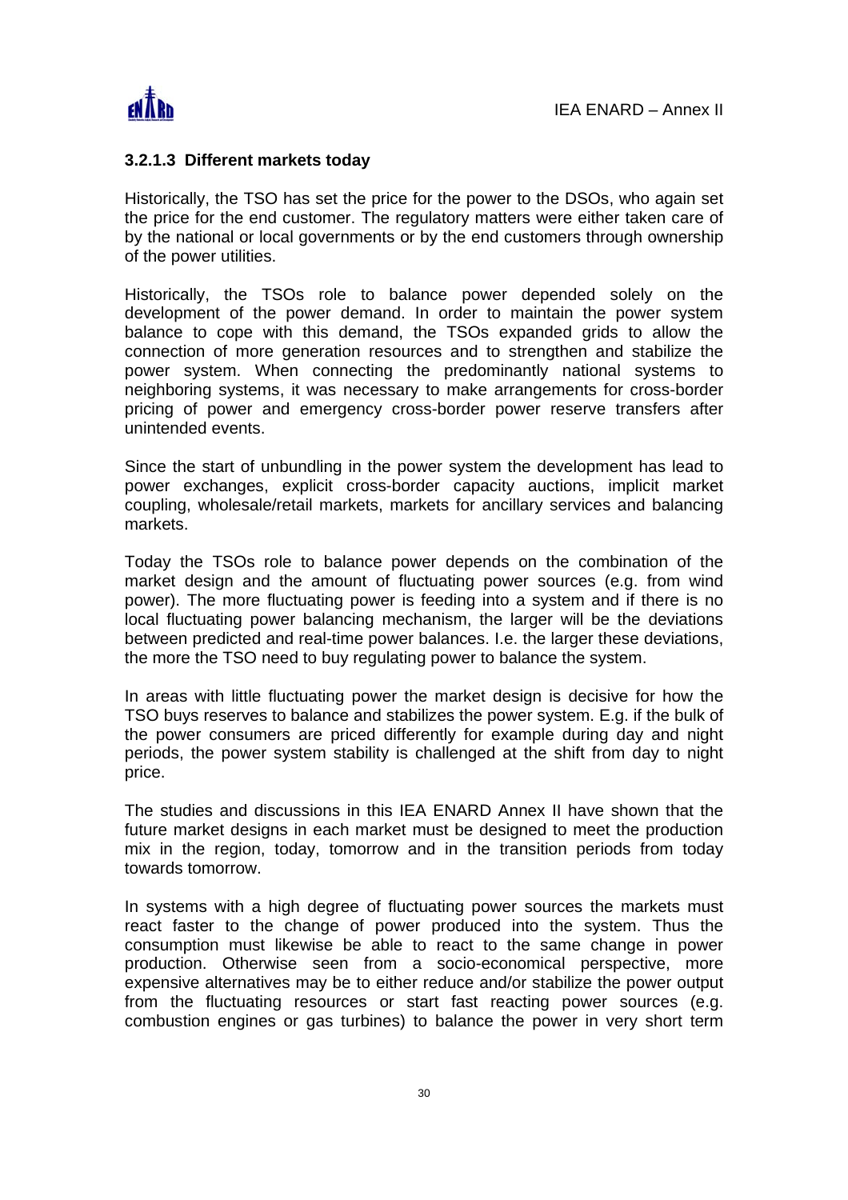### 3.2.1.3 Different markets today

Historically, the TSO has set the price for the power to the DSOs, who again set the price for the end customer. The regulatory matters were either taken care of by the national or local governments or by the end customers through ownership of the power utilities.

Historically, the TSOs role to balance power depended solely on the development of the power demand. In order to maintain the power system balance to cope with this demand, the TSOs expanded grids to allow the connection of more generation resources and to strengthen and stabilize the power system. When connecting the predominantly national systems to neighboring systems, it was necessary to make arrangements for cross-border pricing of power and emergency cross-border power reserve transfers after unintended events.

Since the start of unbundling in the power system the development has lead to power exchanges, explicit cross-border capacity auctions, implicit market coupling, wholesale/retail markets, markets for ancillary services and balancing markets.

Today the TSOs role to balance power depends on the combination of the market design and the amount of fluctuating power sources (e.g. from wind power). The more fluctuating power is feeding into a system and if there is no local fluctuating power balancing mechanism, the larger will be the deviations between predicted and real-time power balances. I.e. the larger these deviations, the more the TSO need to buy regulating power to balance the system.

In areas with little fluctuating power the market design is decisive for how the TSO buys reserves to balance and stabilizes the power system. E.g. if the bulk of the power consumers are priced differently for example during day and night periods, the power system stability is challenged at the shift from day to night price.

The studies and discussions in this IEA ENARD Annex II have shown that the future market designs in each market must be designed to meet the production mix in the region, today, tomorrow and in the transition periods from today towards tomorrow.

In systems with a high degree of fluctuating power sources the markets must react faster to the change of power produced into the system. Thus the consumption must likewise be able to react to the same change in power production. Otherwise seen from a socio-economical perspective, more expensive alternatives may be to either reduce and/or stabilize the power output from the fluctuating resources or start fast reacting power sources (e.g. combustion engines or gas turbines) to balance the power in very short term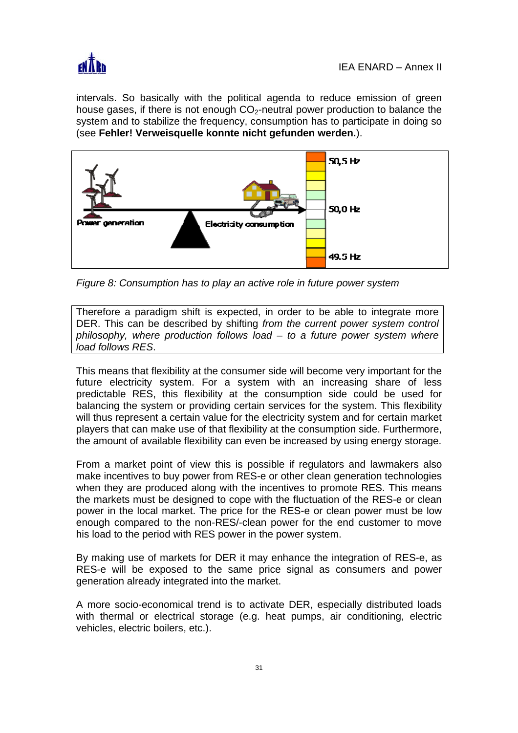intervals. So basically with the political agenda to reduce emission of green house gases, if there is not enough $CO_2$-neutral power production to balance the system and to stabilize the frequency, consumption has to participate in doing so (see **Fehler! Verweisquelle konnte nicht gefunden werden.**).

*Figure 8: Consumption has to play an active role in future power system*

Therefore a paradigm shift is expected, in order to be able to integrate more DER. This can be described by shifting *from the current power system control philosophy, where production follows load – to a future power system where load follows RES*.

This means that flexibility at the consumer side will become very important for the future electricity system. For a system with an increasing share of less predictable RES, this flexibility at the consumption side could be used for balancing the system or providing certain services for the system. This flexibility will thus represent a certain value for the electricity system and for certain market players that can make use of that flexibility at the consumption side. Furthermore, the amount of available flexibility can even be increased by using energy storage.

From a market point of view this is possible if regulators and lawmakers also make incentives to buy power from RES-e or other clean generation technologies when they are produced along with the incentives to promote RES. This means the markets must be designed to cope with the fluctuation of the RES-e or clean power in the local market. The price for the RES-e or clean power must be low enough compared to the non-RES/-clean power for the end customer to move his load to the period with RES power in the power system.

By making use of markets for DER it may enhance the integration of RES-e, as RES-e will be exposed to the same price signal as consumers and power generation already integrated into the market.

A more socio-economical trend is to activate DER, especially distributed loads with thermal or electrical storage (e.g. heat pumps, air conditioning, electric vehicles, electric boilers, etc.).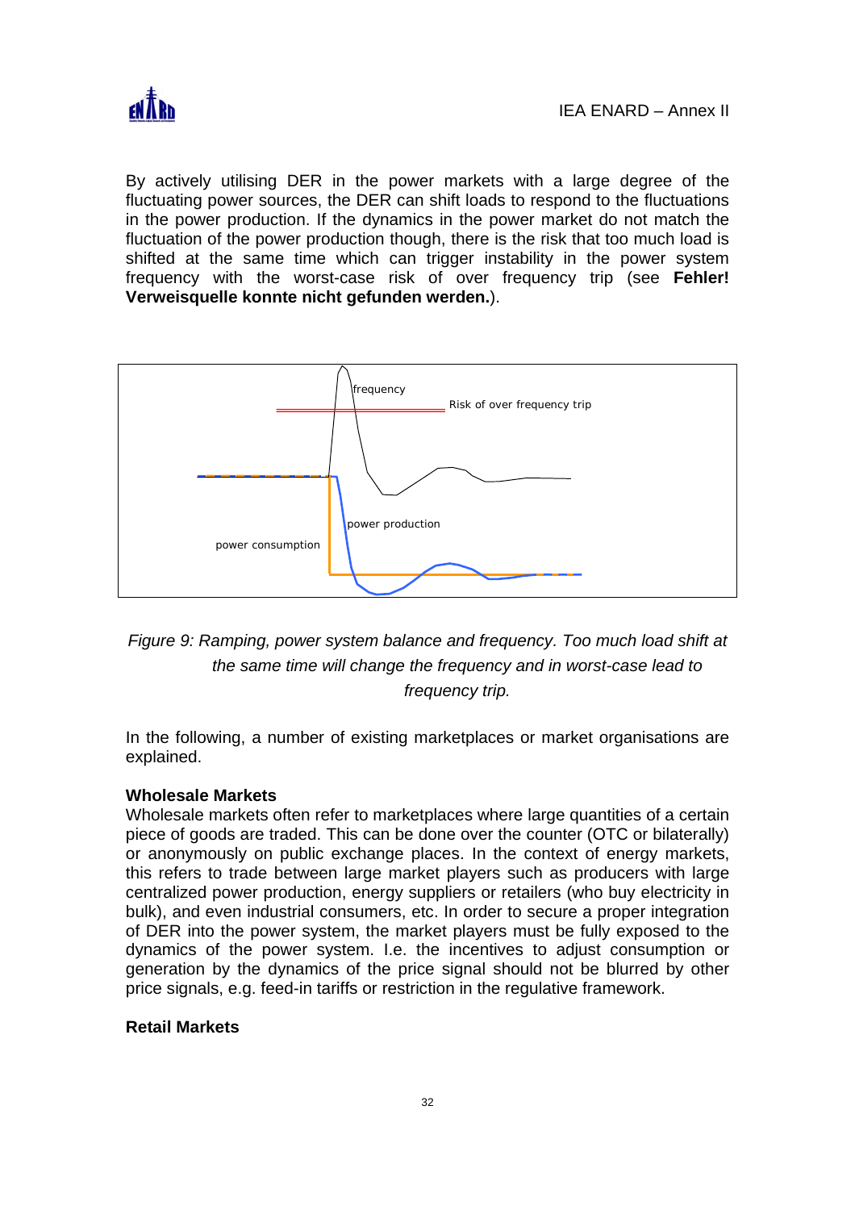By actively utilising DER in the power markets with a large degree of the fluctuating power sources, the DER can shift loads to respond to the fluctuations in the power production. If the dynamics in the power market do not match the fluctuation of the power production though, there is the risk that too much load is shifted at the same time which can trigger instability in the power system frequency with the worst-case risk of over frequency trip (see **Fehler! Verweisquelle konnte nicht gefunden werden.**).

*Figure 9: Ramping, power system balance and frequency. Too much load shift at the same time will change the frequency and in worst-case lead to frequency trip.*

In the following, a number of existing marketplaces or market organisations are explained.

**Wholesale Markets**

Wholesale markets often refer to marketplaces where large quantities of a certain piece of goods are traded. This can be done over the counter (OTC or bilaterally) or anonymously on public exchange places. In the context of energy markets, this refers to trade between large market players such as producers with large centralized power production, energy suppliers or retailers (who buy electricity in bulk), and even industrial consumers, etc. In order to secure a proper integration of DER into the power system, the market players must be fully exposed to the dynamics of the power system. I.e. the incentives to adjust consumption or generation by the dynamics of the price signal should not be blurred by other price signals, e.g. feed-in tariffs or restriction in the regulative framework.

**Retail Markets**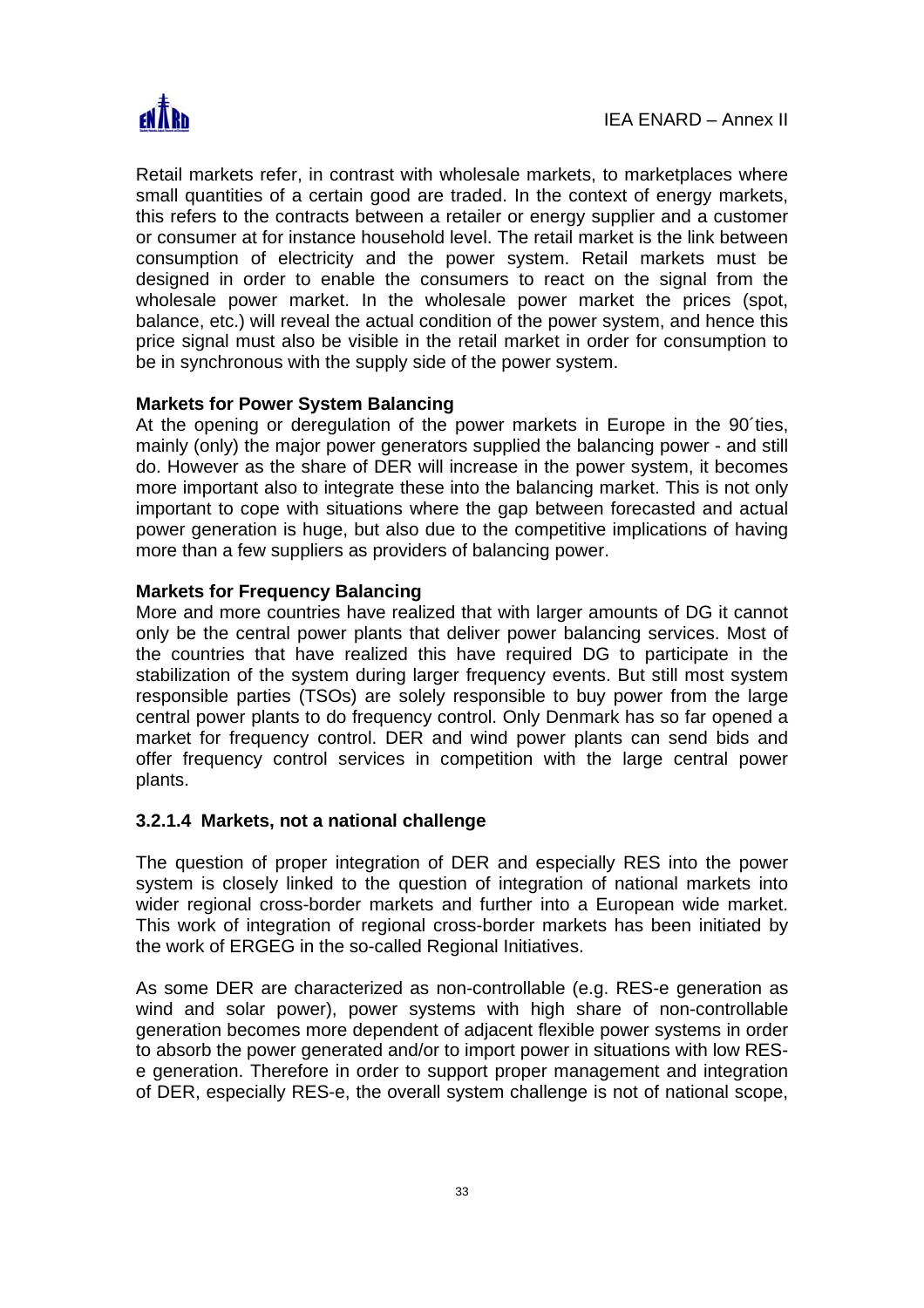Retail markets refer, in contrast with wholesale markets, to marketplaces where small quantities of a certain good are traded. In the context of energy markets, this refers to the contracts between a retailer or energy supplier and a customer or consumer at for instance household level. The retail market is the link between consumption of electricity and the power system. Retail markets must be designed in order to enable the consumers to react on the signal from the wholesale power market. In the wholesale power market the prices (spot, balance, etc.) will reveal the actual condition of the power system, and hence this price signal must also be visible in the retail market in order for consumption to be in synchronous with the supply side of the power system.

**Markets for Power System Balancing**

At the opening or deregulation of the power markets in Europe in the 90´ties, mainly (only) the major power generators supplied the balancing power - and still do. However as the share of DER will increase in the power system, it becomes more important also to integrate these into the balancing market. This is not only important to cope with situations where the gap between forecasted and actual power generation is huge, but also due to the competitive implications of having more than a few suppliers as providers of balancing power.

**Markets for Frequency Balancing**

More and more countries have realized that with larger amounts of DG it cannot only be the central power plants that deliver power balancing services. Most of the countries that have realized this have required DG to participate in the stabilization of the system during larger frequency events. But still most system responsible parties (TSOs) are solely responsible to buy power from the large central power plants to do frequency control. Only Denmark has so far opened a market for frequency control. DER and wind power plants can send bids and offer frequency control services in competition with the large central power plants.

#### 3.2.1.4 Markets, not a national challenge

The question of proper integration of DER and especially RES into the power system is closely linked to the question of integration of national markets into wider regional cross-border markets and further into a European wide market. This work of integration of regional cross-border markets has been initiated by the work of ERGEG in the so-called Regional Initiatives.

As some DER are characterized as non-controllable (e.g. RES-e generation as wind and solar power), power systems with high share of non-controllable generation becomes more dependent of adjacent flexible power systems in order to absorb the power generated and/or to import power in situations with low RES-e generation. Therefore in order to support proper management and integration of DER, especially RES-e, the overall system challenge is not of national scope,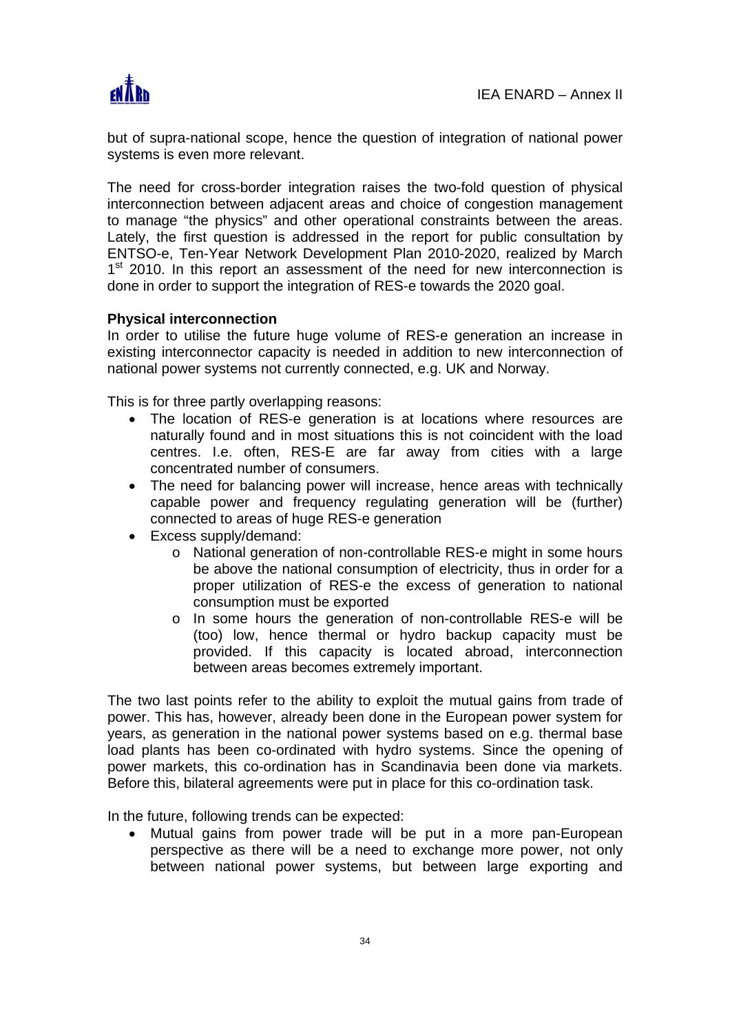but of supra-national scope, hence the question of integration of national power systems is even more relevant.

The need for cross-border integration raises the two-fold question of physical interconnection between adjacent areas and choice of congestion management to manage "the physics" and other operational constraints between the areas. Lately, the first question is addressed in the report for public consultation by ENTSO-e, Ten-Year Network Development Plan 2010-2020, realized by March 1st 2010. In this report an assessment of the need for new interconnection is done in order to support the integration of RES-e towards the 2020 goal.

**Physical interconnection**

In order to utilise the future huge volume of RES-e generation an increase in existing interconnector capacity is needed in addition to new interconnection of national power systems not currently connected, e.g. UK and Norway.

This is for three partly overlapping reasons:

- The location of RES-e generation is at locations where resources are naturally found and in most situations this is not coincident with the load centres. I.e. often, RES-E are far away from cities with a large concentrated number of consumers.
- The need for balancing power will increase, hence areas with technically capable power and frequency regulating generation will be (further) connected to areas of huge RES-e generation
- Excess supply/demand:
  - National generation of non-controllable RES-e might in some hours be above the national consumption of electricity, thus in order for a proper utilization of RES-e the excess of generation to national consumption must be exported
  - In some hours the generation of non-controllable RES-e will be (too) low, hence thermal or hydro backup capacity must be provided. If this capacity is located abroad, interconnection between areas becomes extremely important.

The two last points refer to the ability to exploit the mutual gains from trade of power. This has, however, already been done in the European power system for years, as generation in the national power systems based on e.g. thermal base load plants has been co-ordinated with hydro systems. Since the opening of power markets, this co-ordination has in Scandinavia been done via markets. Before this, bilateral agreements were put in place for this co-ordination task.

In the future, following trends can be expected:

- Mutual gains from power trade will be put in a more pan-European perspective as there will be a need to exchange more power, not only between national power systems, but between large exporting and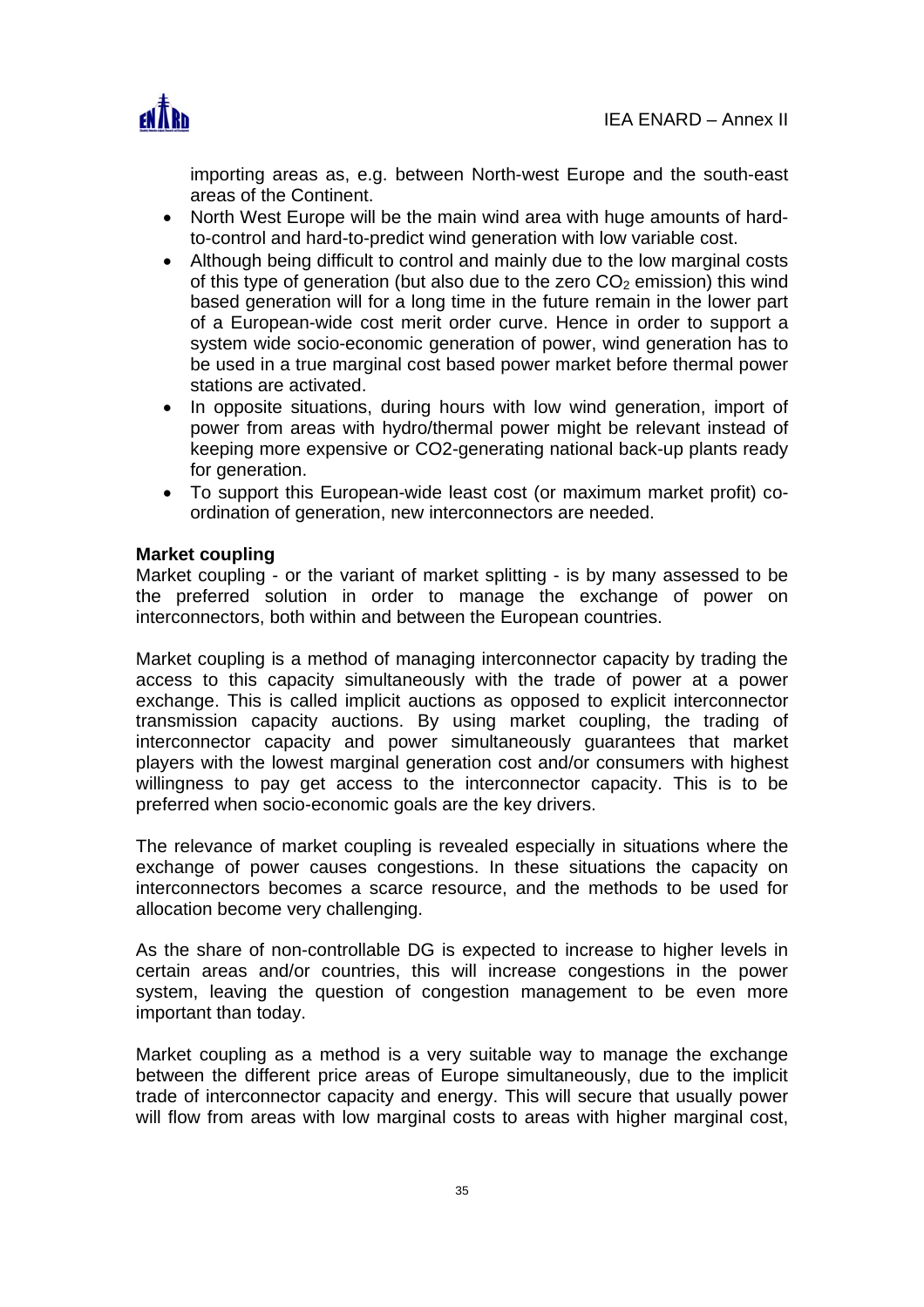importing areas as, e.g. between North-west Europe and the south-east areas of the Continent.

- North West Europe will be the main wind area with huge amounts of hard-to-control and hard-to-predict wind generation with low variable cost.
- Although being difficult to control and mainly due to the low marginal costs of this type of generation (but also due to the zero $CO_2$ emission) this wind based generation will for a long time in the future remain in the lower part of a European-wide cost merit order curve. Hence in order to support a system wide socio-economic generation of power, wind generation has to be used in a true marginal cost based power market before thermal power stations are activated.
- In opposite situations, during hours with low wind generation, import of power from areas with hydro/thermal power might be relevant instead of keeping more expensive or CO2-generating national back-up plants ready for generation.
- To support this European-wide least cost (or maximum market profit) co-ordination of generation, new interconnectors are needed.

**Market coupling**

Market coupling - or the variant of market splitting - is by many assessed to be the preferred solution in order to manage the exchange of power on interconnectors, both within and between the European countries.

Market coupling is a method of managing interconnector capacity by trading the access to this capacity simultaneously with the trade of power at a power exchange. This is called implicit auctions as opposed to explicit interconnector transmission capacity auctions. By using market coupling, the trading of interconnector capacity and power simultaneously guarantees that market players with the lowest marginal generation cost and/or consumers with highest willingness to pay get access to the interconnector capacity. This is to be preferred when socio-economic goals are the key drivers.

The relevance of market coupling is revealed especially in situations where the exchange of power causes congestions. In these situations the capacity on interconnectors becomes a scarce resource, and the methods to be used for allocation become very challenging.

As the share of non-controllable DG is expected to increase to higher levels in certain areas and/or countries, this will increase congestions in the power system, leaving the question of congestion management to be even more important than today.

Market coupling as a method is a very suitable way to manage the exchange between the different price areas of Europe simultaneously, due to the implicit trade of interconnector capacity and energy. This will secure that usually power will flow from areas with low marginal costs to areas with higher marginal cost,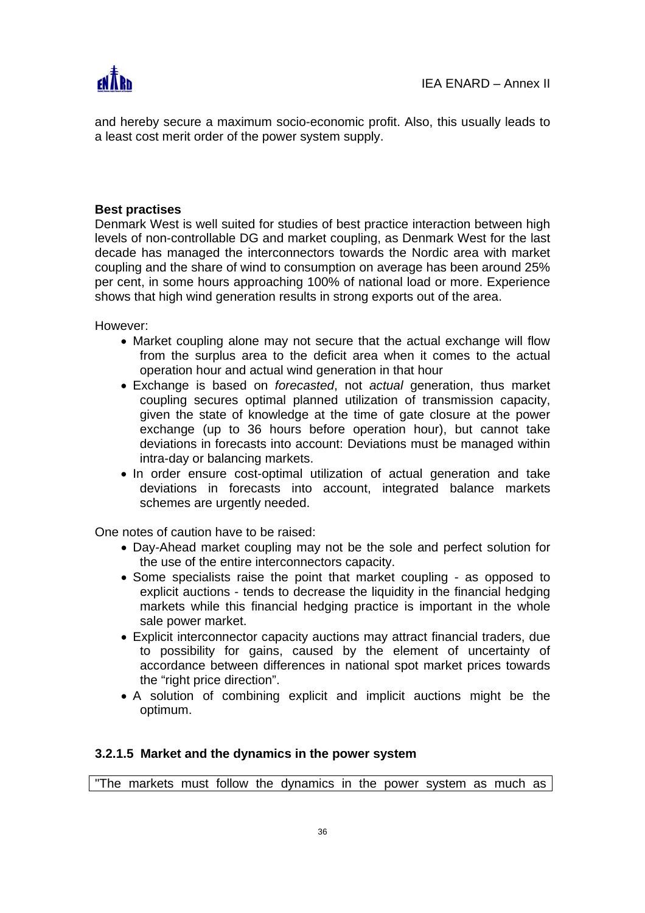and hereby secure a maximum socio-economic profit. Also, this usually leads to a least cost merit order of the power system supply.

**Best practises**

Denmark West is well suited for studies of best practice interaction between high levels of non-controllable DG and market coupling, as Denmark West for the last decade has managed the interconnectors towards the Nordic area with market coupling and the share of wind to consumption on average has been around 25% per cent, in some hours approaching 100% of national load or more. Experience shows that high wind generation results in strong exports out of the area.

However:

- Market coupling alone may not secure that the actual exchange will flow from the surplus area to the deficit area when it comes to the actual operation hour and actual wind generation in that hour
- Exchange is based on *forecasted*, not *actual* generation, thus market coupling secures optimal planned utilization of transmission capacity, given the state of knowledge at the time of gate closure at the power exchange (up to 36 hours before operation hour), but cannot take deviations in forecasts into account: Deviations must be managed within intra-day or balancing markets.
- In order ensure cost-optimal utilization of actual generation and take deviations in forecasts into account, integrated balance markets schemes are urgently needed.

One notes of caution have to be raised:

- Day-Ahead market coupling may not be the sole and perfect solution for the use of the entire interconnectors capacity.
- Some specialists raise the point that market coupling - as opposed to explicit auctions - tends to decrease the liquidity in the financial hedging markets while this financial hedging practice is important in the whole sale power market.
- Explicit interconnector capacity auctions may attract financial traders, due to possibility for gains, caused by the element of uncertainty of accordance between differences in national spot market prices towards the "right price direction".
- A solution of combining explicit and implicit auctions might be the optimum.

### 3.2.1.5 Market and the dynamics in the power system

"The markets must follow the dynamics in the power system as much as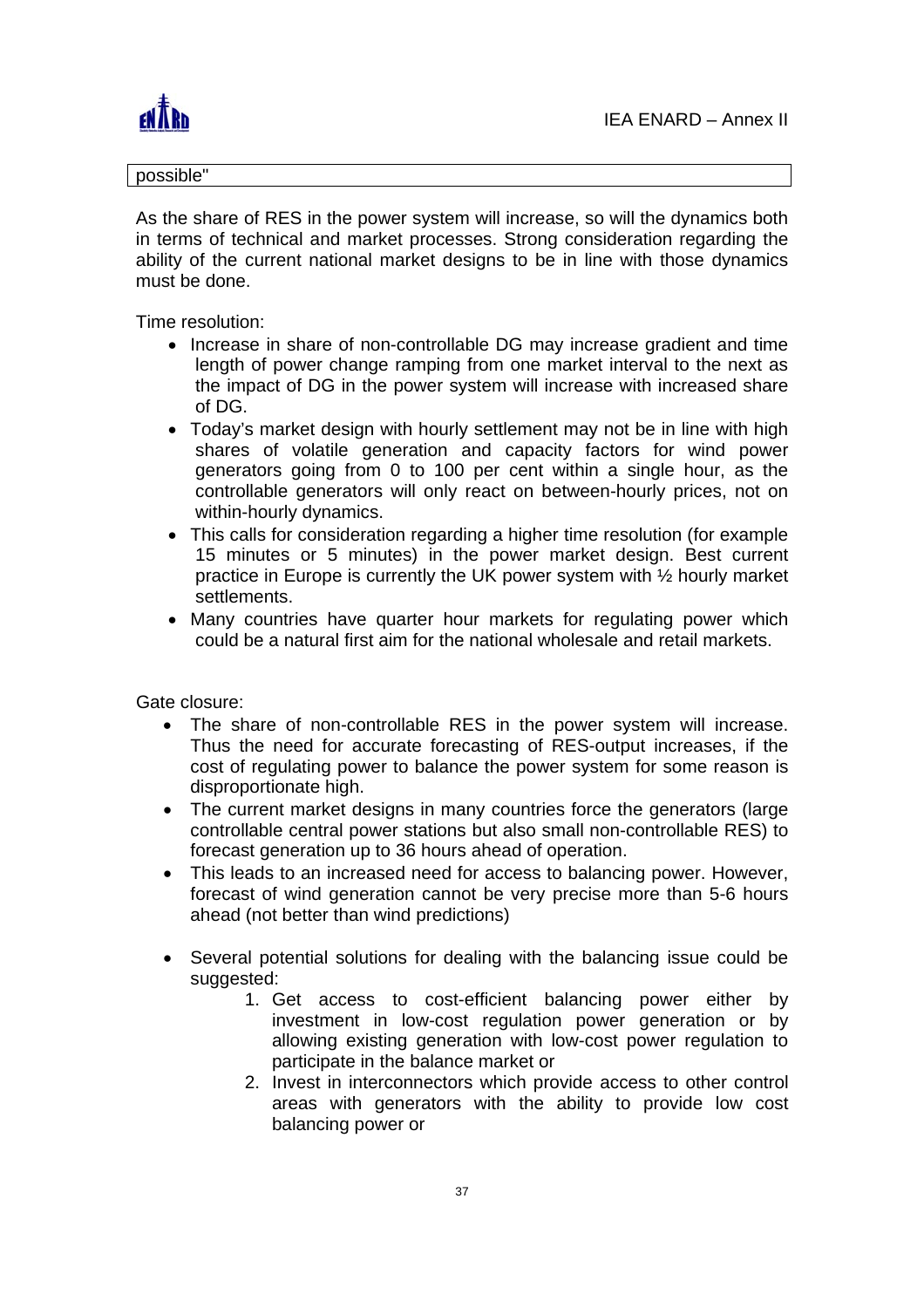possible"

As the share of RES in the power system will increase, so will the dynamics both in terms of technical and market processes. Strong consideration regarding the ability of the current national market designs to be in line with those dynamics must be done.

Time resolution:

- Increase in share of non-controllable DG may increase gradient and time length of power change ramping from one market interval to the next as the impact of DG in the power system will increase with increased share of DG.
- Today's market design with hourly settlement may not be in line with high shares of volatile generation and capacity factors for wind power generators going from 0 to 100 per cent within a single hour, as the controllable generators will only react on between-hourly prices, not on within-hourly dynamics.
- This calls for consideration regarding a higher time resolution (for example 15 minutes or 5 minutes) in the power market design. Best current practice in Europe is currently the UK power system with ½ hourly market settlements.
- Many countries have quarter hour markets for regulating power which could be a natural first aim for the national wholesale and retail markets.

Gate closure:

- The share of non-controllable RES in the power system will increase. Thus the need for accurate forecasting of RES-output increases, if the cost of regulating power to balance the power system for some reason is disproportionate high.
- The current market designs in many countries force the generators (large controllable central power stations but also small non-controllable RES) to forecast generation up to 36 hours ahead of operation.
- This leads to an increased need for access to balancing power. However, forecast of wind generation cannot be very precise more than 5-6 hours ahead (not better than wind predictions)
- Several potential solutions for dealing with the balancing issue could be suggested:
    1. Get access to cost-efficient balancing power either by investment in low-cost regulation power generation or by allowing existing generation with low-cost power regulation to participate in the balance market or
    2. Invest in interconnectors which provide access to other control areas with generators with the ability to provide low cost balancing power or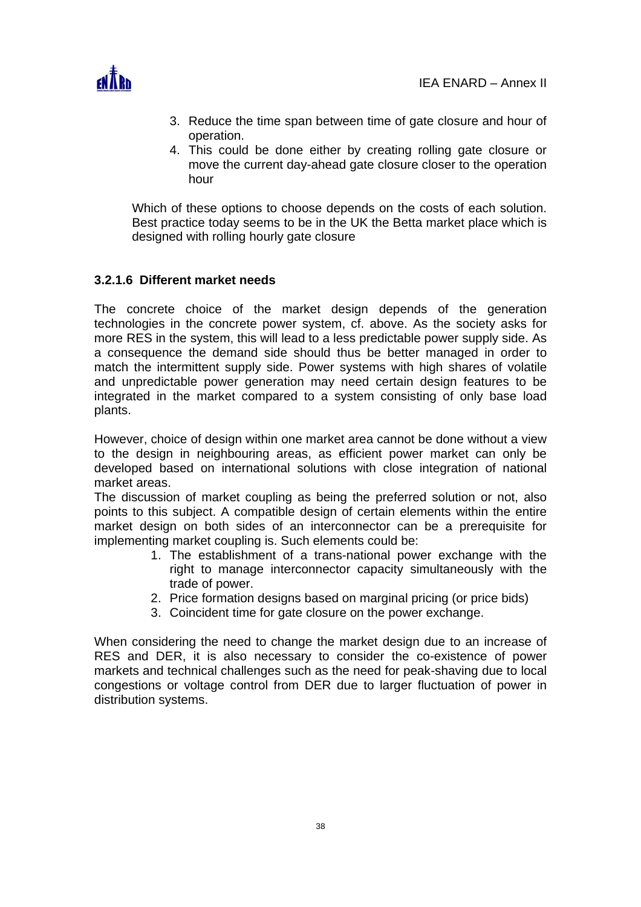3. Reduce the time span between time of gate closure and hour of operation.
4. This could be done either by creating rolling gate closure or move the current day-ahead gate closure closer to the operation hour

Which of these options to choose depends on the costs of each solution. Best practice today seems to be in the UK the Betta market place which is designed with rolling hourly gate closure

#### 3.2.1.6 Different market needs

The concrete choice of the market design depends of the generation technologies in the concrete power system, cf. above. As the society asks for more RES in the system, this will lead to a less predictable power supply side. As a consequence the demand side should thus be better managed in order to match the intermittent supply side. Power systems with high shares of volatile and unpredictable power generation may need certain design features to be integrated in the market compared to a system consisting of only base load plants.

However, choice of design within one market area cannot be done without a view to the design in neighbouring areas, as efficient power market can only be developed based on international solutions with close integration of national market areas.
The discussion of market coupling as being the preferred solution or not, also points to this subject. A compatible design of certain elements within the entire market design on both sides of an interconnector can be a prerequisite for implementing market coupling is. Such elements could be:

1. The establishment of a trans-national power exchange with the right to manage interconnector capacity simultaneously with the trade of power.
2. Price formation designs based on marginal pricing (or price bids)
3. Coincident time for gate closure on the power exchange.

When considering the need to change the market design due to an increase of RES and DER, it is also necessary to consider the co-existence of power markets and technical challenges such as the need for peak-shaving due to local congestions or voltage control from DER due to larger fluctuation of power in distribution systems.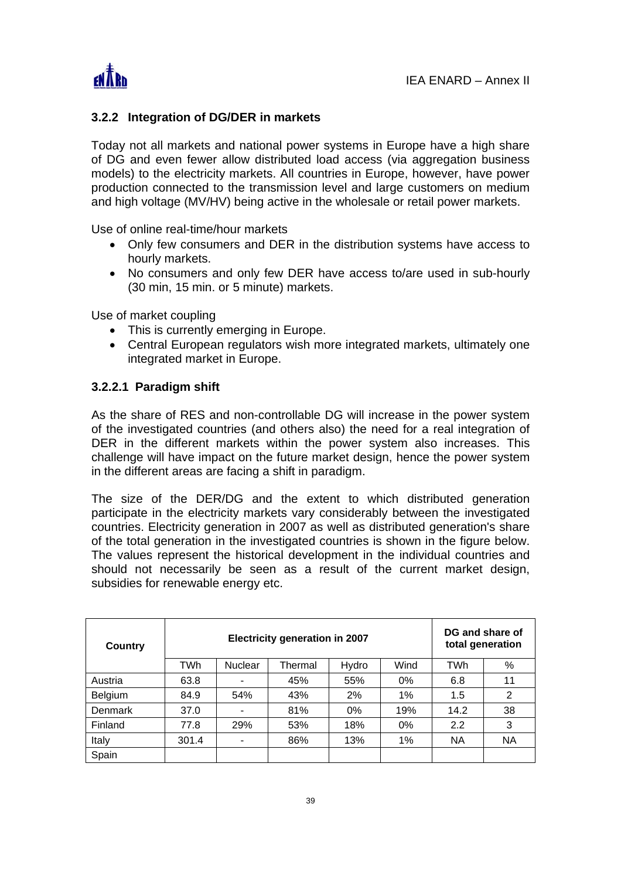### 3.2.2 Integration of DG/DER in markets

Today not all markets and national power systems in Europe have a high share of DG and even fewer allow distributed load access (via aggregation business models) to the electricity markets. All countries in Europe, however, have power production connected to the transmission level and large customers on medium and high voltage (MV/HV) being active in the wholesale or retail power markets.

Use of online real-time/hour markets

- Only few consumers and DER in the distribution systems have access to hourly markets.
- No consumers and only few DER have access to/are used in sub-hourly (30 min, 15 min. or 5 minute) markets.

Use of market coupling

- This is currently emerging in Europe.
- Central European regulators wish more integrated markets, ultimately one integrated market in Europe.

#### 3.2.2.1 Paradigm shift

As the share of RES and non-controllable DG will increase in the power system of the investigated countries (and others also) the need for a real integration of DER in the different markets within the power system also increases. This challenge will have impact on the future market design, hence the power system in the different areas are facing a shift in paradigm.

The size of the DER/DG and the extent to which distributed generation participate in the electricity markets vary considerably between the investigated countries. Electricity generation in 2007 as well as distributed generation's share of the total generation in the investigated countries is shown in the figure below. The values represent the historical development in the individual countries and should not necessarily be seen as a result of the current market design, subsidies for renewable energy etc.

| Country | Electricity generation in 2007 | | | | | DG and share of total generation | |
|---|---|---|---|---|---|---|---|
| | TWh | Nuclear | Thermal | Hydro | Wind | TWh | % |
| Austria | 63.8 | - | 45% | 55% | 0% | 6.8 | 11 |
| Belgium | 84.9 | 54% | 43% | 2% | 1% | 1.5 | 2 |
| Denmark | 37.0 | - | 81% | 0% | 19% | 14.2 | 38 |
| Finland | 77.8 | 29% | 53% | 18% | 0% | 2.2 | 3 |
| Italy | 301.4 | - | 86% | 13% | 1% | NA | NA |
| Spain | | | | | | | |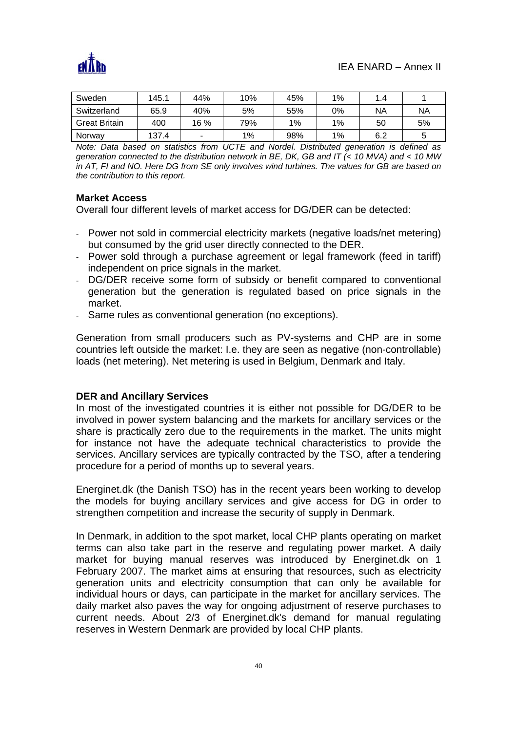| Sweden | 145.1 | 44% | 10% | 45% | 1% | 1.4 | 1 |
|---|---|---|---|---|---|---|---|
| Switzerland | 65.9 | 40% | 5% | 55% | 0% | NA | NA |
| Great Britain | 400 | 16 % | 79% | 1% | 1% | 50 | 5% |
| Norway | 137.4 | - | 1% | 98% | 1% | 6.2 | 5 |

*Note: Data based on statistics from UCTE and Nordel. Distributed generation is defined as generation connected to the distribution network in BE, DK, GB and IT (< 10 MVA) and < 10 MW in AT, FI and NO. Here DG from SE only involves wind turbines. The values for GB are based on the contribution to this report.*

**Market Access**

Overall four different levels of market access for DG/DER can be detected:

- Power not sold in commercial electricity markets (negative loads/net metering) but consumed by the grid user directly connected to the DER.
- Power sold through a purchase agreement or legal framework (feed in tariff) independent on price signals in the market.
- DG/DER receive some form of subsidy or benefit compared to conventional generation but the generation is regulated based on price signals in the market.
- Same rules as conventional generation (no exceptions).

Generation from small producers such as PV-systems and CHP are in some countries left outside the market: I.e. they are seen as negative (non-controllable) loads (net metering). Net metering is used in Belgium, Denmark and Italy.

**DER and Ancillary Services**

In most of the investigated countries it is either not possible for DG/DER to be involved in power system balancing and the markets for ancillary services or the share is practically zero due to the requirements in the market. The units might for instance not have the adequate technical characteristics to provide the services. Ancillary services are typically contracted by the TSO, after a tendering procedure for a period of months up to several years.

Energinet.dk (the Danish TSO) has in the recent years been working to develop the models for buying ancillary services and give access for DG in order to strengthen competition and increase the security of supply in Denmark.

In Denmark, in addition to the spot market, local CHP plants operating on market terms can also take part in the reserve and regulating power market. A daily market for buying manual reserves was introduced by Energinet.dk on 1 February 2007. The market aims at ensuring that resources, such as electricity generation units and electricity consumption that can only be available for individual hours or days, can participate in the market for ancillary services. The daily market also paves the way for ongoing adjustment of reserve purchases to current needs. About 2/3 of Energinet.dk's demand for manual regulating reserves in Western Denmark are provided by local CHP plants.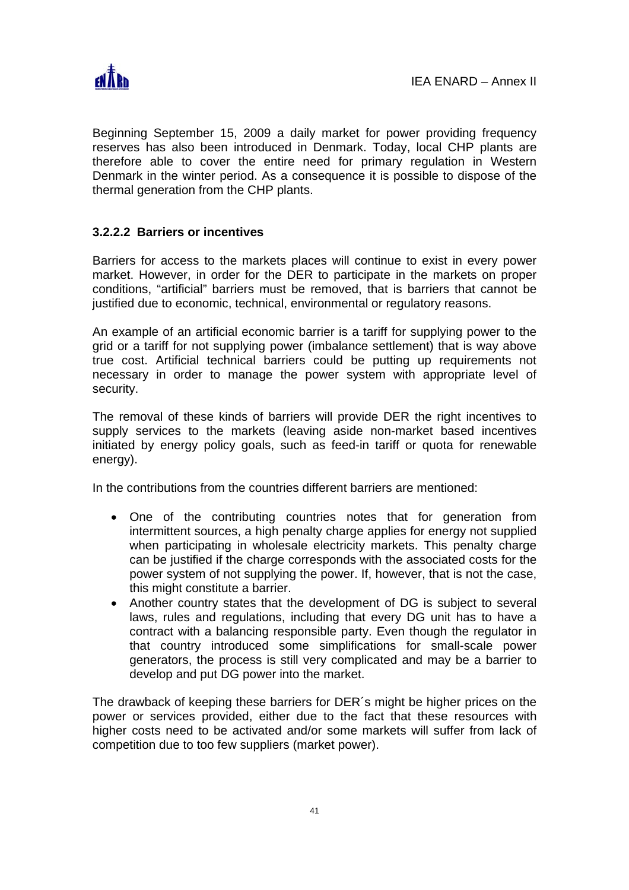Beginning September 15, 2009 a daily market for power providing frequency reserves has also been introduced in Denmark. Today, local CHP plants are therefore able to cover the entire need for primary regulation in Western Denmark in the winter period. As a consequence it is possible to dispose of the thermal generation from the CHP plants.

### 3.2.2.2 Barriers or incentives

Barriers for access to the markets places will continue to exist in every power market. However, in order for the DER to participate in the markets on proper conditions, "artificial" barriers must be removed, that is barriers that cannot be justified due to economic, technical, environmental or regulatory reasons.

An example of an artificial economic barrier is a tariff for supplying power to the grid or a tariff for not supplying power (imbalance settlement) that is way above true cost. Artificial technical barriers could be putting up requirements not necessary in order to manage the power system with appropriate level of security.

The removal of these kinds of barriers will provide DER the right incentives to supply services to the markets (leaving aside non-market based incentives initiated by energy policy goals, such as feed-in tariff or quota for renewable energy).

In the contributions from the countries different barriers are mentioned:

- One of the contributing countries notes that for generation from intermittent sources, a high penalty charge applies for energy not supplied when participating in wholesale electricity markets. This penalty charge can be justified if the charge corresponds with the associated costs for the power system of not supplying the power. If, however, that is not the case, this might constitute a barrier.
- Another country states that the development of DG is subject to several laws, rules and regulations, including that every DG unit has to have a contract with a balancing responsible party. Even though the regulator in that country introduced some simplifications for small-scale power generators, the process is still very complicated and may be a barrier to develop and put DG power into the market.

The drawback of keeping these barriers for DER´s might be higher prices on the power or services provided, either due to the fact that these resources with higher costs need to be activated and/or some markets will suffer from lack of competition due to too few suppliers (market power).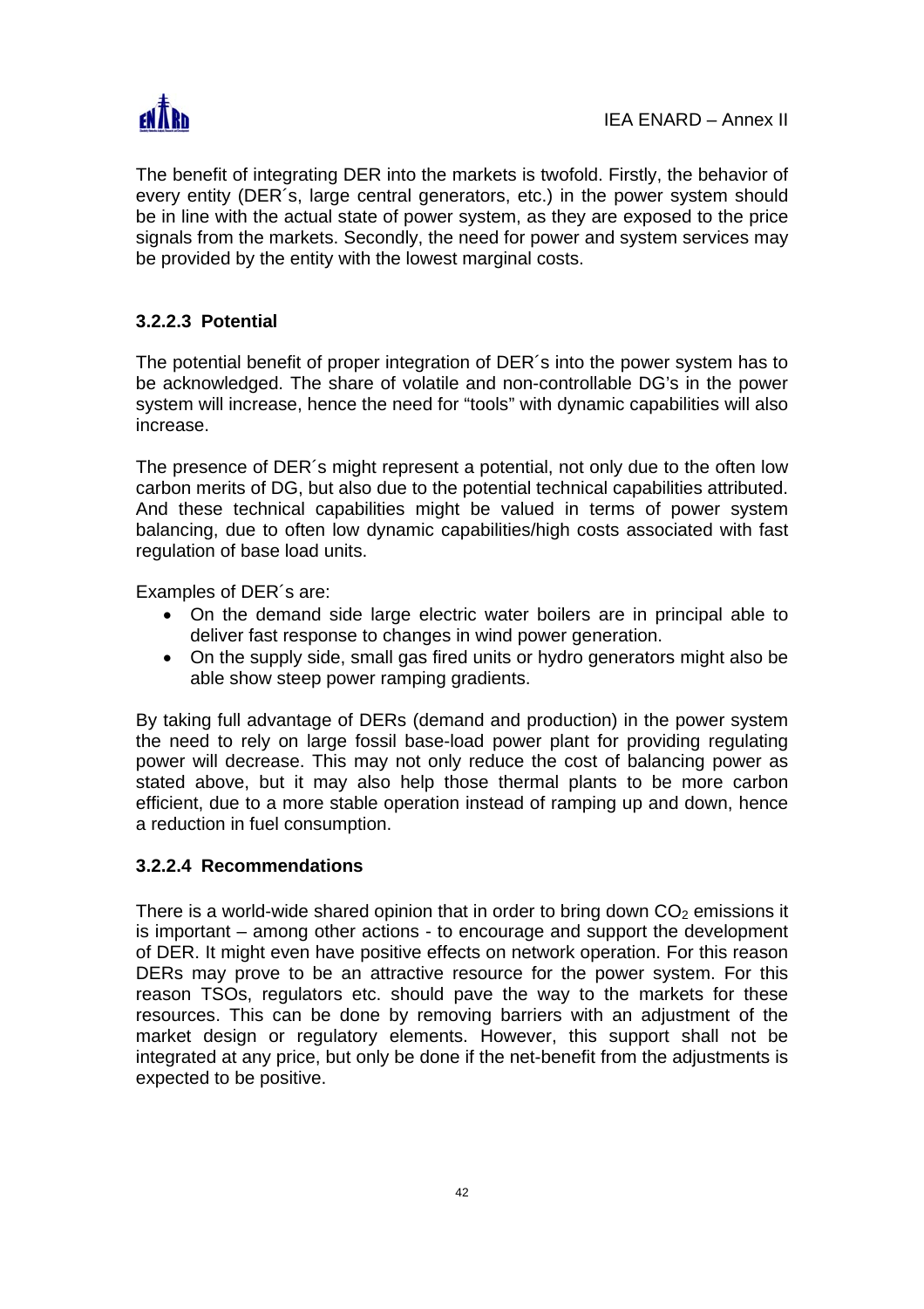The benefit of integrating DER into the markets is twofold. Firstly, the behavior of every entity (DER´s, large central generators, etc.) in the power system should be in line with the actual state of power system, as they are exposed to the price signals from the markets. Secondly, the need for power and system services may be provided by the entity with the lowest marginal costs.

#### 3.2.2.3 Potential

The potential benefit of proper integration of DER´s into the power system has to be acknowledged. The share of volatile and non-controllable DG's in the power system will increase, hence the need for "tools" with dynamic capabilities will also increase.

The presence of DER´s might represent a potential, not only due to the often low carbon merits of DG, but also due to the potential technical capabilities attributed. And these technical capabilities might be valued in terms of power system balancing, due to often low dynamic capabilities/high costs associated with fast regulation of base load units.

Examples of DER´s are:

- On the demand side large electric water boilers are in principal able to deliver fast response to changes in wind power generation.
- On the supply side, small gas fired units or hydro generators might also be able show steep power ramping gradients.

By taking full advantage of DERs (demand and production) in the power system the need to rely on large fossil base-load power plant for providing regulating power will decrease. This may not only reduce the cost of balancing power as stated above, but it may also help those thermal plants to be more carbon efficient, due to a more stable operation instead of ramping up and down, hence a reduction in fuel consumption.

#### 3.2.2.4 Recommendations

There is a world-wide shared opinion that in order to bring down $CO_2$ emissions it is important – among other actions - to encourage and support the development of DER. It might even have positive effects on network operation. For this reason DERs may prove to be an attractive resource for the power system. For this reason TSOs, regulators etc. should pave the way to the markets for these resources. This can be done by removing barriers with an adjustment of the market design or regulatory elements. However, this support shall not be integrated at any price, but only be done if the net-benefit from the adjustments is expected to be positive.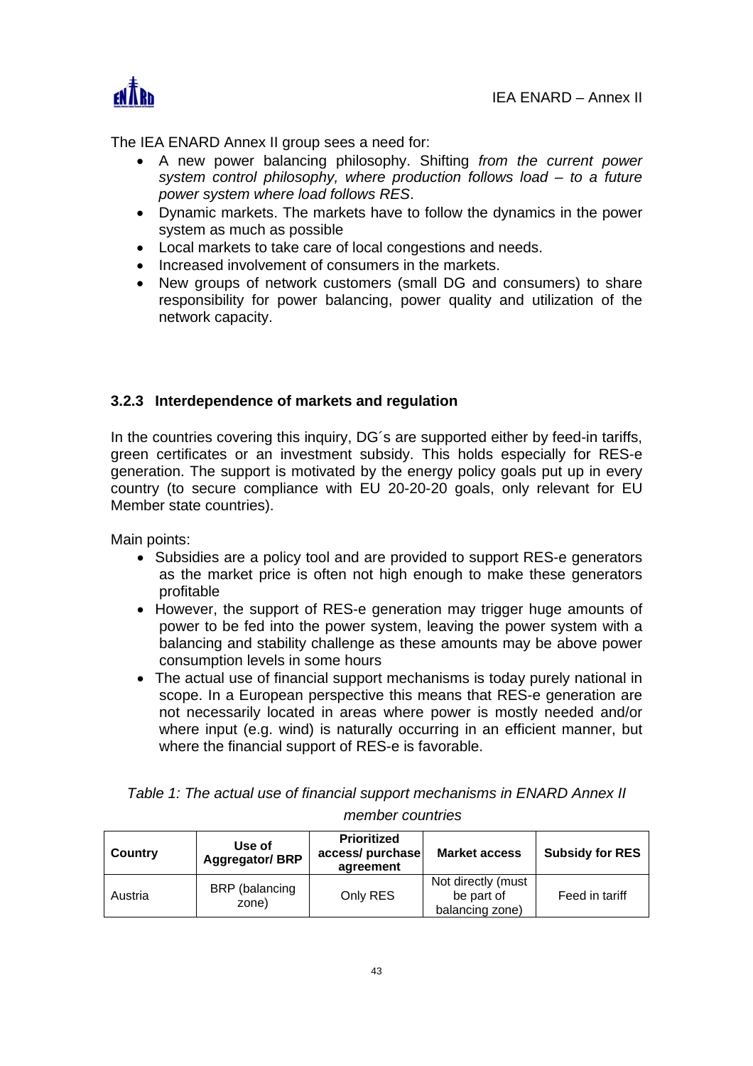The IEA ENARD Annex II group sees a need for:

- A new power balancing philosophy. Shifting *from the current power system control philosophy, where production follows load – to a future power system where load follows RES*.
- Dynamic markets. The markets have to follow the dynamics in the power system as much as possible
- Local markets to take care of local congestions and needs.
- Increased involvement of consumers in the markets.
- New groups of network customers (small DG and consumers) to share responsibility for power balancing, power quality and utilization of the network capacity.

### 3.2.3 Interdependence of markets and regulation

In the countries covering this inquiry, DG´s are supported either by feed-in tariffs, green certificates or an investment subsidy. This holds especially for RES-e generation. The support is motivated by the energy policy goals put up in every country (to secure compliance with EU 20-20-20 goals, only relevant for EU Member state countries).

Main points:

- Subsidies are a policy tool and are provided to support RES-e generators as the market price is often not high enough to make these generators profitable
- However, the support of RES-e generation may trigger huge amounts of power to be fed into the power system, leaving the power system with a balancing and stability challenge as these amounts may be above power consumption levels in some hours
- The actual use of financial support mechanisms is today purely national in scope. In a European perspective this means that RES-e generation are not necessarily located in areas where power is mostly needed and/or where input (e.g. wind) is naturally occurring in an efficient manner, but where the financial support of RES-e is favorable.

*Table 1: The actual use of financial support mechanisms in ENARD Annex II member countries*

| Country | Use of Aggregator/ BRP | Prioritized access/ purchase agreement | Market access | Subsidy for RES |
|---|---|---|---|---|
| Austria | BRP (balancing zone) | Only RES | Not directly (must be part of balancing zone) | Feed in tariff |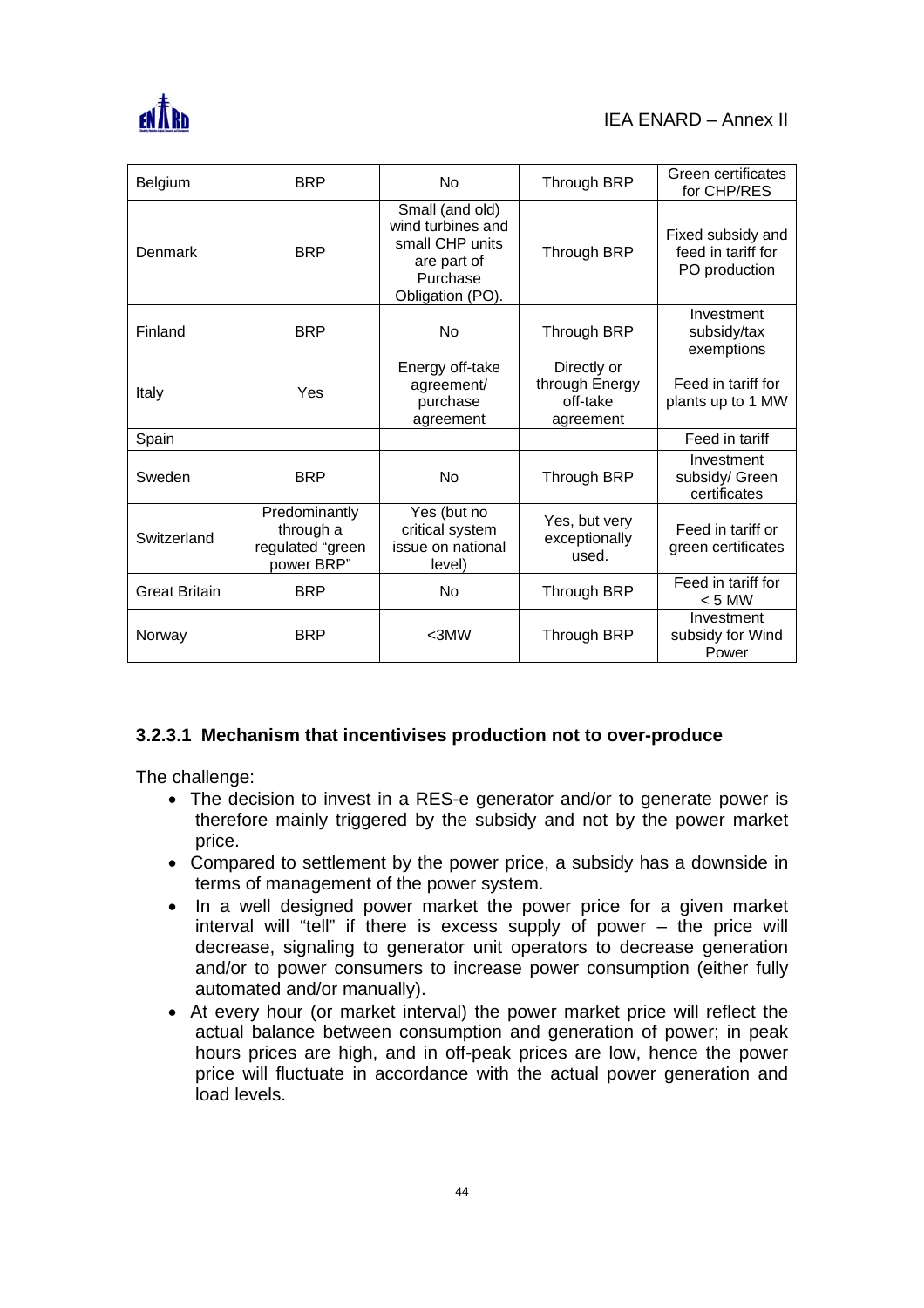| Belgium | BRP | No | Through BRP | Green certificates for CHP/RES |
|---|---|---|---|---|
| Denmark | BRP | Small (and old) wind turbines and small CHP units are part of Purchase Obligation (PO). | Through BRP | Fixed subsidy and feed in tariff for PO production |
| Finland | BRP | No | Through BRP | Investment subsidy/tax exemptions |
| Italy | Yes | Energy off-take agreement/ purchase agreement | Directly or through Energy off-take agreement | Feed in tariff for plants up to 1 MW |
| Spain | | | | Feed in tariff |
| Sweden | BRP | No | Through BRP | Investment subsidy/ Green certificates |
| Switzerland | Predominantly through a regulated "green power BRP" | Yes (but no critical system issue on national level) | Yes, but very exceptionally used. | Feed in tariff or green certificates |
| Great Britain | BRP | No | Through BRP | Feed in tariff for < 5 MW |
| Norway | BRP | <3MW | Through BRP | Investment subsidy for Wind Power |

#### 3.2.3.1 Mechanism that incentivises production not to over-produce

The challenge:

- The decision to invest in a RES-e generator and/or to generate power is therefore mainly triggered by the subsidy and not by the power market price.
- Compared to settlement by the power price, a subsidy has a downside in terms of management of the power system.
- In a well designed power market the power price for a given market interval will "tell" if there is excess supply of power – the price will decrease, signaling to generator unit operators to decrease generation and/or to power consumers to increase power consumption (either fully automated and/or manually).
- At every hour (or market interval) the power market price will reflect the actual balance between consumption and generation of power; in peak hours prices are high, and in off-peak prices are low, hence the power price will fluctuate in accordance with the actual power generation and load levels.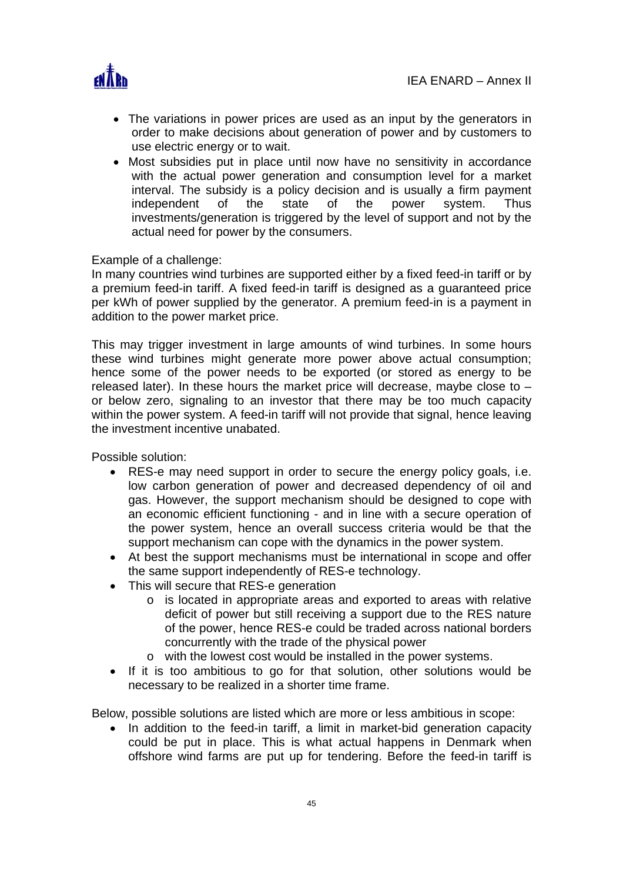- The variations in power prices are used as an input by the generators in order to make decisions about generation of power and by customers to use electric energy or to wait.
- Most subsidies put in place until now have no sensitivity in accordance with the actual power generation and consumption level for a market interval. The subsidy is a policy decision and is usually a firm payment independent of the state of the power system. Thus investments/generation is triggered by the level of support and not by the actual need for power by the consumers.

Example of a challenge:
In many countries wind turbines are supported either by a fixed feed-in tariff or by a premium feed-in tariff. A fixed feed-in tariff is designed as a guaranteed price per kWh of power supplied by the generator. A premium feed-in is a payment in addition to the power market price.

This may trigger investment in large amounts of wind turbines. In some hours these wind turbines might generate more power above actual consumption; hence some of the power needs to be exported (or stored as energy to be released later). In these hours the market price will decrease, maybe close to – or below zero, signaling to an investor that there may be too much capacity within the power system. A feed-in tariff will not provide that signal, hence leaving the investment incentive unabated.

Possible solution:

- RES-e may need support in order to secure the energy policy goals, i.e. low carbon generation of power and decreased dependency of oil and gas. However, the support mechanism should be designed to cope with an economic efficient functioning - and in line with a secure operation of the power system, hence an overall success criteria would be that the support mechanism can cope with the dynamics in the power system.
- At best the support mechanisms must be international in scope and offer the same support independently of RES-e technology.
- This will secure that RES-e generation
  - is located in appropriate areas and exported to areas with relative deficit of power but still receiving a support due to the RES nature of the power, hence RES-e could be traded across national borders concurrently with the trade of the physical power
  - with the lowest cost would be installed in the power systems.
- If it is too ambitious to go for that solution, other solutions would be necessary to be realized in a shorter time frame.

Below, possible solutions are listed which are more or less ambitious in scope:

- In addition to the feed-in tariff, a limit in market-bid generation capacity could be put in place. This is what actual happens in Denmark when offshore wind farms are put up for tendering. Before the feed-in tariff is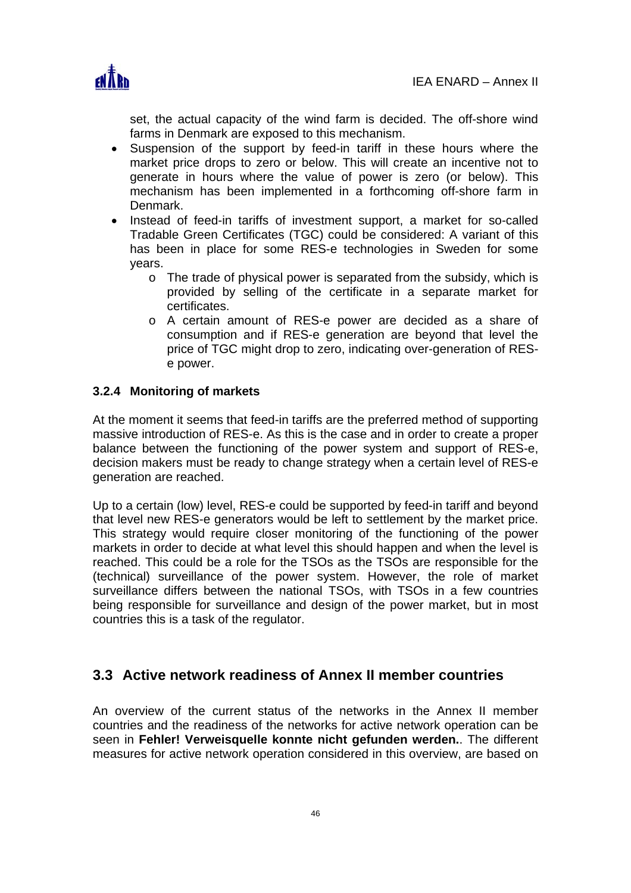set, the actual capacity of the wind farm is decided. The off-shore wind farms in Denmark are exposed to this mechanism.

- Suspension of the support by feed-in tariff in these hours where the market price drops to zero or below. This will create an incentive not to generate in hours where the value of power is zero (or below). This mechanism has been implemented in a forthcoming off-shore farm in Denmark.
- Instead of feed-in tariffs of investment support, a market for so-called Tradable Green Certificates (TGC) could be considered: A variant of this has been in place for some RES-e technologies in Sweden for some years.
    - The trade of physical power is separated from the subsidy, which is provided by selling of the certificate in a separate market for certificates.
    - A certain amount of RES-e power are decided as a share of consumption and if RES-e generation are beyond that level the price of TGC might drop to zero, indicating over-generation of RES-e power.

### 3.2.4 Monitoring of markets

At the moment it seems that feed-in tariffs are the preferred method of supporting massive introduction of RES-e. As this is the case and in order to create a proper balance between the functioning of the power system and support of RES-e, decision makers must be ready to change strategy when a certain level of RES-e generation are reached.

Up to a certain (low) level, RES-e could be supported by feed-in tariff and beyond that level new RES-e generators would be left to settlement by the market price. This strategy would require closer monitoring of the functioning of the power markets in order to decide at what level this should happen and when the level is reached. This could be a role for the TSOs as the TSOs are responsible for the (technical) surveillance of the power system. However, the role of market surveillance differs between the national TSOs, with TSOs in a few countries being responsible for surveillance and design of the power market, but in most countries this is a task of the regulator.

## 3.3 Active network readiness of Annex II member countries

An overview of the current status of the networks in the Annex II member countries and the readiness of the networks for active network operation can be seen in **Fehler! Verweisquelle konnte nicht gefunden werden.**. The different measures for active network operation considered in this overview, are based on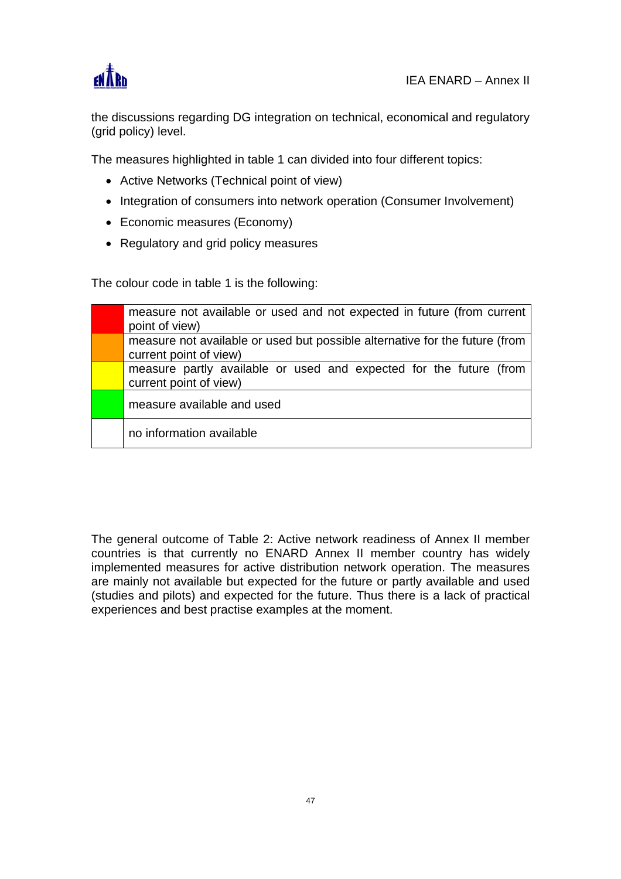the discussions regarding DG integration on technical, economical and regulatory (grid policy) level.

The measures highlighted in table 1 can divided into four different topics:

- Active Networks (Technical point of view)
- Integration of consumers into network operation (Consumer Involvement)
- Economic measures (Economy)
- Regulatory and grid policy measures

The colour code in table 1 is the following:

| Colour | Meaning |
|---|---|
| Red | measure not available or used and not expected in future (from current point of view) |
| Orange | measure not available or used but possible alternative for the future (from current point of view) |
| Yellow | measure partly available or used and expected for the future (from current point of view) |
| Green | measure available and used |
| (no colour) | no information available |

The general outcome of Table 2: Active network readiness of Annex II member countries is that currently no ENARD Annex II member country has widely implemented measures for active distribution network operation. The measures are mainly not available but expected for the future or partly available and used (studies and pilots) and expected for the future. Thus there is a lack of practical experiences and best practise examples at the moment.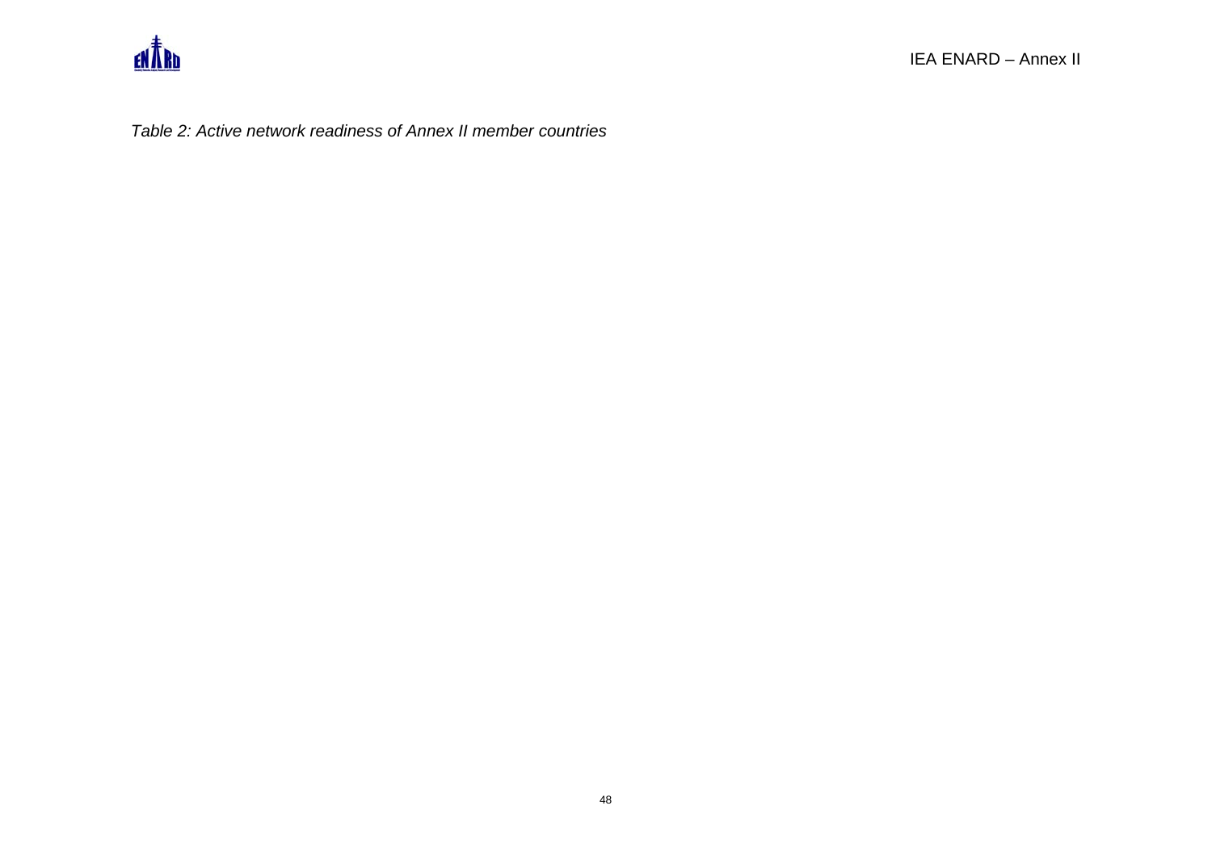*Table 2: Active network readiness of Annex II member countries*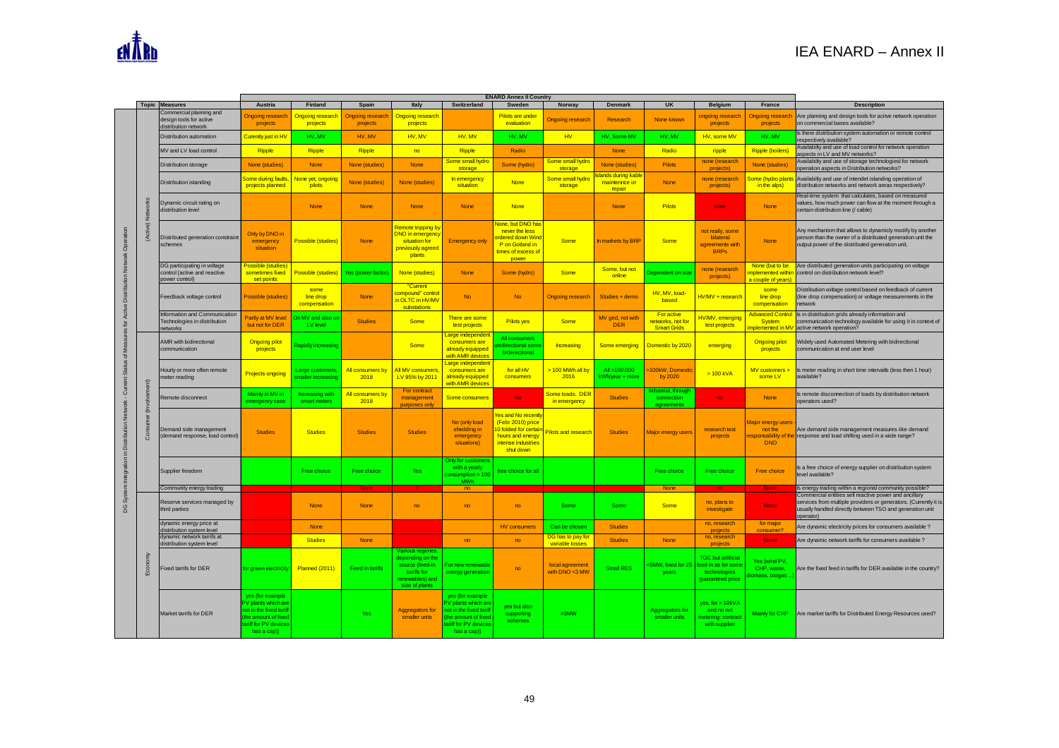# IEA ENARD – Annex II

| Topic | Measures | Austria | Finland | Spain | Italy | Switzerland | Sweden | Norway | Denmark | UK | Belgium | France | Description |
|---|---|---|---|---|---|---|---|---|---|---|---|---|---|
| | | ENARD Annex II Country | | | | | | | | | | | |
| (Active) Networks | Commercial planning and design tools for active distribution network | Ongoing research projects | Ongoing research projects | Ongoing research projects | Ongoing research projects | | Pilots are under evaluation | Ongoing research | Research | None known | ongoing research projects | Ongoing research projects | Are planning and design tools for acitve network operation on commercial bases available? |
| | Distribution automation | Curently just in HV | HV, MV | HV, MV | HV, MV | HV, MV | HV, MV | HV | HV, Some MV | HV, MV | HV, some MV | HV, MV | Is there distribution system automation or remote control respectively available? |
| | MV and LV load control | Ripple | Ripple | Ripple | no | Ripple | Radio | | None | Radio | ripple | Ripple (boilers) | Availabilty and use of load control for network operation aspects in LV and MV networks? |
| | Distribution storage | None (studies) | None | None (studies) | None | Some small hydro storage | Some (hydro) | Some small hydro storage | None (studies) | Pilots | none (research projects) | None (studies) | Availabilty and use of storage technologiesl for network operation aspects in Distribution networks? |
| | Distribution islanding | Some during faults, projects planned | None yet, ongoing pilots | None (studies) | None (studies) | In emergency situation | None | Some small hydro storage | Islands during kable maintennce or repair | None | none (research projects) | Some (hydro plants in the alps) | Availabilty and use of intendet islanding operation of distribution networks and network areas respectively? |
| | Dynamic circuit rating on distribution level | | None | None | None | None | None | | None | Pilots | none | None | Real-time system that calculates, based on measured values, how much power can flow at the moment through a certain distribution line (/ cable) |
| | Distributed generation constraint schemes | Only by DNO in emergency situation | Possible (studies) | None | Remote tripping by DNO in emergency situation for previously agreed plants | Emergency only | None, but DNO has never the less ordered down Wind P on Gotland in times of excess of power | Some | In markets by BRP | Some | not really, some bilateral agreements with BRPs | None | Any mechanism that allows to dynamicly modify by another person than the owner of a distributed generation unit the output power of the distributed generation unit. |
| | DG participating in voltage control (active and reactive power control) | Possible (studies) sometimes fixed set points | Possible (studies) | Yes (power factor) | None (studies) | None | Some (hydro) | Some | Some, but not online | Dependent on size | none (research projects) | None (but to be implemented within a couple of years) | Are distributed generation units participating on voltage control on distribution network level? |
| | Feedback voltage control | Possible (studies) | some line drop compensation | None | "Current compound" control in OLTC in HV/MV substations | No | No | Ongoing research | Studies + demo | HV, MV, load-based | HV/MV + research | some line drop compensation | Distribution voltage control based on feedback of current (line drop compensation) or voltage measurements in the network |
| | Information and Communication Technologies in distribution networks | Partly at MV level but not for DER | On MV and also on LV level | Studies | Some | There are some test projects | Pilots yes | Some | MV grid, not with DER | For active networks, not for Smart Grids | HV/MV, emerging test projects | Advanced Control System implemented in MV | Is in distribution grids already information and communication technology available for using it in context of active network operation? |
| Consumer (Involvement) | AMR with bidirectional communication | Ongoing pilot projects | Rapidly increasing | | Some | Large independent consumers are already equipped with AMR devices | All consumers unidirectional some bidirectional | Increasing | Some emerging | Domestic by 2020 | emerging | Ongoing pilot projects | Widely used Automated Metering with bidirectional communication at end user level |
| | Hourly or more often remote meter reading | Projects ongoing | Large customers, smaller increasing | All consumers by 2018 | All MV consumers, LV 95% by 2011 | Large independent consumers are already equipped with AMR devices | for all HV consumers | > 100 MWh all by 2016 | All >100.000 kWh/year + more | >100kW, Domestic by 2020 | > 100 kVA | MV customers + some LV | Is meter reading in short time intervalls (less then 1 hour) available? |
| | Remote disconnect | Mainly in MV in emergency case | Increasing with smart meters | All consumers by 2018 | For contract management purposes only | Some consumers | No | Some loads. DER in emergency | Studies | Industrial, through connection agreements | no | None | Is remote disconnection of loads by distribution network operators used? |
| | Demand side management (demand response, load control) | Studies | Studies | Studies | Studies | No (only load shedding in emergency situations) | Yes and No recently (Febr 2010) price 10 folded for certain hours and energy intense industries shut down | Pilots and research | Studies | Major energy users | research test projects | Major energy users - not the responsability of the DNO | Are demand side management measures iike demand response and load shifting used in a wide range? |
| | Supplier freedom | | Free choice | Free choice | Yes | Only for customers with a yearly consumption > 100 MWh | free choice for all | | | Free choice | Free choice | Free choice | Is a free choice of energy supplier on distribution system level available? |
| | Community energy trading | | | None | ? | no | | | | None | no | None | Is energy trading within a regional community possible? |
| Economy | Reserve services managed by third parties | | None | None | no | no | no | Some | Some | Some | no, plans to investigate | None | Commercial entities sell reactive power and ancillary services from multiple providers or generators. (Currently it is usually handled directly between TSO and generation unit operator) |
| | dynamic energy price at distribution system level | | None | | | | HV consumers | Can be chosen | Studies | | no, research projects | for major consumer? | Are dynamic electricity prices for consumers available ? |
| | dynamic network tarrifs at distribution system level | | Studies | None | | no | no | DG has to pay for variable losses | Studies | None | no, research projects | None | Are dynamic network tariffs for consumers available ? |
| | Fixed tarrifs for DER | for green electricity | Planned (2011) | Feed in tariffs | Various regimes, depending on the source (feed-in tariffs for renewables) and size of plants | For new renewable energy generation | no | local agreement with DNO <3 MW | Small RES | <5MW, fixed for 25 years | TGC but artificial feed in as for some technologies guaranteed price | Yes (wind PV, CHP, waste, biomass, biogas…) | Are the fixed feed in tariffs for DER available in the country? |
| | Market tarrifs for DER | yes (for example PV plants which are not in the fixed tariff (the amount of fixed tariff for PV devices has a cap)) | | Yes | Aggregators for smaller units | yes (for example PV plants which are not in the fixed tariff (the amount of fixed tariff for PV devices has a cap)) | yes but also supporting schemes | >3MW | | Aggregators for smaller units | yes, for > 10kVA and no net metering: contract with supplier | Mainly for CHP | Are market tariffs for Distributed Energy Resources used? |

DG System Integration in Distribution Network - Current Status of Measures for Active Distribution Network Operation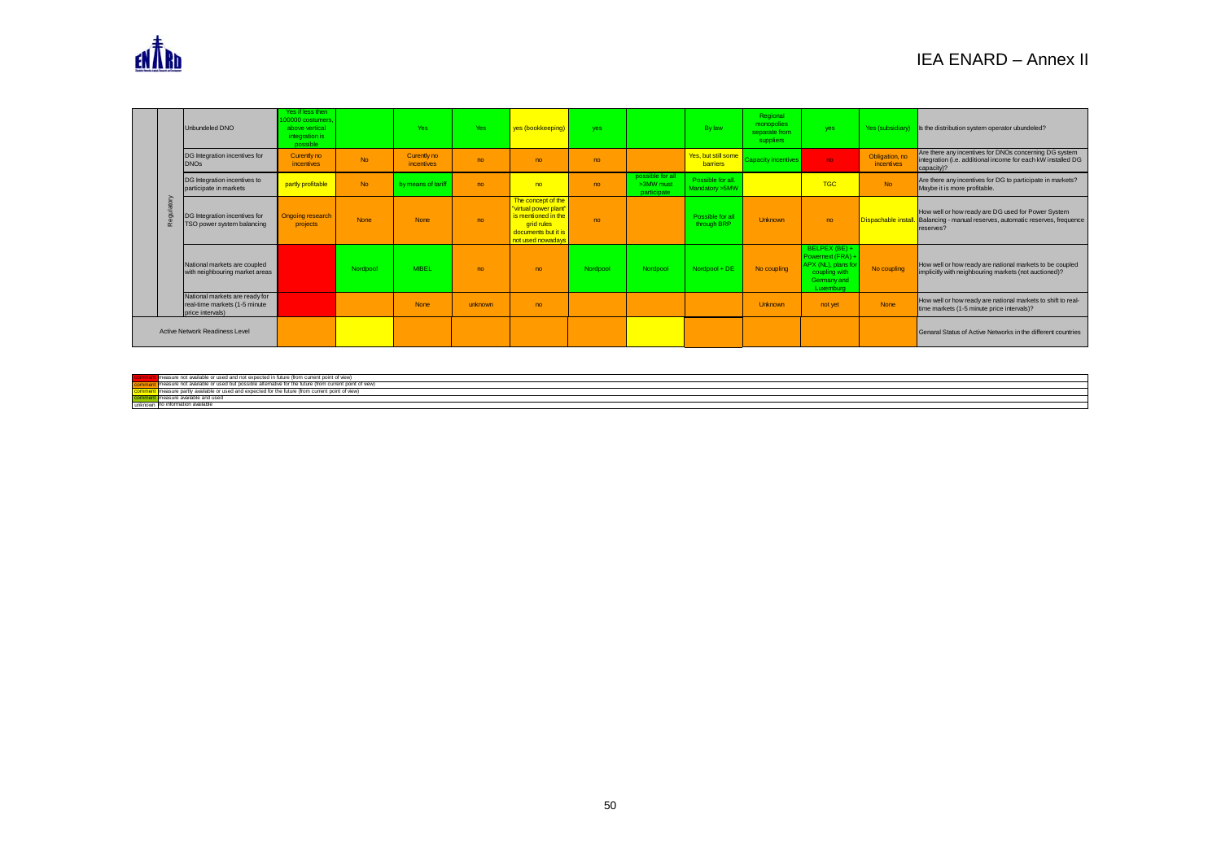| | | | | | | | | | | | | | | |
|---|---|---|---|---|---|---|---|---|---|---|---|---|---|---|
| Regulatory | Unbundeled DNO | Yes if less then 100000 costumers, above vertical integration is possible | | Yes | Yes | yes (bookkeeping) | yes | | By law | Regional monopolies separate from suppliers | yes | Yes (subsidiary) | Is the distribution system operator ubundeled? |
| | DG Integration incentives for DNOs | Curently no incentives | No | Curently no incentives | no | no | no | | Yes, but still some barriers | Capacity incentives | no | Obligation, no incentives | Are there any incentives for DNOs concerning DG system integration (i.e. additional income for each kW installed DG capacity)? |
| | DG Integration incentives to participate in markets | partly profitable | No | by means of tariff | no | no | no | possible for all >3MW must participate | Possible for all. Mandatory >5MW | | TGC | No | Are there any incentives for DG to participate in markets? Maybe it is more profitable. |
| | DG Integration incentives for TSO power system balancing | Ongoing research projects | None | None | no | The concept of the "virtual power plant" is mentioned in the grid rules documents but it is not used nowadays | no | | Possible for all through BRP | Unknown | no | Dispachable install. | How well or how ready are DG used for Power System Balancing - manual reserves, automatic reserves, frequence reserves? |
| | National markets are coupled with neighbouring market areas | | Nordpool | MIBEL | no | no | Nordpool | Nordpool | Nordpool + DE | No coupling | BELPEX (BE) + Powernext (FRA) + APX (NL), plans for coupling with Germany and Luxemburg | No coupling | How well or how ready are national markets to be coupled implicitly with neighbouring markets (not auctioned)? |
| | National markets are ready for real-time markets (1-5 minute price intervals) | | | None | unknown | no | | | | Unknown | not yet | None | How well or how ready are national markets to shift to real-time markets (1-5 minute price intervals)? |
| Active Network Readiness Level | | | | | | | | | | | | | Genaral Status of Active Networks in the different countries |

| | |
|---|---|
| comment | measure not available or used and not expected in future (from current point of view) |
| comment | measure not available or used but possible alternative for the future (from current point of view) |
| comment | measure partly available or used and expected for the future (from current point of view) |
| comment | measure available and used |
| unknown | no information available |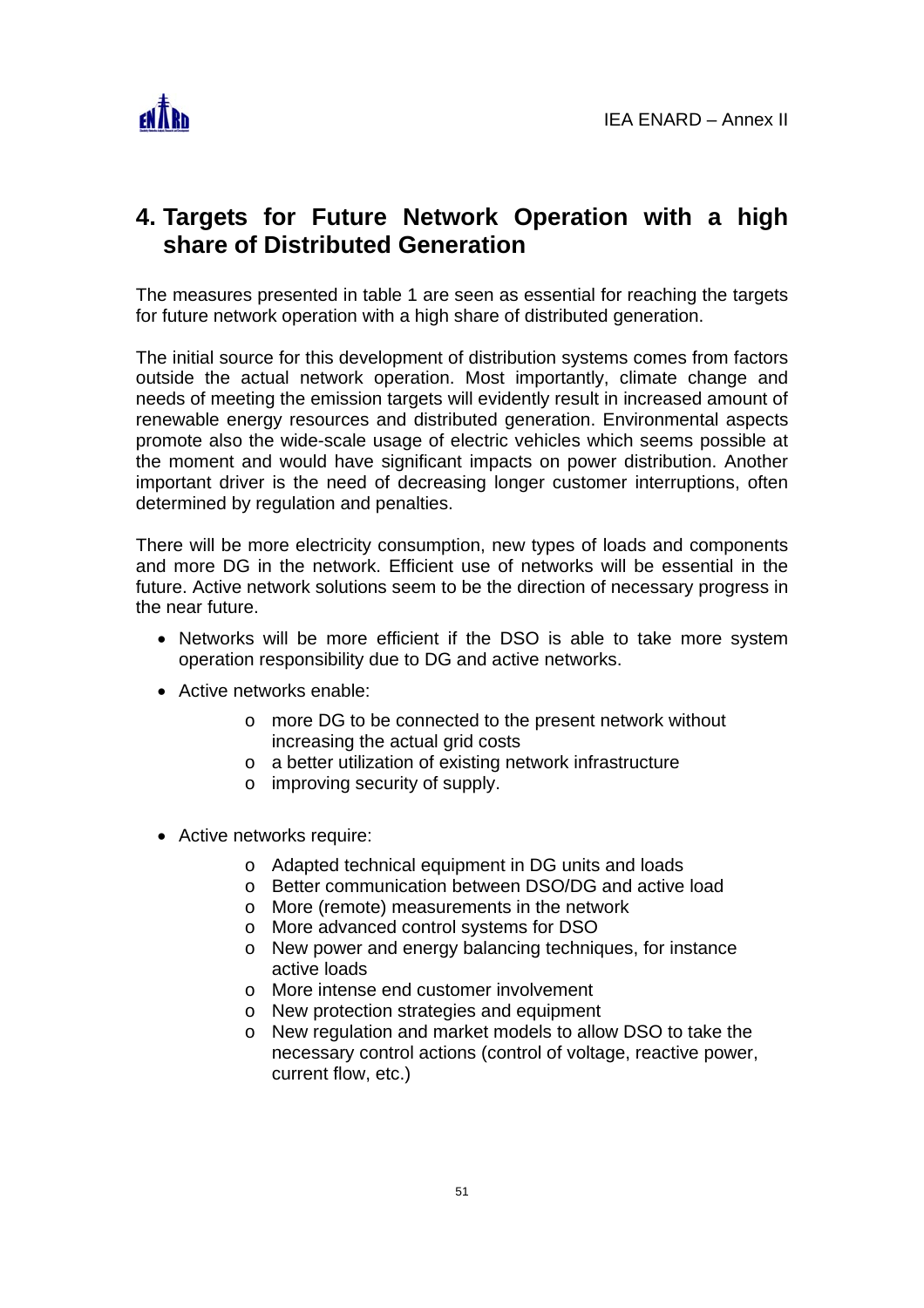# 4. Targets for Future Network Operation with a high share of Distributed Generation

The measures presented in table 1 are seen as essential for reaching the targets for future network operation with a high share of distributed generation.

The initial source for this development of distribution systems comes from factors outside the actual network operation. Most importantly, climate change and needs of meeting the emission targets will evidently result in increased amount of renewable energy resources and distributed generation. Environmental aspects promote also the wide-scale usage of electric vehicles which seems possible at the moment and would have significant impacts on power distribution. Another important driver is the need of decreasing longer customer interruptions, often determined by regulation and penalties.

There will be more electricity consumption, new types of loads and components and more DG in the network. Efficient use of networks will be essential in the future. Active network solutions seem to be the direction of necessary progress in the near future.

- Networks will be more efficient if the DSO is able to take more system operation responsibility due to DG and active networks.
- Active networks enable:
  - more DG to be connected to the present network without increasing the actual grid costs
  - a better utilization of existing network infrastructure
  - improving security of supply.
- Active networks require:
  - Adapted technical equipment in DG units and loads
  - Better communication between DSO/DG and active load
  - More (remote) measurements in the network
  - More advanced control systems for DSO
  - New power and energy balancing techniques, for instance active loads
  - More intense end customer involvement
  - New protection strategies and equipment
  - New regulation and market models to allow DSO to take the necessary control actions (control of voltage, reactive power, current flow, etc.)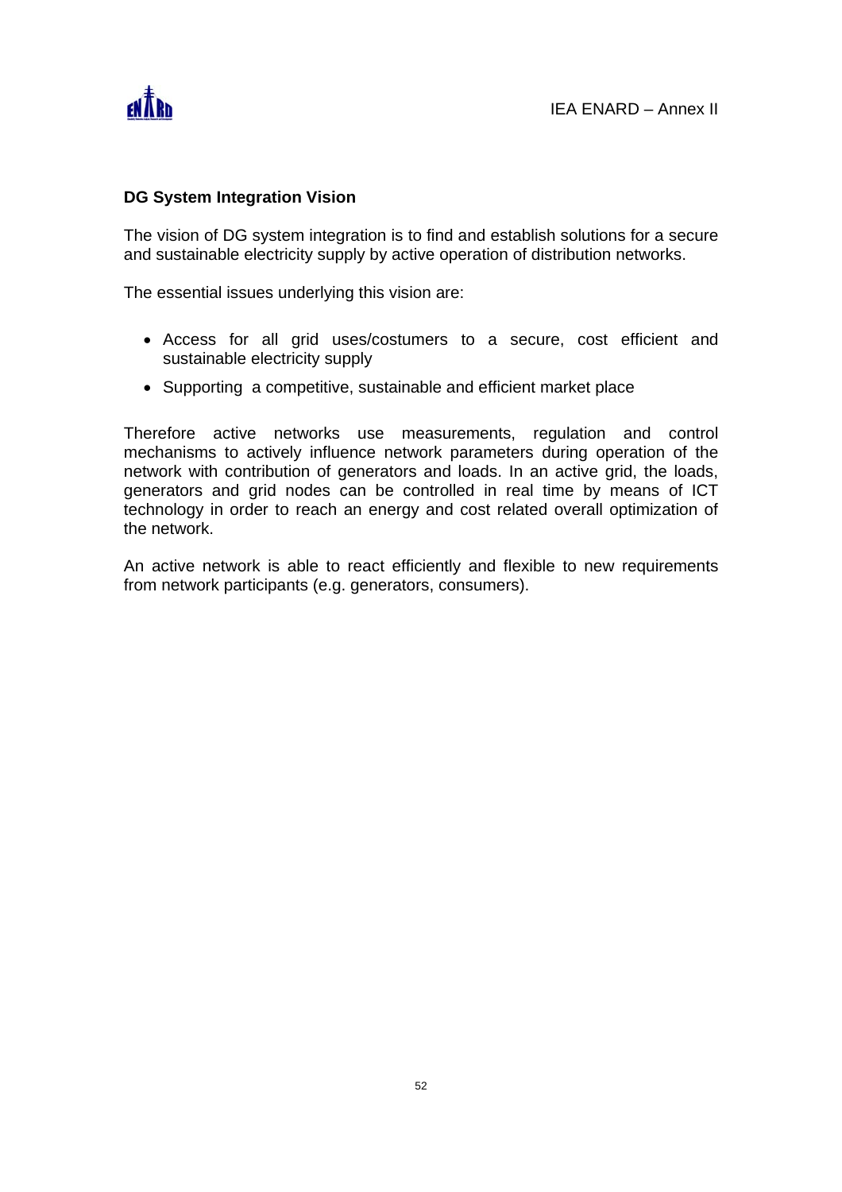### DG System Integration Vision

The vision of DG system integration is to find and establish solutions for a secure and sustainable electricity supply by active operation of distribution networks.

The essential issues underlying this vision are:

- Access for all grid uses/costumers to a secure, cost efficient and sustainable electricity supply
- Supporting a competitive, sustainable and efficient market place

Therefore active networks use measurements, regulation and control mechanisms to actively influence network parameters during operation of the network with contribution of generators and loads. In an active grid, the loads, generators and grid nodes can be controlled in real time by means of ICT technology in order to reach an energy and cost related overall optimization of the network.

An active network is able to react efficiently and flexible to new requirements from network participants (e.g. generators, consumers).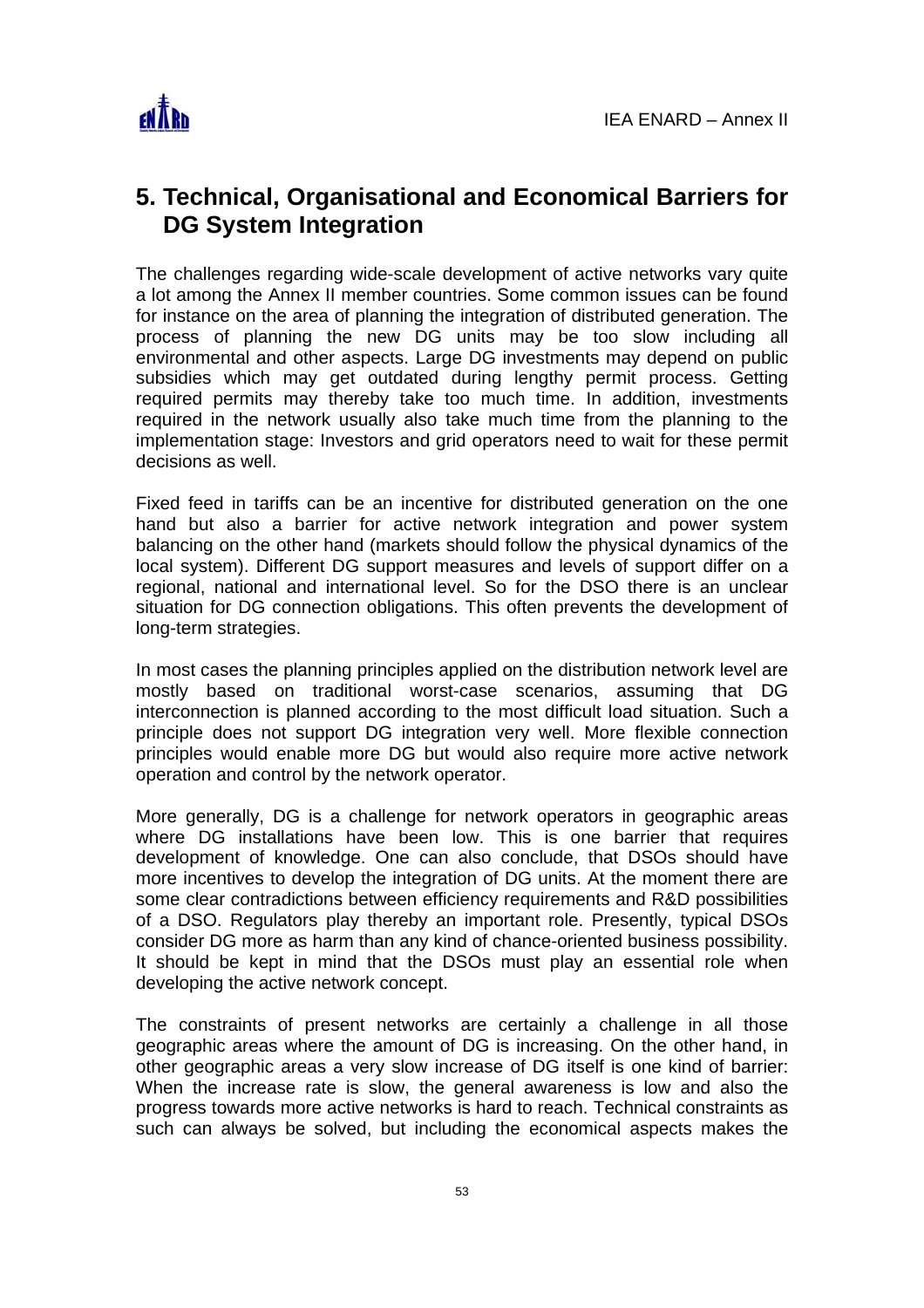# 5. Technical, Organisational and Economical Barriers for DG System Integration

The challenges regarding wide-scale development of active networks vary quite a lot among the Annex II member countries. Some common issues can be found for instance on the area of planning the integration of distributed generation. The process of planning the new DG units may be too slow including all environmental and other aspects. Large DG investments may depend on public subsidies which may get outdated during lengthy permit process. Getting required permits may thereby take too much time. In addition, investments required in the network usually also take much time from the planning to the implementation stage: Investors and grid operators need to wait for these permit decisions as well.

Fixed feed in tariffs can be an incentive for distributed generation on the one hand but also a barrier for active network integration and power system balancing on the other hand (markets should follow the physical dynamics of the local system). Different DG support measures and levels of support differ on a regional, national and international level. So for the DSO there is an unclear situation for DG connection obligations. This often prevents the development of long-term strategies.

In most cases the planning principles applied on the distribution network level are mostly based on traditional worst-case scenarios, assuming that DG interconnection is planned according to the most difficult load situation. Such a principle does not support DG integration very well. More flexible connection principles would enable more DG but would also require more active network operation and control by the network operator.

More generally, DG is a challenge for network operators in geographic areas where DG installations have been low. This is one barrier that requires development of knowledge. One can also conclude, that DSOs should have more incentives to develop the integration of DG units. At the moment there are some clear contradictions between efficiency requirements and R&D possibilities of a DSO. Regulators play thereby an important role. Presently, typical DSOs consider DG more as harm than any kind of chance-oriented business possibility. It should be kept in mind that the DSOs must play an essential role when developing the active network concept.

The constraints of present networks are certainly a challenge in all those geographic areas where the amount of DG is increasing. On the other hand, in other geographic areas a very slow increase of DG itself is one kind of barrier: When the increase rate is slow, the general awareness is low and also the progress towards more active networks is hard to reach. Technical constraints as such can always be solved, but including the economical aspects makes the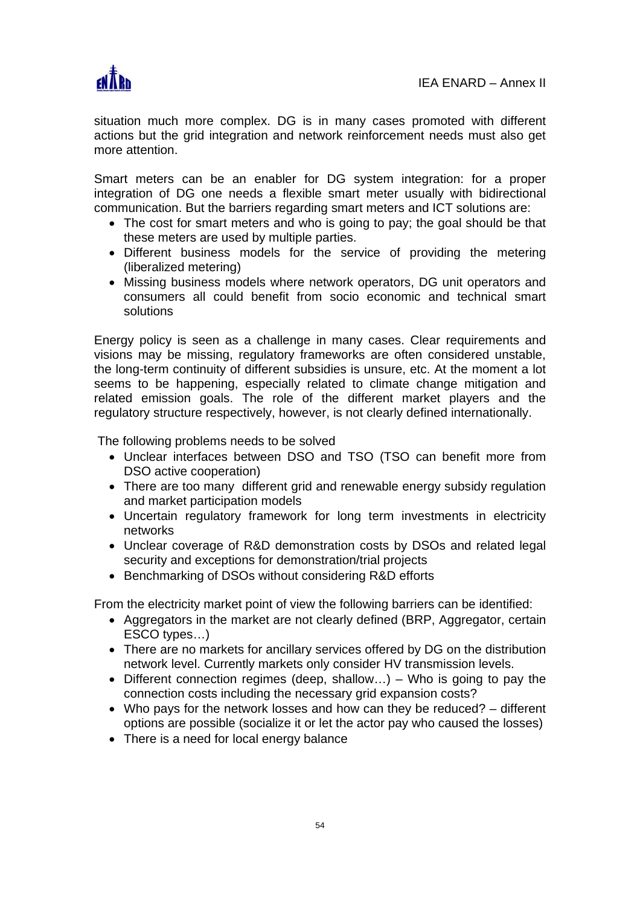situation much more complex. DG is in many cases promoted with different actions but the grid integration and network reinforcement needs must also get more attention.

Smart meters can be an enabler for DG system integration: for a proper integration of DG one needs a flexible smart meter usually with bidirectional communication. But the barriers regarding smart meters and ICT solutions are:

- The cost for smart meters and who is going to pay; the goal should be that these meters are used by multiple parties.
- Different business models for the service of providing the metering (liberalized metering)
- Missing business models where network operators, DG unit operators and consumers all could benefit from socio economic and technical smart solutions

Energy policy is seen as a challenge in many cases. Clear requirements and visions may be missing, regulatory frameworks are often considered unstable, the long-term continuity of different subsidies is unsure, etc. At the moment a lot seems to be happening, especially related to climate change mitigation and related emission goals. The role of the different market players and the regulatory structure respectively, however, is not clearly defined internationally.

The following problems needs to be solved

- Unclear interfaces between DSO and TSO (TSO can benefit more from DSO active cooperation)
- There are too many different grid and renewable energy subsidy regulation and market participation models
- Uncertain regulatory framework for long term investments in electricity networks
- Unclear coverage of R&D demonstration costs by DSOs and related legal security and exceptions for demonstration/trial projects
- Benchmarking of DSOs without considering R&D efforts

From the electricity market point of view the following barriers can be identified:

- Aggregators in the market are not clearly defined (BRP, Aggregator, certain ESCO types…)
- There are no markets for ancillary services offered by DG on the distribution network level. Currently markets only consider HV transmission levels.
- Different connection regimes (deep, shallow…) – Who is going to pay the connection costs including the necessary grid expansion costs?
- Who pays for the network losses and how can they be reduced? – different options are possible (socialize it or let the actor pay who caused the losses)
- There is a need for local energy balance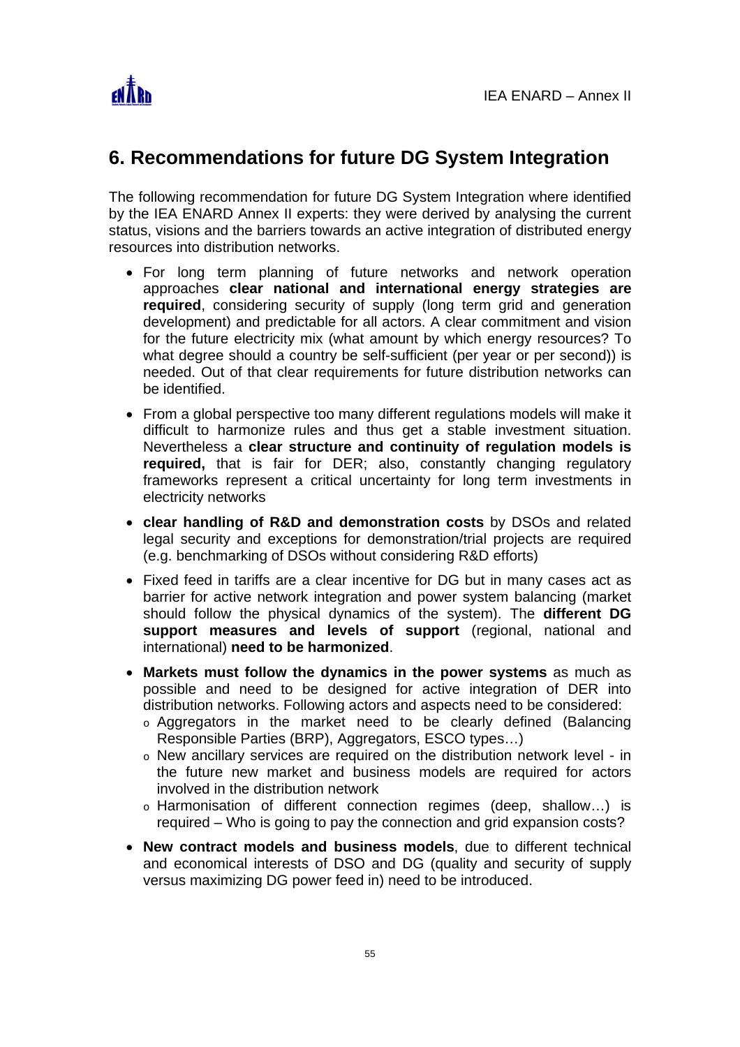## 6. Recommendations for future DG System Integration

The following recommendation for future DG System Integration where identified by the IEA ENARD Annex II experts: they were derived by analysing the current status, visions and the barriers towards an active integration of distributed energy resources into distribution networks.

- For long term planning of future networks and network operation approaches **clear national and international energy strategies are required**, considering security of supply (long term grid and generation development) and predictable for all actors. A clear commitment and vision for the future electricity mix (what amount by which energy resources? To what degree should a country be self-sufficient (per year or per second)) is needed. Out of that clear requirements for future distribution networks can be identified.
- From a global perspective too many different regulations models will make it difficult to harmonize rules and thus get a stable investment situation. Nevertheless a **clear structure and continuity of regulation models is required,** that is fair for DER; also, constantly changing regulatory frameworks represent a critical uncertainty for long term investments in electricity networks
- **clear handling of R&D and demonstration costs** by DSOs and related legal security and exceptions for demonstration/trial projects are required (e.g. benchmarking of DSOs without considering R&D efforts)
- Fixed feed in tariffs are a clear incentive for DG but in many cases act as barrier for active network integration and power system balancing (market should follow the physical dynamics of the system). The **different DG support measures and levels of support** (regional, national and international) **need to be harmonized**.
- **Markets must follow the dynamics in the power systems** as much as possible and need to be designed for active integration of DER into distribution networks. Following actors and aspects need to be considered:
  - Aggregators in the market need to be clearly defined (Balancing Responsible Parties (BRP), Aggregators, ESCO types…)
  - New ancillary services are required on the distribution network level - in the future new market and business models are required for actors involved in the distribution network
  - Harmonisation of different connection regimes (deep, shallow…) is required – Who is going to pay the connection and grid expansion costs?
- **New contract models and business models**, due to different technical and economical interests of DSO and DG (quality and security of supply versus maximizing DG power feed in) need to be introduced.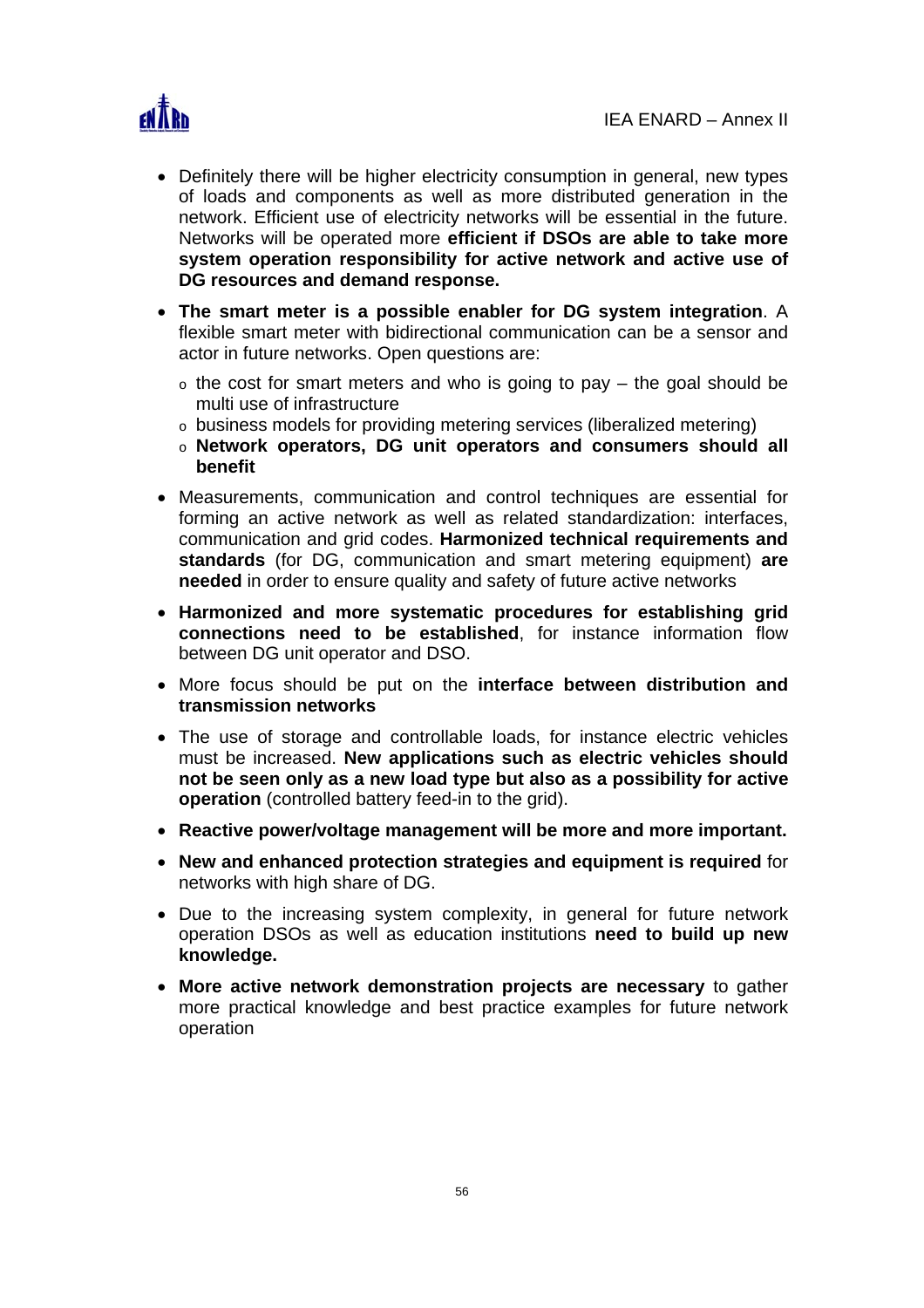- Definitely there will be higher electricity consumption in general, new types of loads and components as well as more distributed generation in the network. Efficient use of electricity networks will be essential in the future. Networks will be operated more **efficient if DSOs are able to take more system operation responsibility for active network and active use of DG resources and demand response.**
- **The smart meter is a possible enabler for DG system integration**. A flexible smart meter with bidirectional communication can be a sensor and actor in future networks. Open questions are:
  - the cost for smart meters and who is going to pay – the goal should be multi use of infrastructure
  - business models for providing metering services (liberalized metering)
  - **Network operators, DG unit operators and consumers should all benefit**
- Measurements, communication and control techniques are essential for forming an active network as well as related standardization: interfaces, communication and grid codes. **Harmonized technical requirements and standards** (for DG, communication and smart metering equipment) **are needed** in order to ensure quality and safety of future active networks
- **Harmonized and more systematic procedures for establishing grid connections need to be established**, for instance information flow between DG unit operator and DSO.
- More focus should be put on the **interface between distribution and transmission networks**
- The use of storage and controllable loads, for instance electric vehicles must be increased. **New applications such as electric vehicles should not be seen only as a new load type but also as a possibility for active operation** (controlled battery feed-in to the grid).
- **Reactive power/voltage management will be more and more important.**
- **New and enhanced protection strategies and equipment is required** for networks with high share of DG.
- Due to the increasing system complexity, in general for future network operation DSOs as well as education institutions **need to build up new knowledge.**
- **More active network demonstration projects are necessary** to gather more practical knowledge and best practice examples for future network operation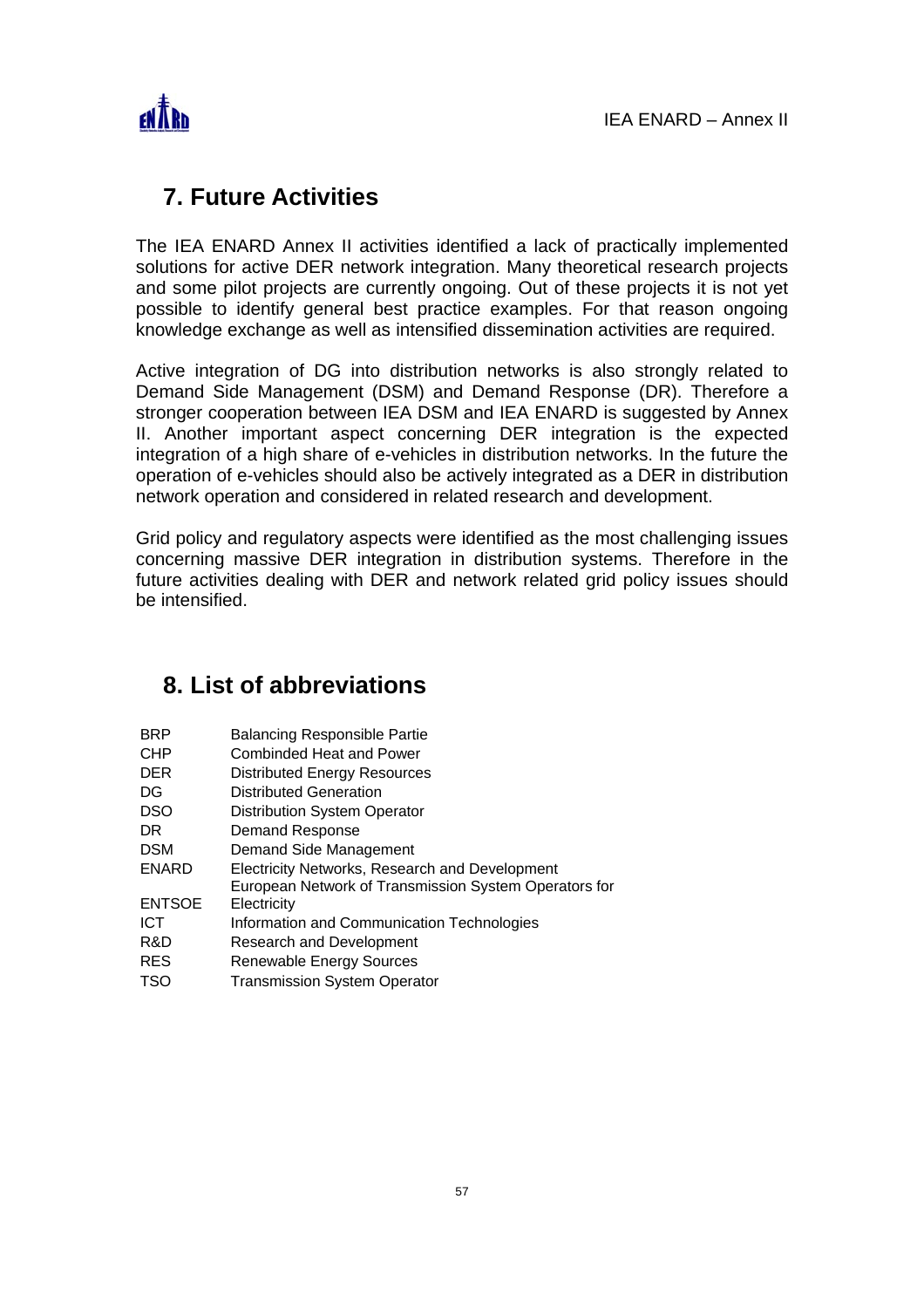## 7. Future Activities

The IEA ENARD Annex II activities identified a lack of practically implemented solutions for active DER network integration. Many theoretical research projects and some pilot projects are currently ongoing. Out of these projects it is not yet possible to identify general best practice examples. For that reason ongoing knowledge exchange as well as intensified dissemination activities are required.

Active integration of DG into distribution networks is also strongly related to Demand Side Management (DSM) and Demand Response (DR). Therefore a stronger cooperation between IEA DSM and IEA ENARD is suggested by Annex II. Another important aspect concerning DER integration is the expected integration of a high share of e-vehicles in distribution networks. In the future the operation of e-vehicles should also be actively integrated as a DER in distribution network operation and considered in related research and development.

Grid policy and regulatory aspects were identified as the most challenging issues concerning massive DER integration in distribution systems. Therefore in the future activities dealing with DER and network related grid policy issues should be intensified.

## 8. List of abbreviations

| | |
|---|---|
| BRP | Balancing Responsible Partie |
| CHP | Combinded Heat and Power |
| DER | Distributed Energy Resources |
| DG | Distributed Generation |
| DSO | Distribution System Operator |
| DR | Demand Response |
| DSM | Demand Side Management |
| ENARD | Electricity Networks, Research and Development |
| ENTSOE | European Network of Transmission System Operators for Electricity |
| ICT | Information and Communication Technologies |
| R&D | Research and Development |
| RES | Renewable Energy Sources |
| TSO | Transmission System Operator |